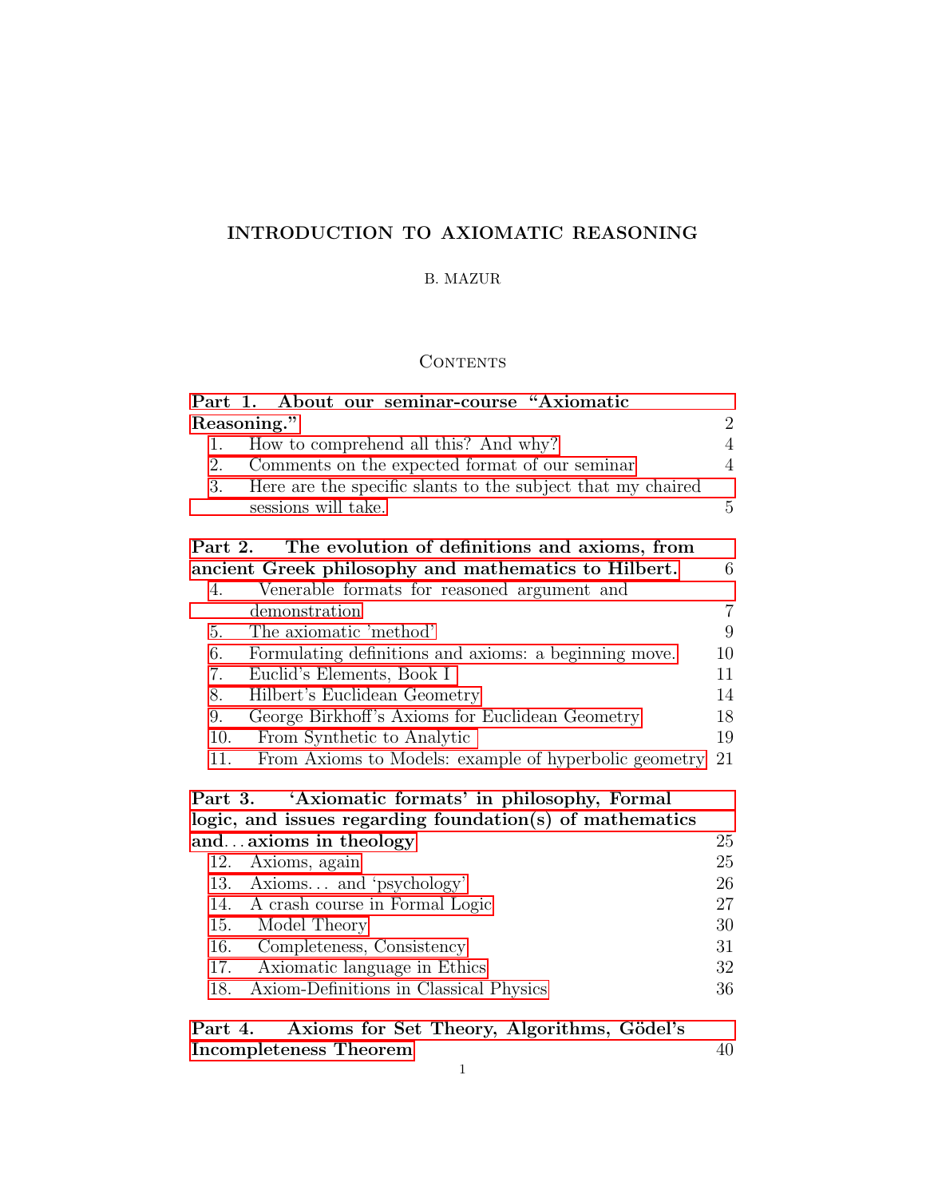# INTRODUCTION TO AXIOMATIC REASONING

B. MAZUR

## Contents

| | |
|---|---|
| **Part 1. About our seminar-course "Axiomatic Reasoning."** | 2 |
| 1. How to comprehend all this? And why? | 4 |
| 2. Comments on the expected format of our seminar | 4 |
| 3. Here are the specific slants to the subject that my chaired sessions will take. | 5 |
| **Part 2. The evolution of definitions and axioms, from ancient Greek philosophy and mathematics to Hilbert.** | 6 |
| 4. Venerable formats for reasoned argument and demonstration | 7 |
| 5. The axiomatic 'method' | 9 |
| 6. Formulating definitions and axioms: a beginning move. | 10 |
| 7. Euclid's Elements, Book I | 11 |
| 8. Hilbert's Euclidean Geometry | 14 |
| 9. George Birkhoff's Axioms for Euclidean Geometry | 18 |
| 10. From Synthetic to Analytic | 19 |
| 11. From Axioms to Models: example of hyperbolic geometry | 21 |
| **Part 3. 'Axiomatic formats' in philosophy, Formal logic, and issues regarding foundation(s) of mathematics and… axioms in theology** | 25 |
| 12. Axioms, again | 25 |
| 13. Axioms… and 'psychology' | 26 |
| 14. A crash course in Formal Logic | 27 |
| 15. Model Theory | 30 |
| 16. Completeness, Consistency | 31 |
| 17. Axiomatic language in Ethics | 32 |
| 18. Axiom-Definitions in Classical Physics | 36 |
| **Part 4. Axioms for Set Theory, Algorithms, Gödel's Incompleteness Theorem** | 40 |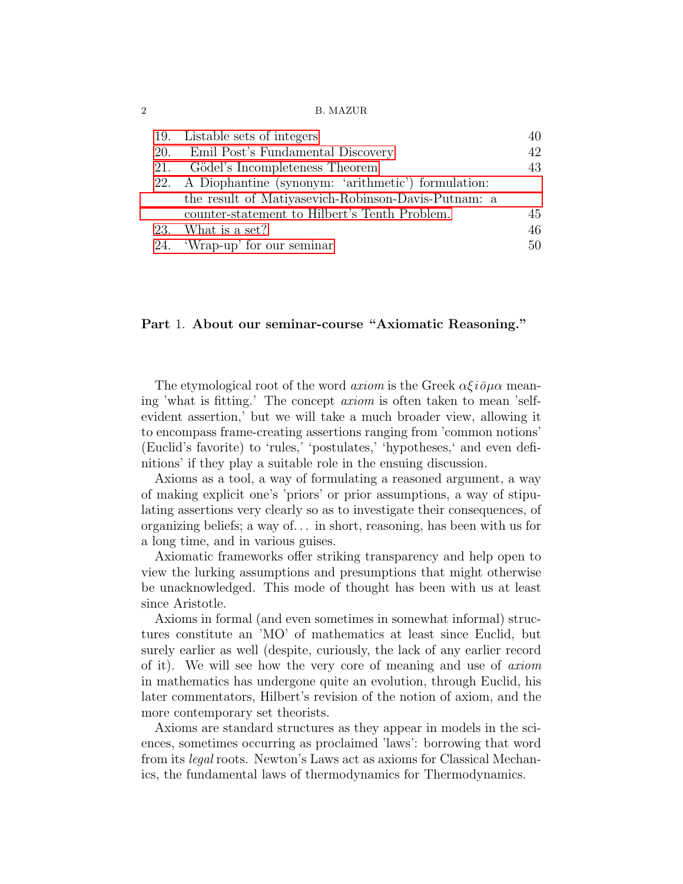| | | |
|---|---|---|
| 19. | Listable sets of integers | 40 |
| 20. | Emil Post's Fundamental Discovery | 42 |
| 21. | Gödel's Incompleteness Theorem | 43 |
| 22. | A Diophantine (synonym: 'arithmetic') formulation: the result of Matiyasevich-Robinson-Davis-Putnam: a counter-statement to Hilbert's Tenth Problem. | 45 |
| 23. | What is a set? | 46 |
| 24. | 'Wrap-up' for our seminar | 50 |

# Part 1. About our seminar-course "Axiomatic Reasoning."

The etymological root of the word *axiom* is the Greek $\alpha\xi i\bar{o}\mu\alpha$ meaning 'what is fitting.' The concept *axiom* is often taken to mean 'self-evident assertion,' but we will take a much broader view, allowing it to encompass frame-creating assertions ranging from 'common notions' (Euclid's favorite) to 'rules,' 'postulates,' 'hypotheses,' and even definitions' if they play a suitable role in the ensuing discussion.

Axioms as a tool, a way of formulating a reasoned argument, a way of making explicit one's 'priors' or prior assumptions, a way of stipulating assertions very clearly so as to investigate their consequences, of organizing beliefs; a way of... in short, reasoning, has been with us for a long time, and in various guises.

Axiomatic frameworks offer striking transparency and help open to view the lurking assumptions and presumptions that might otherwise be unacknowledged. This mode of thought has been with us at least since Aristotle.

Axioms in formal (and even sometimes in somewhat informal) structures constitute an 'MO' of mathematics at least since Euclid, but surely earlier as well (despite, curiously, the lack of any earlier record of it). We will see how the very core of meaning and use of *axiom* in mathematics has undergone quite an evolution, through Euclid, his later commentators, Hilbert's revision of the notion of axiom, and the more contemporary set theorists.

Axioms are standard structures as they appear in models in the sciences, sometimes occurring as proclaimed 'laws': borrowing that word from its *legal* roots. Newton's Laws act as axioms for Classical Mechanics, the fundamental laws of thermodynamics for Thermodynamics.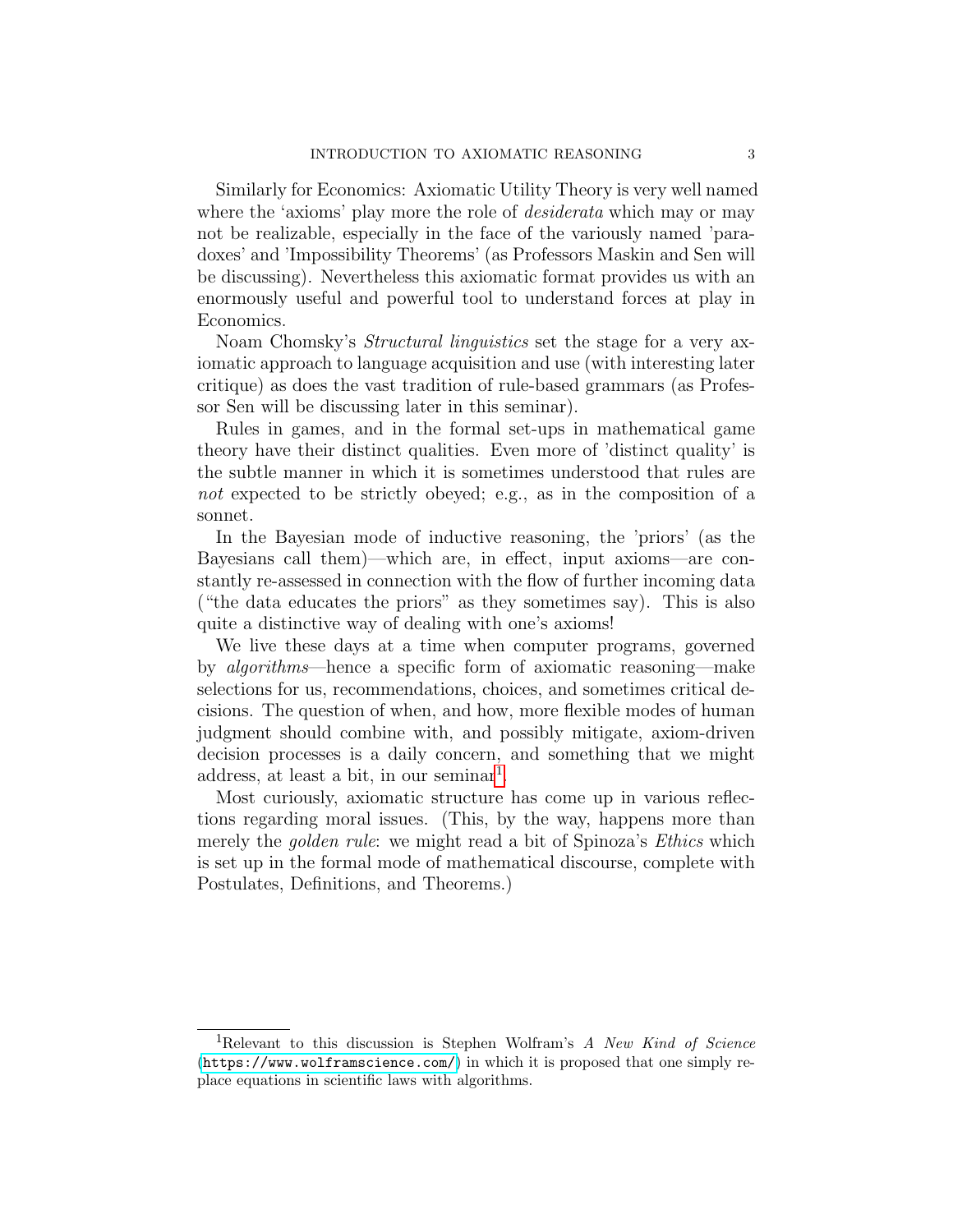Similarly for Economics: Axiomatic Utility Theory is very well named where the 'axioms' play more the role of *desiderata* which may or may not be realizable, especially in the face of the variously named 'paradoxes' and 'Impossibility Theorems' (as Professors Maskin and Sen will be discussing). Nevertheless this axiomatic format provides us with an enormously useful and powerful tool to understand forces at play in Economics.

Noam Chomsky's *Structural linguistics* set the stage for a very axiomatic approach to language acquisition and use (with interesting later critique) as does the vast tradition of rule-based grammars (as Professor Sen will be discussing later in this seminar).

Rules in games, and in the formal set-ups in mathematical game theory have their distinct qualities. Even more of 'distinct quality' is the subtle manner in which it is sometimes understood that rules are *not* expected to be strictly obeyed; e.g., as in the composition of a sonnet.

In the Bayesian mode of inductive reasoning, the 'priors' (as the Bayesians call them)—which are, in effect, input axioms—are constantly re-assessed in connection with the flow of further incoming data ("the data educates the priors" as they sometimes say). This is also quite a distinctive way of dealing with one's axioms!

We live these days at a time when computer programs, governed by *algorithms*—hence a specific form of axiomatic reasoning—make selections for us, recommendations, choices, and sometimes critical decisions. The question of when, and how, more flexible modes of human judgment should combine with, and possibly mitigate, axiom-driven decision processes is a daily concern, and something that we might address, at least a bit, in our seminar[1].

Most curiously, axiomatic structure has come up in various reflections regarding moral issues. (This, by the way, happens more than merely the *golden rule*: we might read a bit of Spinoza's *Ethics* which is set up in the formal mode of mathematical discourse, complete with Postulates, Definitions, and Theorems.)

---

[1] Relevant to this discussion is Stephen Wolfram's *A New Kind of Science* (`https://www.wolframscience.com/`) in which it is proposed that one simply replace equations in scientific laws with algorithms.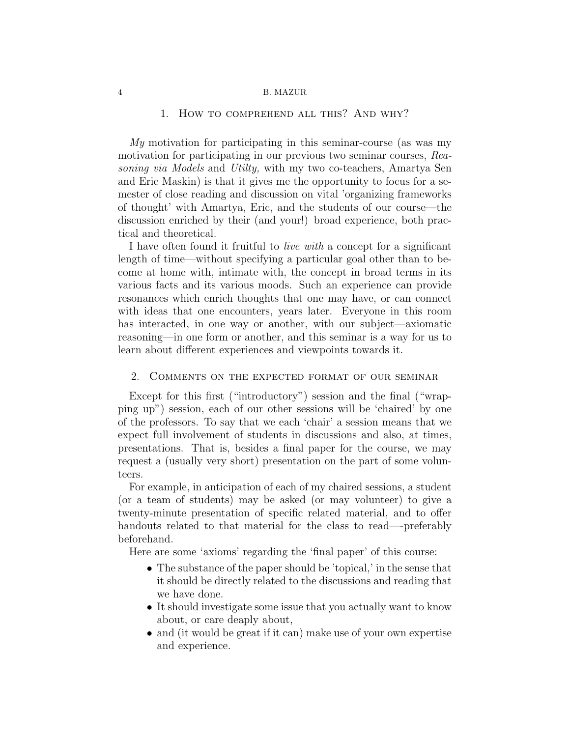## 1. How to comprehend all this? And why?

*My* motivation for participating in this seminar-course (as was my motivation for participating in our previous two seminar courses, *Reasoning via Models* and *Utilty,* with my two co-teachers, Amartya Sen and Eric Maskin) is that it gives me the opportunity to focus for a semester of close reading and discussion on vital 'organizing frameworks of thought' with Amartya, Eric, and the students of our course—the discussion enriched by their (and your!) broad experience, both practical and theoretical.

I have often found it fruitful to *live with* a concept for a significant length of time—without specifying a particular goal other than to become at home with, intimate with, the concept in broad terms in its various facts and its various moods. Such an experience can provide resonances which enrich thoughts that one may have, or can connect with ideas that one encounters, years later. Everyone in this room has interacted, in one way or another, with our subject—axiomatic reasoning—in one form or another, and this seminar is a way for us to learn about different experiences and viewpoints towards it.

## 2. Comments on the expected format of our seminar

Except for this first ("introductory") session and the final ("wrapping up") session, each of our other sessions will be 'chaired' by one of the professors. To say that we each 'chair' a session means that we expect full involvement of students in discussions and also, at times, presentations. That is, besides a final paper for the course, we may request a (usually very short) presentation on the part of some volunteers.

For example, in anticipation of each of my chaired sessions, a student (or a team of students) may be asked (or may volunteer) to give a twenty-minute presentation of specific related material, and to offer handouts related to that material for the class to read—-preferably beforehand.

Here are some 'axioms' regarding the 'final paper' of this course:

- The substance of the paper should be 'topical,' in the sense that it should be directly related to the discussions and reading that we have done.
- It should investigate some issue that you actually want to know about, or care deaply about,
- and (it would be great if it can) make use of your own expertise and experience.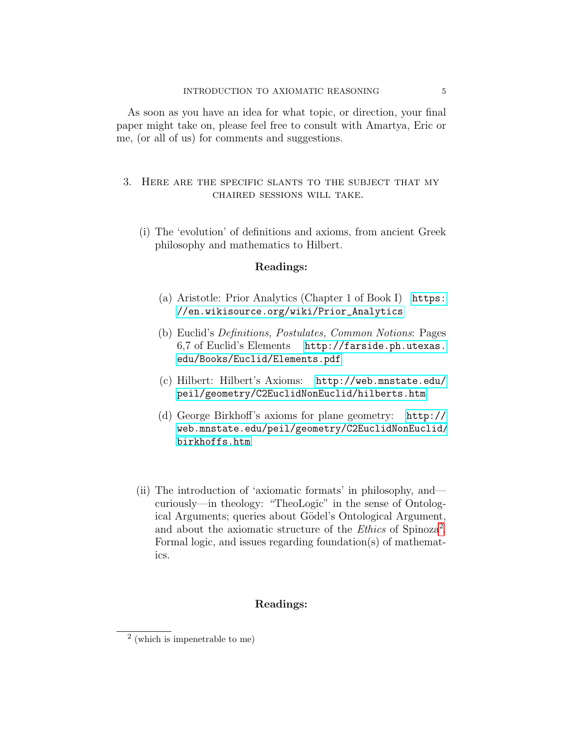As soon as you have an idea for what topic, or direction, your final paper might take on, please feel free to consult with Amartya, Eric or me, (or all of us) for comments and suggestions.

## 3. Here are the specific slants to the subject that my chaired sessions will take.

(i) The 'evolution' of definitions and axioms, from ancient Greek philosophy and mathematics to Hilbert.

**Readings:**

(a) Aristotle: Prior Analytics (Chapter 1 of Book I) https://en.wikisource.org/wiki/Prior_Analytics

(b) Euclid's *Definitions, Postulates, Common Notions*: Pages 6,7 of Euclid's Elements http://farside.ph.utexas.edu/Books/Euclid/Elements.pdf

(c) Hilbert: Hilbert's Axioms: http://web.mnstate.edu/peil/geometry/C2EuclidNonEuclid/hilberts.htm

(d) George Birkhoff's axioms for plane geometry: http://web.mnstate.edu/peil/geometry/C2EuclidNonEuclid/birkhoffs.htm

(ii) The introduction of 'axiomatic formats' in philosophy, and—curiously—in theology: "TheoLogic" in the sense of Ontological Arguments; queries about Gödel's Ontological Argument, and about the axiomatic structure of the *Ethics* of Spinoza[2]. Formal logic, and issues regarding foundation(s) of mathematics.

**Readings:**

[2] (which is impenetrable to me)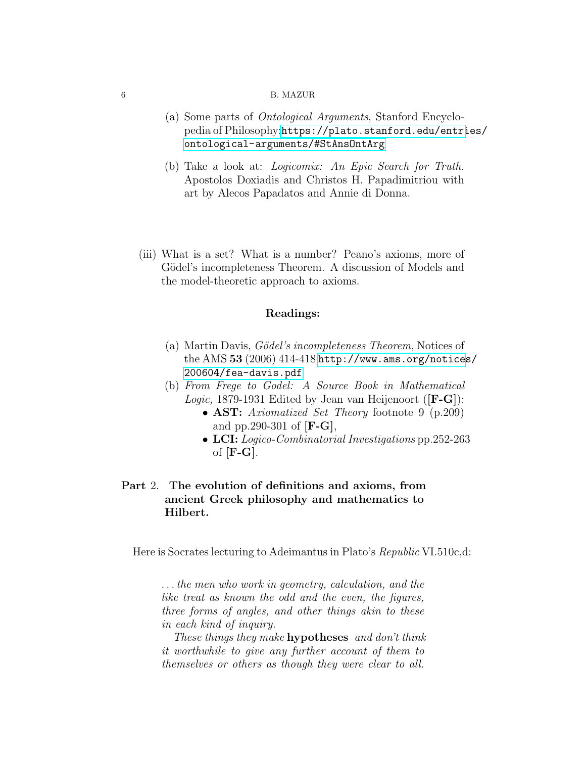(a) Some parts of *Ontological Arguments*, Stanford Encyclopedia of Philosophy: https://plato.stanford.edu/entries/ontological-arguments/#StAnsOntArg

(b) Take a look at: *Logicomix: An Epic Search for Truth.* Apostolos Doxiadis and Christos H. Papadimitriou with art by Alecos Papadatos and Annie di Donna.

(iii) What is a set? What is a number? Peano's axioms, more of Gödel's incompleteness Theorem. A discussion of Models and the model-theoretic approach to axioms.

**Readings:**

(a) Martin Davis, *Gödel's incompleteness Theorem*, Notices of the AMS **53** (2006) 414-418 http://www.ams.org/notices/200604/fea-davis.pdf

(b) *From Frege to Godel: A Source Book in Mathematical Logic,* 1879-1931 Edited by Jean van Heijenoort ([**F-G**]):
- **AST:** *Axiomatized Set Theory* footnote 9 (p.209) and pp.290-301 of [**F-G**],
- **LCI:** *Logico-Combinatorial Investigations* pp.252-263 of [**F-G**].

## Part 2. The evolution of definitions and axioms, from ancient Greek philosophy and mathematics to Hilbert.

Here is Socrates lecturing to Adeimantus in Plato's *Republic* VI.510c,d:

> *...the men who work in geometry, calculation, and the like treat as known the odd and the even, the figures, three forms of angles, and other things akin to these in each kind of inquiry.*
>
> *These things they make* **hypotheses** *and don't think it worthwhile to give any further account of them to themselves or others as though they were clear to all.*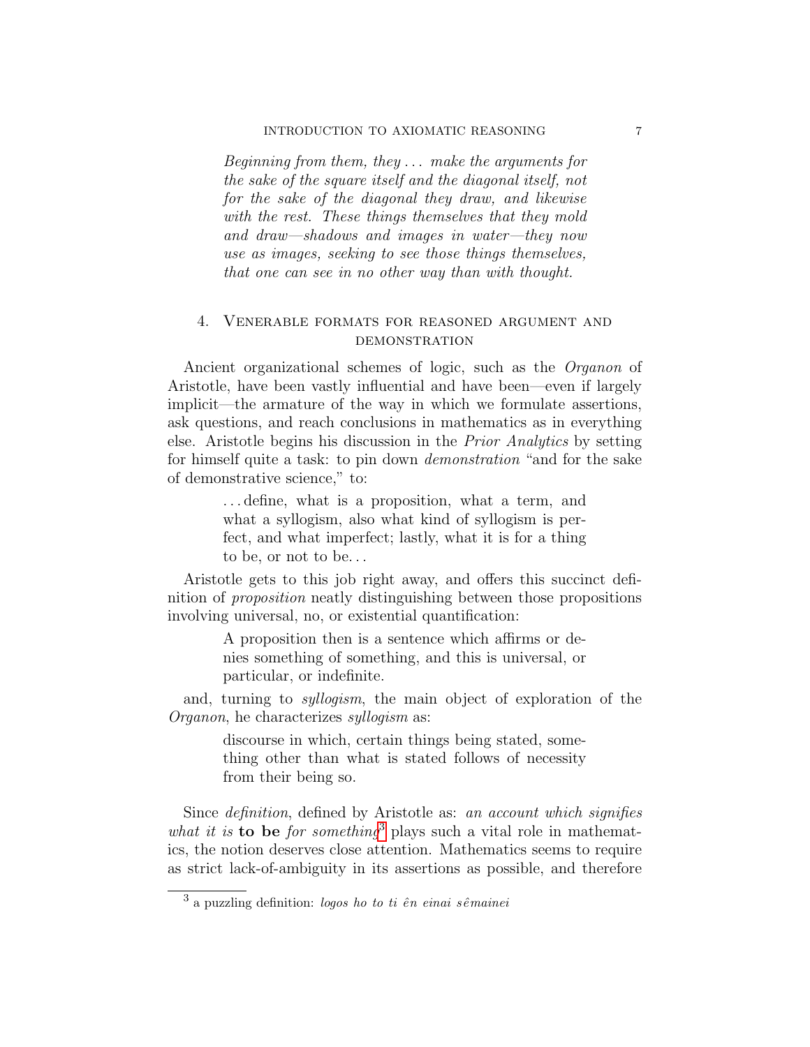> *Beginning from them, they . . . make the arguments for the sake of the square itself and the diagonal itself, not for the sake of the diagonal they draw, and likewise with the rest. These things themselves that they mold and draw—shadows and images in water—they now use as images, seeking to see those things themselves, that one can see in no other way than with thought.*

## 4. Venerable formats for reasoned argument and demonstration

Ancient organizational schemes of logic, such as the *Organon* of Aristotle, have been vastly influential and have been—even if largely implicit—the armature of the way in which we formulate assertions, ask questions, and reach conclusions in mathematics as in everything else. Aristotle begins his discussion in the *Prior Analytics* by setting for himself quite a task: to pin down *demonstration* "and for the sake of demonstrative science," to:

> . . . define, what is a proposition, what a term, and what a syllogism, also what kind of syllogism is perfect, and what imperfect; lastly, what it is for a thing to be, or not to be. . .

Aristotle gets to this job right away, and offers this succinct definition of *proposition* neatly distinguishing between those propositions involving universal, no, or existential quantification:

> A proposition then is a sentence which affirms or denies something of something, and this is universal, or particular, or indefinite.

and, turning to *syllogism*, the main object of exploration of the *Organon*, he characterizes *syllogism* as:

> discourse in which, certain things being stated, something other than what is stated follows of necessity from their being so.

Since *definition*, defined by Aristotle as: *an account which signifies what it is* **to be** *for something*[3] plays such a vital role in mathematics, the notion deserves close attention. Mathematics seems to require as strict lack-of-ambiguity in its assertions as possible, and therefore

[3] a puzzling definition: *logos ho to ti ên einai sêmainei*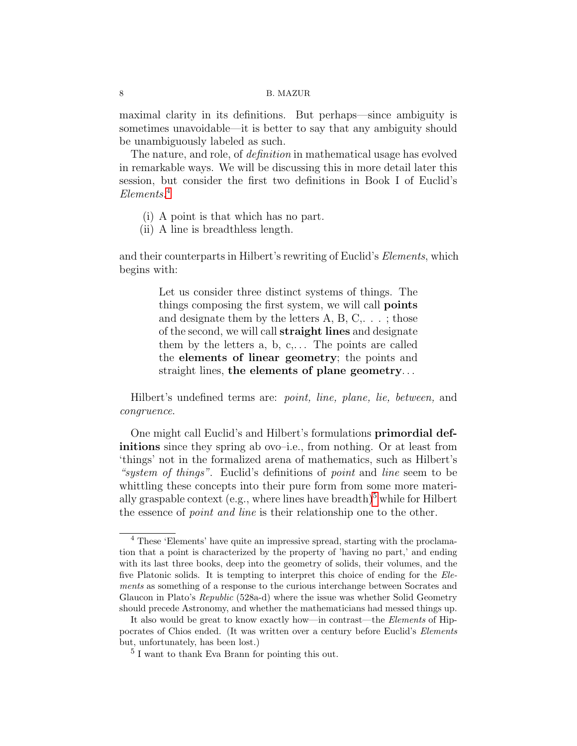maximal clarity in its definitions. But perhaps—since ambiguity is sometimes unavoidable—it is better to say that any ambiguity should be unambiguously labeled as such.

The nature, and role, of *definition* in mathematical usage has evolved in remarkable ways. We will be discussing this in more detail later this session, but consider the first two definitions in Book I of Euclid's *Elements*:[4]

(i) A point is that which has no part.
(ii) A line is breadthless length.

and their counterparts in Hilbert's rewriting of Euclid's *Elements*, which begins with:

> Let us consider three distinct systems of things. The things composing the first system, we will call **points** and designate them by the letters A, B, C,. . . ; those of the second, we will call **straight lines** and designate them by the letters a, b, c,. . . The points are called the **elements of linear geometry**; the points and straight lines, **the elements of plane geometry**. . .

Hilbert's undefined terms are: *point, line, plane, lie, between,* and *congruence*.

One might call Euclid's and Hilbert's formulations **primordial definitions** since they spring ab ovo–i.e., from nothing. Or at least from 'things' not in the formalized arena of mathematics, such as Hilbert's *"system of things"*. Euclid's definitions of *point* and *line* seem to be whittling these concepts into their pure form from some more materially graspable context (e.g., where lines have breadth)[5] while for Hilbert the essence of *point and line* is their relationship one to the other.

---

[4] These 'Elements' have quite an impressive spread, starting with the proclamation that a point is characterized by the property of 'having no part,' and ending with its last three books, deep into the geometry of solids, their volumes, and the five Platonic solids. It is tempting to interpret this choice of ending for the *Elements* as something of a response to the curious interchange between Socrates and Glaucon in Plato's *Republic* (528a-d) where the issue was whether Solid Geometry should precede Astronomy, and whether the mathematicians had messed things up.

It also would be great to know exactly how—in contrast—the *Elements* of Hippocrates of Chios ended. (It was written over a century before Euclid's *Elements* but, unfortunately, has been lost.)

[5] I want to thank Eva Brann for pointing this out.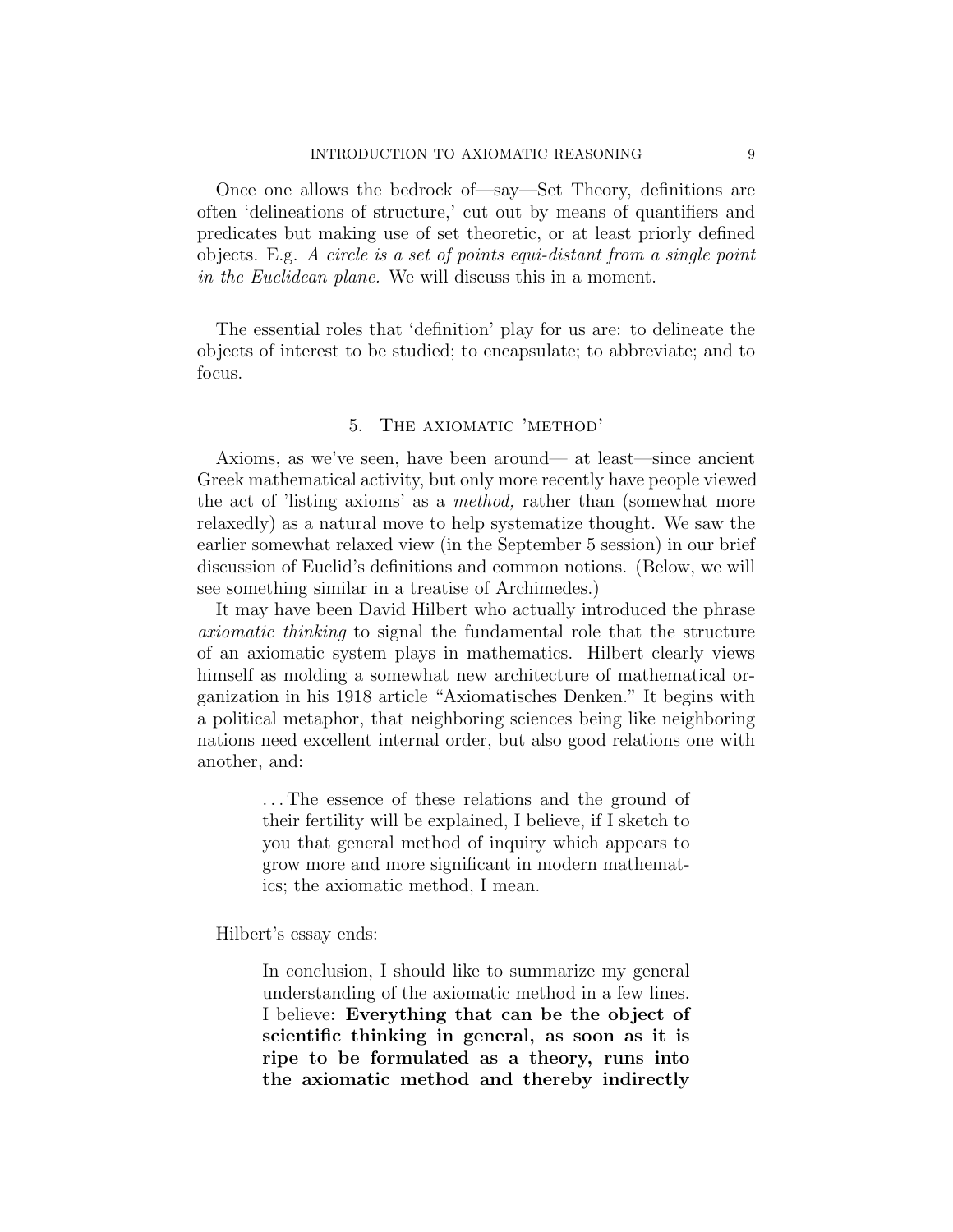Once one allows the bedrock of—say—Set Theory, definitions are often 'delineations of structure,' cut out by means of quantifiers and predicates but making use of set theoretic, or at least priorly defined objects. E.g. *A circle is a set of points equi-distant from a single point in the Euclidean plane.* We will discuss this in a moment.

The essential roles that 'definition' play for us are: to delineate the objects of interest to be studied; to encapsulate; to abbreviate; and to focus.

## 5. The axiomatic 'method'

Axioms, as we've seen, have been around— at least—since ancient Greek mathematical activity, but only more recently have people viewed the act of 'listing axioms' as a *method,* rather than (somewhat more relaxedly) as a natural move to help systematize thought. We saw the earlier somewhat relaxed view (in the September 5 session) in our brief discussion of Euclid's definitions and common notions. (Below, we will see something similar in a treatise of Archimedes.)

It may have been David Hilbert who actually introduced the phrase *axiomatic thinking* to signal the fundamental role that the structure of an axiomatic system plays in mathematics. Hilbert clearly views himself as molding a somewhat new architecture of mathematical organization in his 1918 article "Axiomatisches Denken." It begins with a political metaphor, that neighboring sciences being like neighboring nations need excellent internal order, but also good relations one with another, and:

> ... The essence of these relations and the ground of their fertility will be explained, I believe, if I sketch to you that general method of inquiry which appears to grow more and more significant in modern mathematics; the axiomatic method, I mean.

Hilbert's essay ends:

> In conclusion, I should like to summarize my general understanding of the axiomatic method in a few lines. I believe: **Everything that can be the object of scientific thinking in general, as soon as it is ripe to be formulated as a theory, runs into the axiomatic method and thereby indirectly**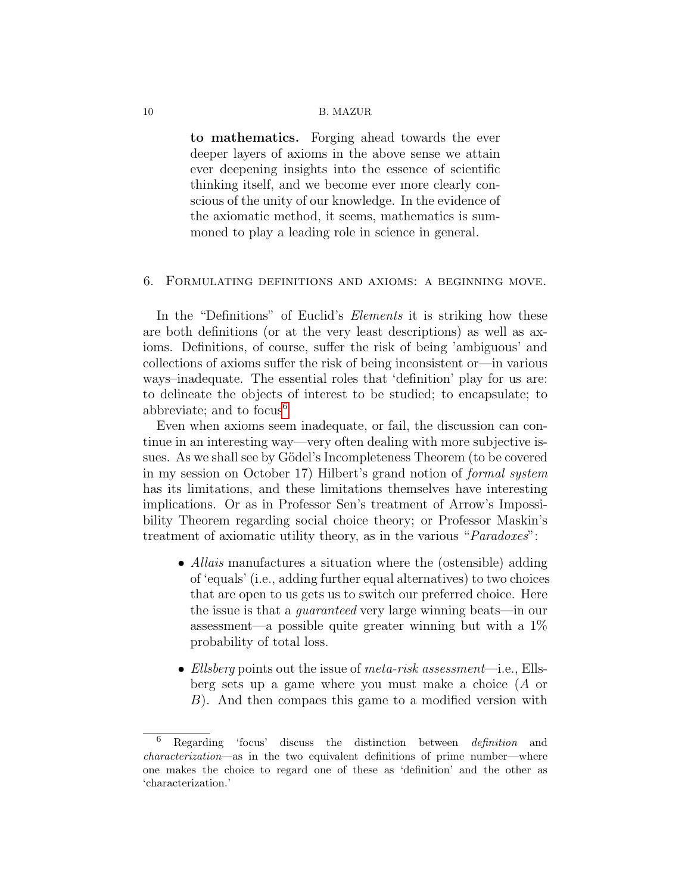> **to mathematics.** Forging ahead towards the ever deeper layers of axioms in the above sense we attain ever deepening insights into the essence of scientific thinking itself, and we become ever more clearly conscious of the unity of our knowledge. In the evidence of the axiomatic method, it seems, mathematics is summoned to play a leading role in science in general.

## 6. Formulating definitions and axioms: a beginning move.

In the "Definitions" of Euclid's *Elements* it is striking how these are both definitions (or at the very least descriptions) as well as axioms. Definitions, of course, suffer the risk of being 'ambiguous' and collections of axioms suffer the risk of being inconsistent or—in various ways–inadequate. The essential roles that 'definition' play for us are: to delineate the objects of interest to be studied; to encapsulate; to abbreviate; and to focus[6]

Even when axioms seem inadequate, or fail, the discussion can continue in an interesting way—very often dealing with more subjective issues. As we shall see by Gödel's Incompleteness Theorem (to be covered in my session on October 17) Hilbert's grand notion of *formal system* has its limitations, and these limitations themselves have interesting implications. Or as in Professor Sen's treatment of Arrow's Impossibility Theorem regarding social choice theory; or Professor Maskin's treatment of axiomatic utility theory, as in the various "*Paradoxes*":

- *Allais* manufactures a situation where the (ostensible) adding of 'equals' (i.e., adding further equal alternatives) to two choices that are open to us gets us to switch our preferred choice. Here the issue is that a *guaranteed* very large winning beats—in our assessment—a possible quite greater winning but with a 1% probability of total loss.
- *Ellsberg* points out the issue of *meta-risk assessment*—i.e., Ellsberg sets up a game where you must make a choice ($A$ or $B$). And then compaes this game to a modified version with

[6] Regarding 'focus' discuss the distinction between *definition* and *characterization*—as in the two equivalent definitions of prime number—where one makes the choice to regard one of these as 'definition' and the other as 'characterization.'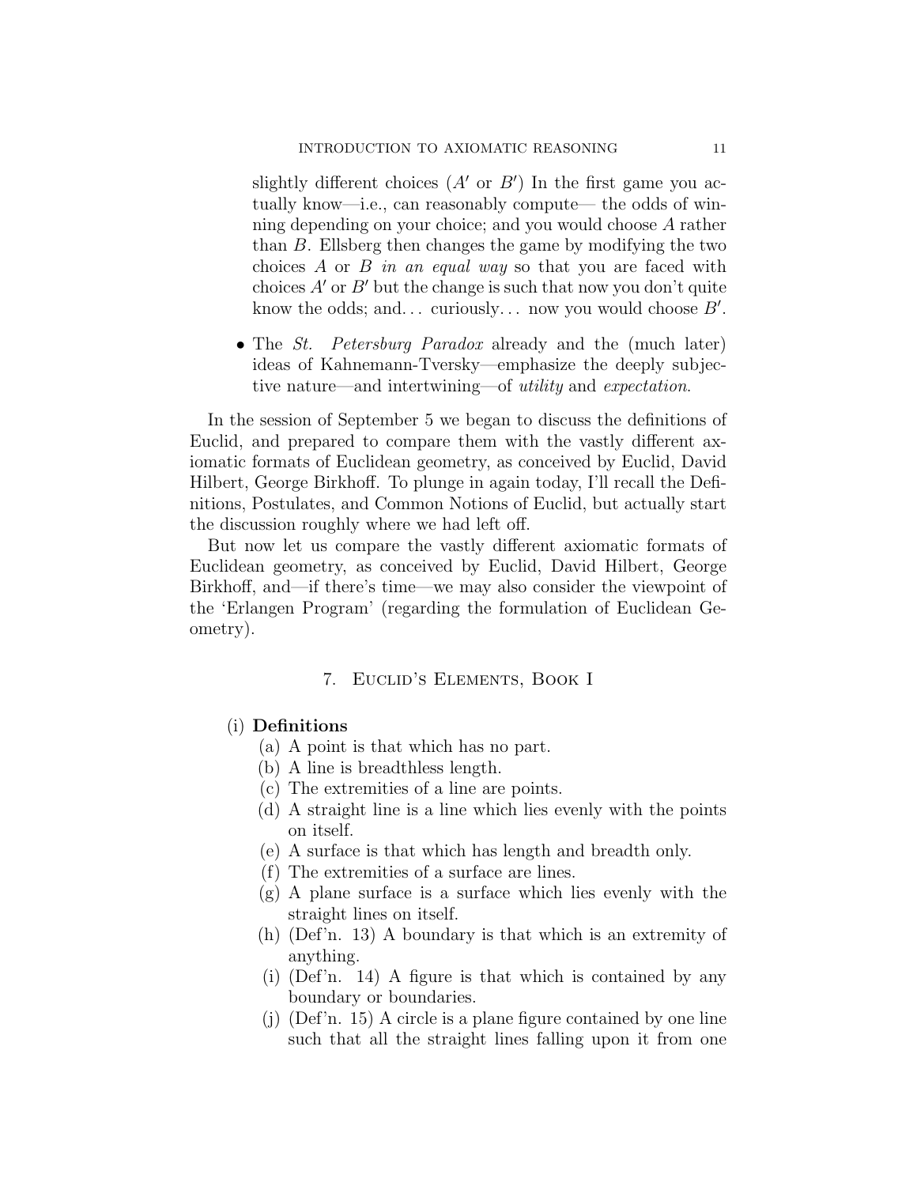slightly different choices ($A'$ or $B'$) In the first game you actually know—i.e., can reasonably compute— the odds of winning depending on your choice; and you would choose $A$ rather than $B$. Ellsberg then changes the game by modifying the two choices $A$ or $B$ *in an equal way* so that you are faced with choices $A'$ or $B'$ but the change is such that now you don't quite know the odds; and... curiously... now you would choose $B'$.

- The *St. Petersburg Paradox* already and the (much later) ideas of Kahnemann-Tversky—emphasize the deeply subjective nature—and intertwining—of *utility* and *expectation*.

In the session of September 5 we began to discuss the definitions of Euclid, and prepared to compare them with the vastly different axiomatic formats of Euclidean geometry, as conceived by Euclid, David Hilbert, George Birkhoff. To plunge in again today, I'll recall the Definitions, Postulates, and Common Notions of Euclid, but actually start the discussion roughly where we had left off.

But now let us compare the vastly different axiomatic formats of Euclidean geometry, as conceived by Euclid, David Hilbert, George Birkhoff, and—if there's time—we may also consider the viewpoint of the 'Erlangen Program' (regarding the formulation of Euclidean Geometry).

## 7. Euclid's Elements, Book I

(i) **Definitions**
  (a) A point is that which has no part.
  (b) A line is breadthless length.
  (c) The extremities of a line are points.
  (d) A straight line is a line which lies evenly with the points on itself.
  (e) A surface is that which has length and breadth only.
  (f) The extremities of a surface are lines.
  (g) A plane surface is a surface which lies evenly with the straight lines on itself.
  (h) (Def'n. 13) A boundary is that which is an extremity of anything.
  (i) (Def'n. 14) A figure is that which is contained by any boundary or boundaries.
  (j) (Def'n. 15) A circle is a plane figure contained by one line such that all the straight lines falling upon it from one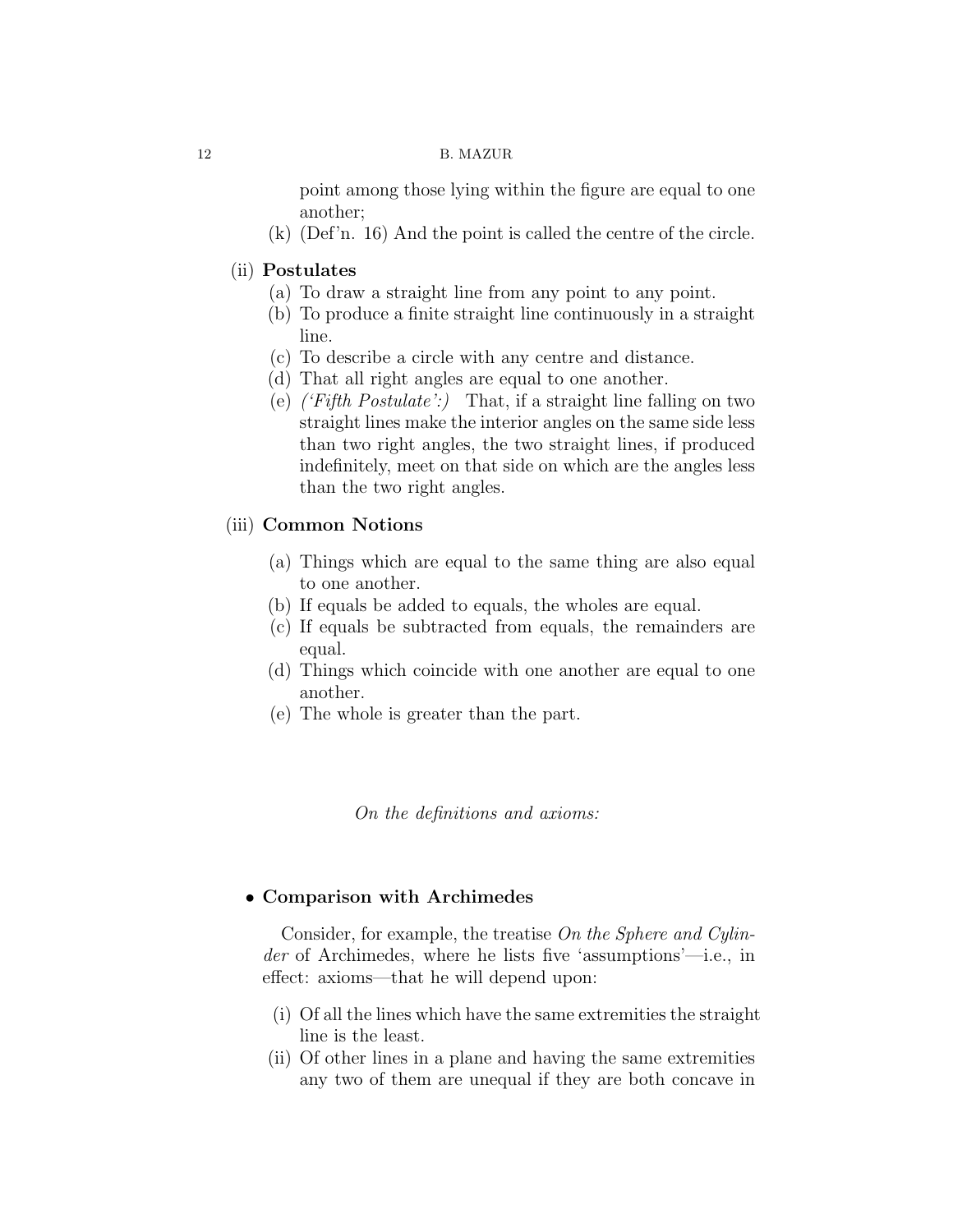point among those lying within the figure are equal to one another;

(k) (Def'n. 16) And the point is called the centre of the circle.

(ii) **Postulates**

(a) To draw a straight line from any point to any point.

(b) To produce a finite straight line continuously in a straight line.

(c) To describe a circle with any centre and distance.

(d) That all right angles are equal to one another.

(e) *('Fifth Postulate':)* That, if a straight line falling on two straight lines make the interior angles on the same side less than two right angles, the two straight lines, if produced indefinitely, meet on that side on which are the angles less than the two right angles.

(iii) **Common Notions**

(a) Things which are equal to the same thing are also equal to one another.

(b) If equals be added to equals, the wholes are equal.

(c) If equals be subtracted from equals, the remainders are equal.

(d) Things which coincide with one another are equal to one another.

(e) The whole is greater than the part.

*On the definitions and axioms:*

- **Comparison with Archimedes**

Consider, for example, the treatise *On the Sphere and Cylinder* of Archimedes, where he lists five 'assumptions'—i.e., in effect: axioms—that he will depend upon:

(i) Of all the lines which have the same extremities the straight line is the least.

(ii) Of other lines in a plane and having the same extremities any two of them are unequal if they are both concave in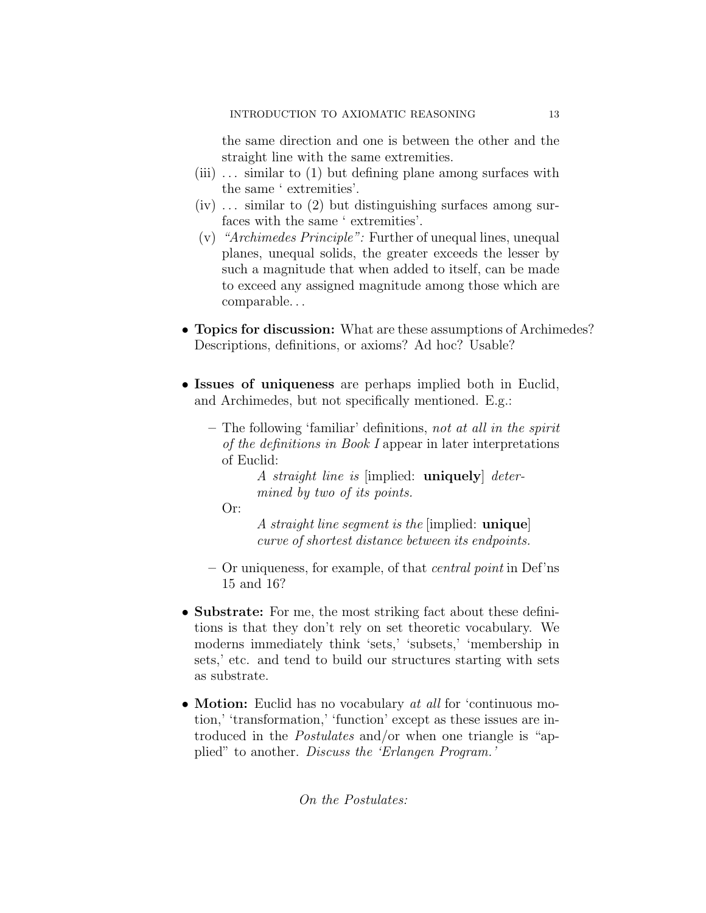the same direction and one is between the other and the straight line with the same extremities.

(iii) . . . similar to (1) but defining plane among surfaces with the same ' extremities'.

(iv) . . . similar to (2) but distinguishing surfaces among surfaces with the same ' extremities'.

(v) *"Archimedes Principle":* Further of unequal lines, unequal planes, unequal solids, the greater exceeds the lesser by such a magnitude that when added to itself, can be made to exceed any assigned magnitude among those which are comparable. . .

- **Topics for discussion:** What are these assumptions of Archimedes? Descriptions, definitions, or axioms? Ad hoc? Usable?

- **Issues of uniqueness** are perhaps implied both in Euclid, and Archimedes, but not specifically mentioned. E.g.:

  – The following 'familiar' definitions, *not at all in the spirit of the definitions in Book I* appear in later interpretations of Euclid:

    *A straight line is* [implied: **uniquely**] *determined by two of its points.*

    Or:

    *A straight line segment is the* [implied: **unique**] *curve of shortest distance between its endpoints.*

  – Or uniqueness, for example, of that *central point* in Def'ns 15 and 16?

- **Substrate:** For me, the most striking fact about these definitions is that they don't rely on set theoretic vocabulary. We moderns immediately think 'sets,' 'subsets,' 'membership in sets,' etc. and tend to build our structures starting with sets as substrate.

- **Motion:** Euclid has no vocabulary *at all* for 'continuous motion,' 'transformation,' 'function' except as these issues are introduced in the *Postulates* and/or when one triangle is "applied" to another. *Discuss the 'Erlangen Program.'*

*On the Postulates:*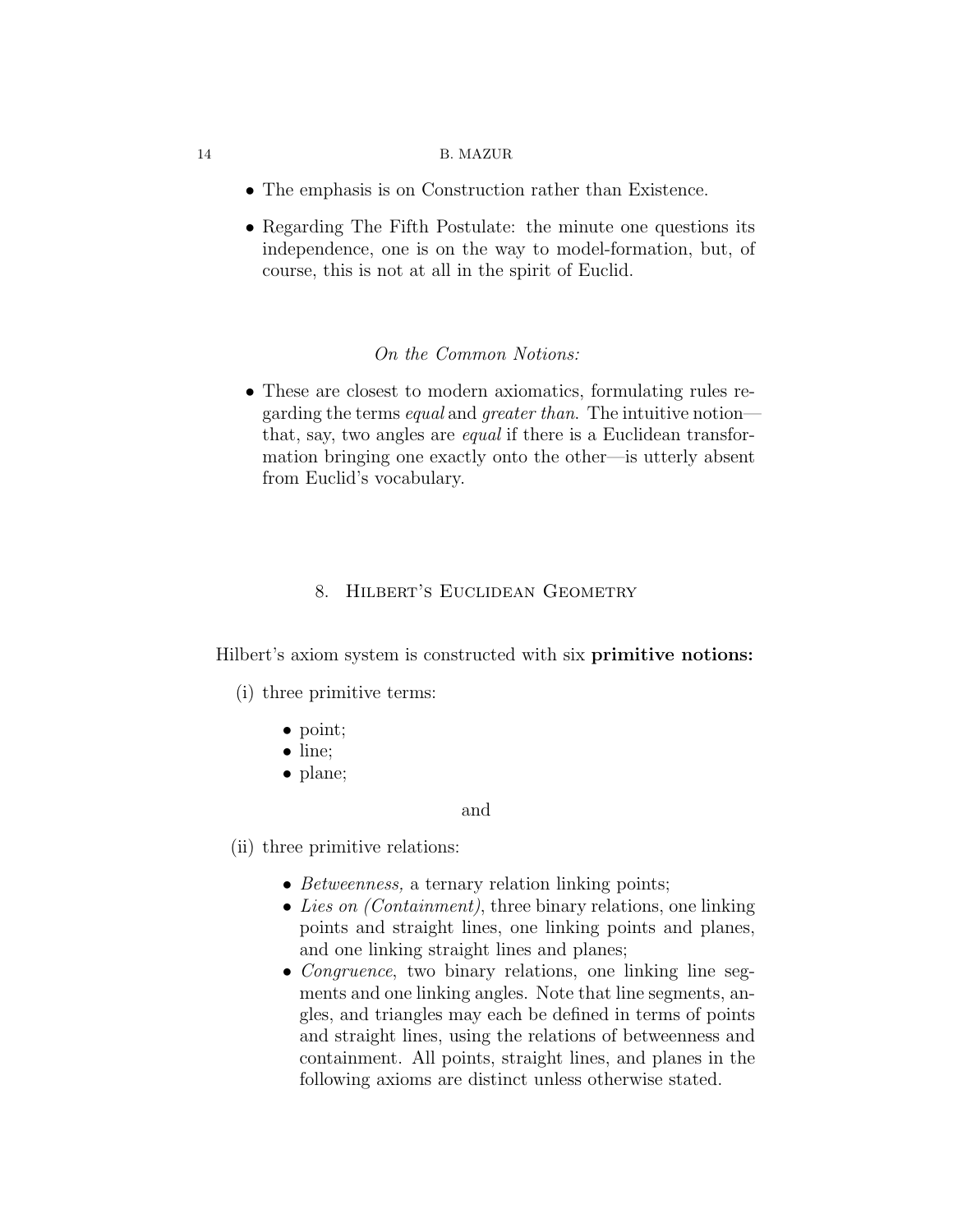- The emphasis is on Construction rather than Existence.
- Regarding The Fifth Postulate: the minute one questions its independence, one is on the way to model-formation, but, of course, this is not at all in the spirit of Euclid.

*On the Common Notions:*

- These are closest to modern axiomatics, formulating rules regarding the terms *equal* and *greater than*. The intuitive notion—that, say, two angles are *equal* if there is a Euclidean transformation bringing one exactly onto the other—is utterly absent from Euclid's vocabulary.

## 8. Hilbert's Euclidean Geometry

Hilbert's axiom system is constructed with six **primitive notions:**

(i) three primitive terms:

- point;
- line;
- plane;

and

(ii) three primitive relations:

- *Betweenness,* a ternary relation linking points;
- *Lies on (Containment)*, three binary relations, one linking points and straight lines, one linking points and planes, and one linking straight lines and planes;
- *Congruence*, two binary relations, one linking line segments and one linking angles. Note that line segments, angles, and triangles may each be defined in terms of points and straight lines, using the relations of betweenness and containment. All points, straight lines, and planes in the following axioms are distinct unless otherwise stated.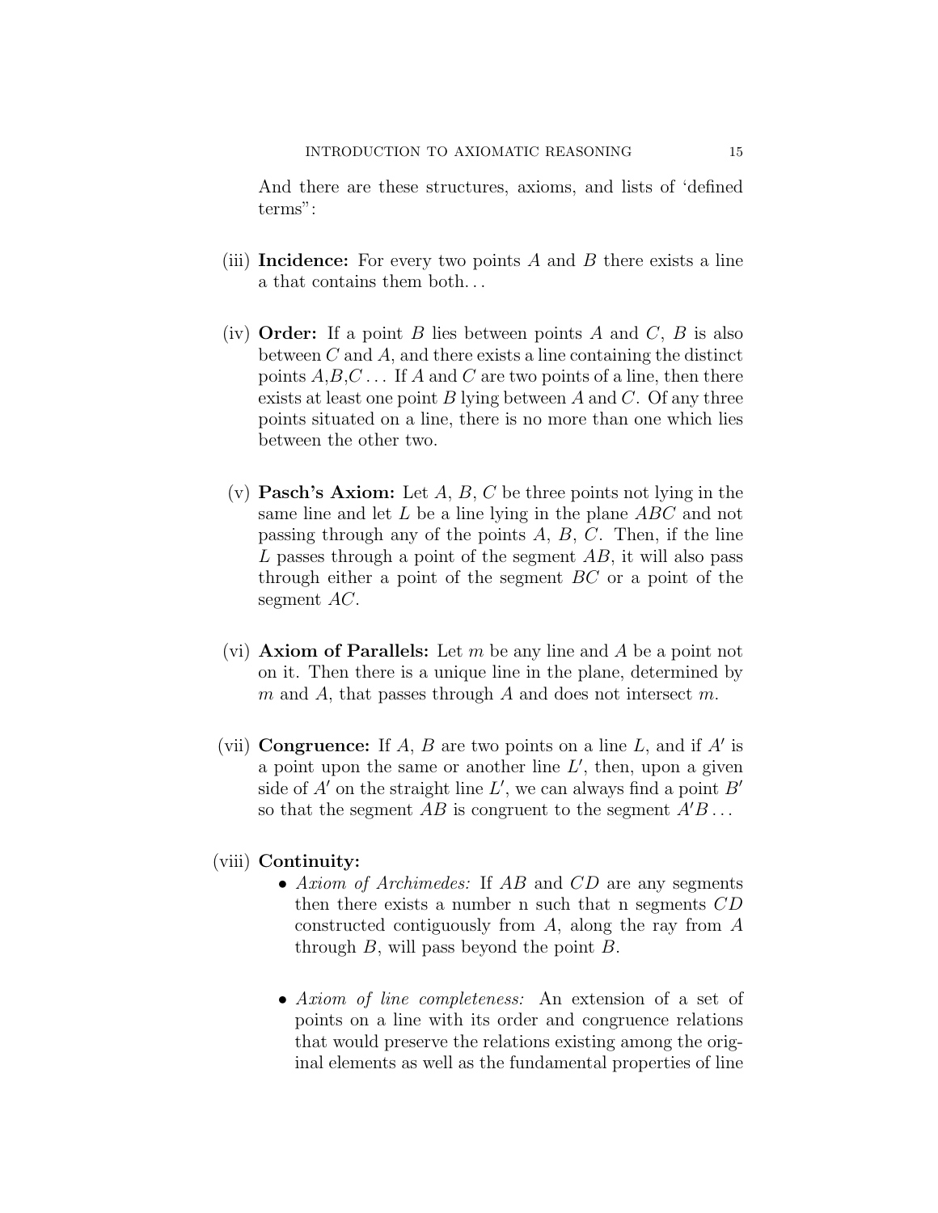And there are these structures, axioms, and lists of 'defined terms":

(iii) **Incidence:** For every two points $A$ and $B$ there exists a line a that contains them both...

(iv) **Order:** If a point $B$ lies between points $A$ and $C$, $B$ is also between $C$ and $A$, and there exists a line containing the distinct points $A$,$B$,$C$ ... If $A$ and $C$ are two points of a line, then there exists at least one point $B$ lying between $A$ and $C$. Of any three points situated on a line, there is no more than one which lies between the other two.

(v) **Pasch's Axiom:** Let $A$, $B$, $C$ be three points not lying in the same line and let $L$ be a line lying in the plane $ABC$ and not passing through any of the points $A$, $B$, $C$. Then, if the line $L$ passes through a point of the segment $AB$, it will also pass through either a point of the segment $BC$ or a point of the segment $AC$.

(vi) **Axiom of Parallels:** Let $m$ be any line and $A$ be a point not on it. Then there is a unique line in the plane, determined by $m$ and $A$, that passes through $A$ and does not intersect $m$.

(vii) **Congruence:** If $A$, $B$ are two points on a line $L$, and if $A'$ is a point upon the same or another line $L'$, then, upon a given side of $A'$ on the straight line $L'$, we can always find a point $B'$ so that the segment $AB$ is congruent to the segment $A'B$ ...

(viii) **Continuity:**
- *Axiom of Archimedes:* If $AB$ and $CD$ are any segments then there exists a number n such that n segments $CD$ constructed contiguously from $A$, along the ray from $A$ through $B$, will pass beyond the point $B$.
- *Axiom of line completeness:* An extension of a set of points on a line with its order and congruence relations that would preserve the relations existing among the original elements as well as the fundamental properties of line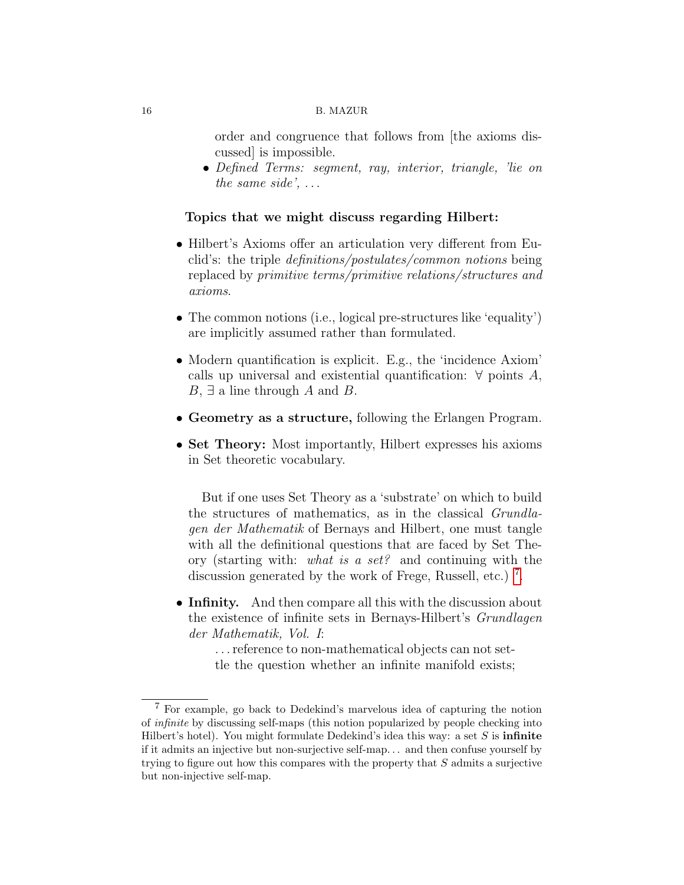order and congruence that follows from [the axioms discussed] is impossible.

- *Defined Terms: segment, ray, interior, triangle, 'lie on the same side', ...*

**Topics that we might discuss regarding Hilbert:**

- Hilbert's Axioms offer an articulation very different from Euclid's: the triple *definitions/postulates/common notions* being replaced by *primitive terms/primitive relations/structures and axioms*.

- The common notions (i.e., logical pre-structures like 'equality') are implicitly assumed rather than formulated.

- Modern quantification is explicit. E.g., the 'incidence Axiom' calls up universal and existential quantification: $\forall$ points $A$, $B$, $\exists$ a line through $A$ and $B$.

- **Geometry as a structure,** following the Erlangen Program.

- **Set Theory:** Most importantly, Hilbert expresses his axioms in Set theoretic vocabulary.

  But if one uses Set Theory as a 'substrate' on which to build the structures of mathematics, as in the classical *Grundlagen der Mathematik* of Bernays and Hilbert, one must tangle with all the definitional questions that are faced by Set Theory (starting with: *what is a set?* and continuing with the discussion generated by the work of Frege, Russell, etc.) [7].

- **Infinity.** And then compare all this with the discussion about the existence of infinite sets in Bernays-Hilbert's *Grundlagen der Mathematik, Vol. I*:

  > ...reference to non-mathematical objects can not settle the question whether an infinite manifold exists;

---

[7] For example, go back to Dedekind's marvelous idea of capturing the notion of *infinite* by discussing self-maps (this notion popularized by people checking into Hilbert's hotel). You might formulate Dedekind's idea this way: a set $S$ is **infinite** if it admits an injective but non-surjective self-map... and then confuse yourself by trying to figure out how this compares with the property that $S$ admits a surjective but non-injective self-map.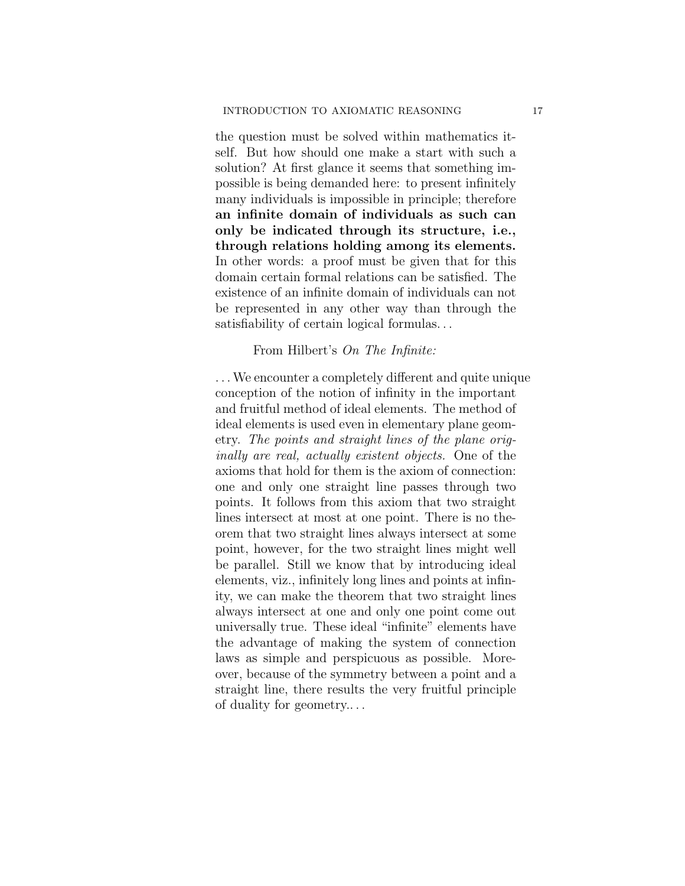the question must be solved within mathematics itself. But how should one make a start with such a solution? At first glance it seems that something impossible is being demanded here: to present infinitely many individuals is impossible in principle; therefore **an infinite domain of individuals as such can only be indicated through its structure, i.e., through relations holding among its elements.** In other words: a proof must be given that for this domain certain formal relations can be satisfied. The existence of an infinite domain of individuals can not be represented in any other way than through the satisfiability of certain logical formulas. . .

From Hilbert's *On The Infinite:*

. . . We encounter a completely different and quite unique conception of the notion of infinity in the important and fruitful method of ideal elements. The method of ideal elements is used even in elementary plane geometry. *The points and straight lines of the plane originally are real, actually existent objects.* One of the axioms that hold for them is the axiom of connection: one and only one straight line passes through two points. It follows from this axiom that two straight lines intersect at most at one point. There is no theorem that two straight lines always intersect at some point, however, for the two straight lines might well be parallel. Still we know that by introducing ideal elements, viz., infinitely long lines and points at infinity, we can make the theorem that two straight lines always intersect at one and only one point come out universally true. These ideal "infinite" elements have the advantage of making the system of connection laws as simple and perspicuous as possible. Moreover, because of the symmetry between a point and a straight line, there results the very fruitful principle of duality for geometry.. . .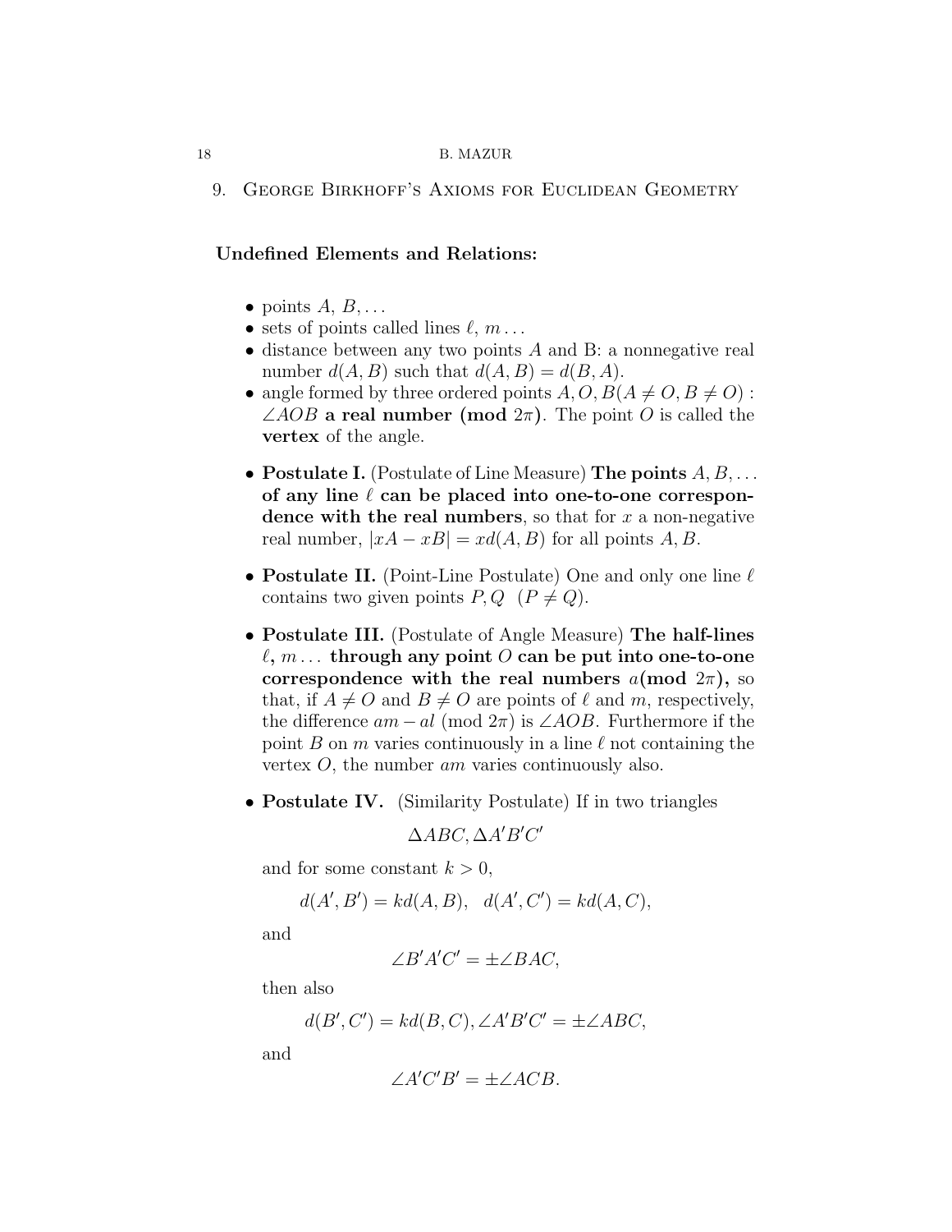## 9. George Birkhoff's Axioms for Euclidean Geometry

**Undefined Elements and Relations:**

- points $A$, $B, \ldots$
- sets of points called lines $\ell$, $m \ldots$
- distance between any two points $A$ and B: a nonnegative real number $d(A, B)$ such that $d(A, B) = d(B, A)$.
- angle formed by three ordered points $A, O, B (A \neq O, B \neq O)$ : $\angle AOB$ **a real number (mod** $2\pi$**)**. The point $O$ is called the **vertex** of the angle.

- **Postulate I.** (Postulate of Line Measure) **The points** $A, B, \ldots$ **of any line** $\ell$ **can be placed into one-to-one correspondence with the real numbers**, so that for $x$ a non-negative real number, $|xA - xB| = xd(A, B)$ for all points $A, B$.

- **Postulate II.** (Point-Line Postulate) One and only one line $\ell$ contains two given points $P, Q \;\; (P \neq Q)$.

- **Postulate III.** (Postulate of Angle Measure) **The half-lines** $\ell$**,** $m \ldots$ **through any point** $O$ **can be put into one-to-one correspondence with the real numbers** $a$**(mod** $2\pi$**),** so that, if $A \neq O$ and $B \neq O$ are points of $\ell$ and $m$, respectively, the difference $am - al$ (mod $2\pi$) is $\angle AOB$. Furthermore if the point $B$ on $m$ varies continuously in a line $\ell$ not containing the vertex $O$, the number $am$ varies continuously also.

- **Postulate IV.** (Similarity Postulate) If in two triangles

  $$\Delta ABC, \Delta A'B'C'$$

  and for some constant $k > 0$,

  $$d(A', B') = kd(A, B), \;\; d(A', C') = kd(A, C),$$

  and

  $$\angle B'A'C' = \pm \angle BAC,$$

  then also

  $$d(B', C') = kd(B, C), \angle A'B'C' = \pm \angle ABC,$$

  and

  $$\angle A'C'B' = \pm \angle ACB.$$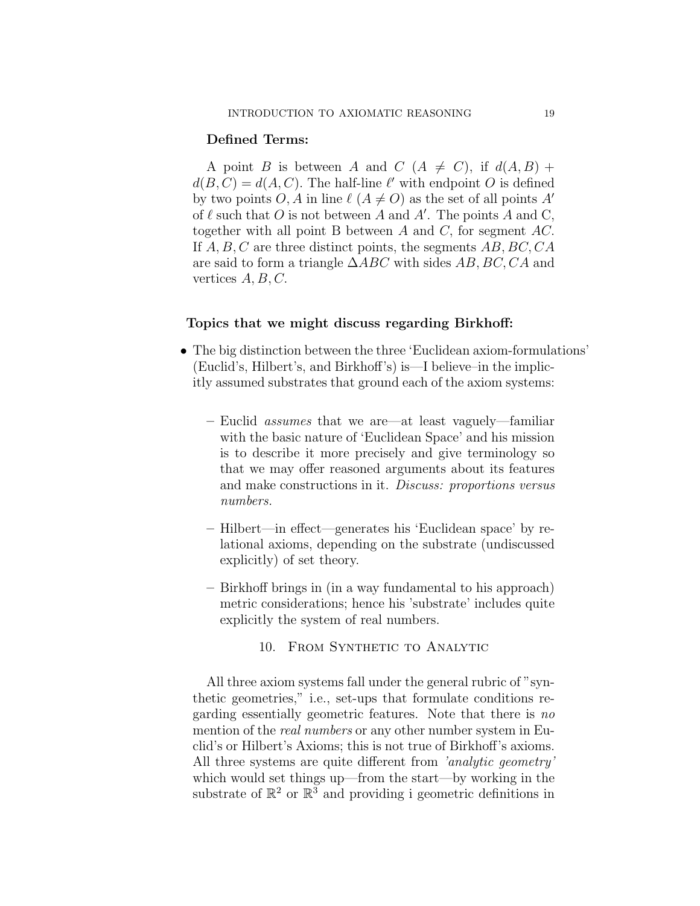**Defined Terms:**

A point $B$ is between $A$ and $C$ ($A \neq C$), if $d(A, B) + d(B, C) = d(A, C)$. The half-line $\ell'$ with endpoint $O$ is defined by two points $O, A$ in line $\ell$ ($A \neq O$) as the set of all points $A'$ of $\ell$ such that $O$ is not between $A$ and $A'$. The points $A$ and C, together with all point B between $A$ and $C$, for segment $AC$. If $A, B, C$ are three distinct points, the segments $AB, BC, CA$ are said to form a triangle $\Delta ABC$ with sides $AB, BC, CA$ and vertices $A, B, C$.

**Topics that we might discuss regarding Birkhoff:**

- The big distinction between the three 'Euclidean axiom-formulations' (Euclid's, Hilbert's, and Birkhoff's) is—I believe–in the implicitly assumed substrates that ground each of the axiom systems:
  - Euclid *assumes* that we are—at least vaguely—familiar with the basic nature of 'Euclidean Space' and his mission is to describe it more precisely and give terminology so that we may offer reasoned arguments about its features and make constructions in it. *Discuss: proportions versus numbers.*
  - Hilbert—in effect—generates his 'Euclidean space' by relational axioms, depending on the substrate (undiscussed explicitly) of set theory.
  - Birkhoff brings in (in a way fundamental to his approach) metric considerations; hence his 'substrate' includes quite explicitly the system of real numbers.

## 10. From Synthetic to Analytic

All three axiom systems fall under the general rubric of "synthetic geometries," i.e., set-ups that formulate conditions regarding essentially geometric features. Note that there is *no* mention of the *real numbers* or any other number system in Euclid's or Hilbert's Axioms; this is not true of Birkhoff's axioms. All three systems are quite different from *'analytic geometry'* which would set things up—from the start—by working in the substrate of $\mathbb{R}^2$ or $\mathbb{R}^3$ and providing i geometric definitions in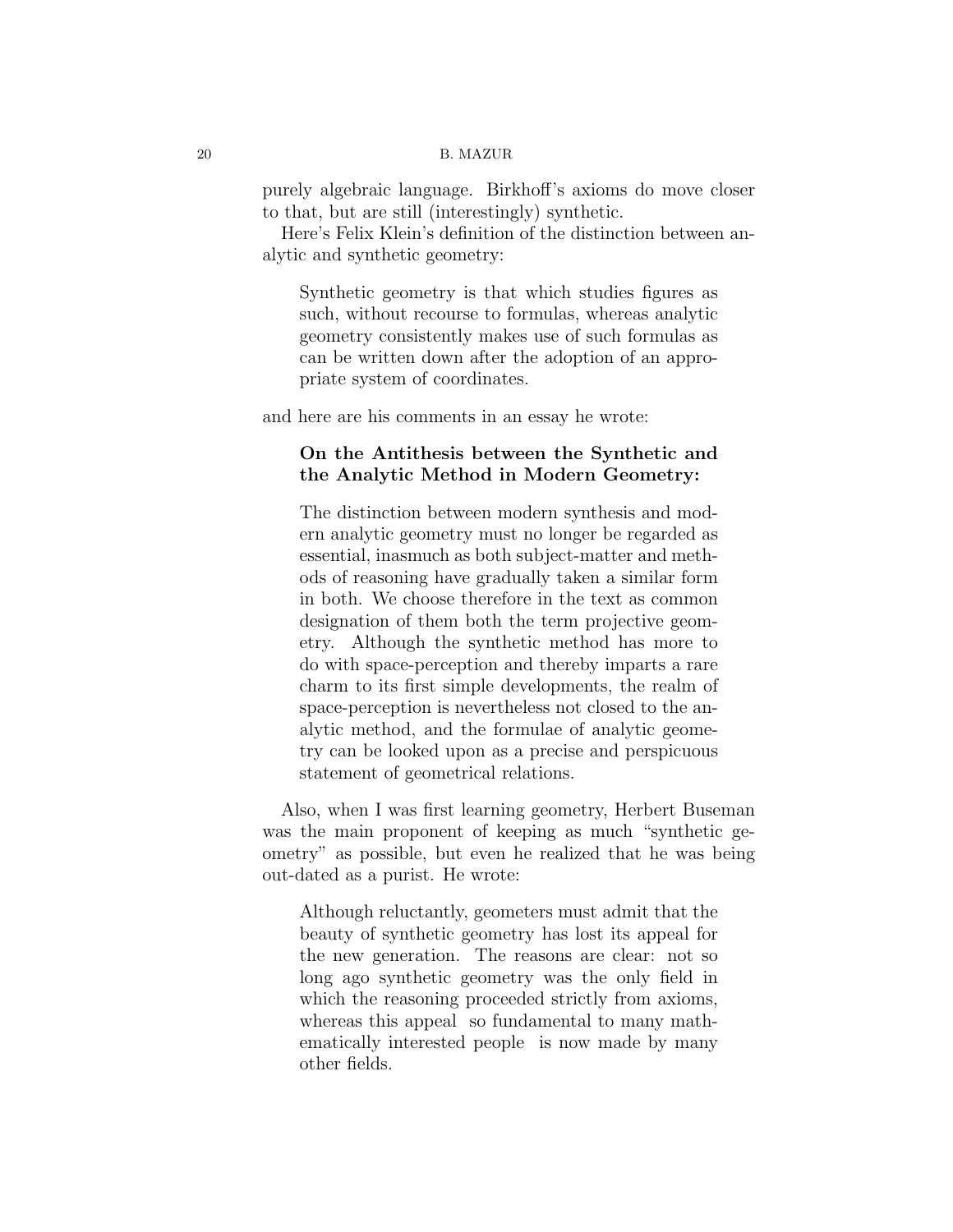purely algebraic language. Birkhoff's axioms do move closer to that, but are still (interestingly) synthetic.

Here's Felix Klein's definition of the distinction between analytic and synthetic geometry:

> Synthetic geometry is that which studies figures as such, without recourse to formulas, whereas analytic geometry consistently makes use of such formulas as can be written down after the adoption of an appropriate system of coordinates.

and here are his comments in an essay he wrote:

> **On the Antithesis between the Synthetic and the Analytic Method in Modern Geometry:**
>
> The distinction between modern synthesis and modern analytic geometry must no longer be regarded as essential, inasmuch as both subject-matter and methods of reasoning have gradually taken a similar form in both. We choose therefore in the text as common designation of them both the term projective geometry. Although the synthetic method has more to do with space-perception and thereby imparts a rare charm to its first simple developments, the realm of space-perception is nevertheless not closed to the analytic method, and the formulae of analytic geometry can be looked upon as a precise and perspicuous statement of geometrical relations.

Also, when I was first learning geometry, Herbert Buseman was the main proponent of keeping as much "synthetic geometry" as possible, but even he realized that he was being out-dated as a purist. He wrote:

> Although reluctantly, geometers must admit that the beauty of synthetic geometry has lost its appeal for the new generation. The reasons are clear: not so long ago synthetic geometry was the only field in which the reasoning proceeded strictly from axioms, whereas this appeal so fundamental to many mathematically interested people is now made by many other fields.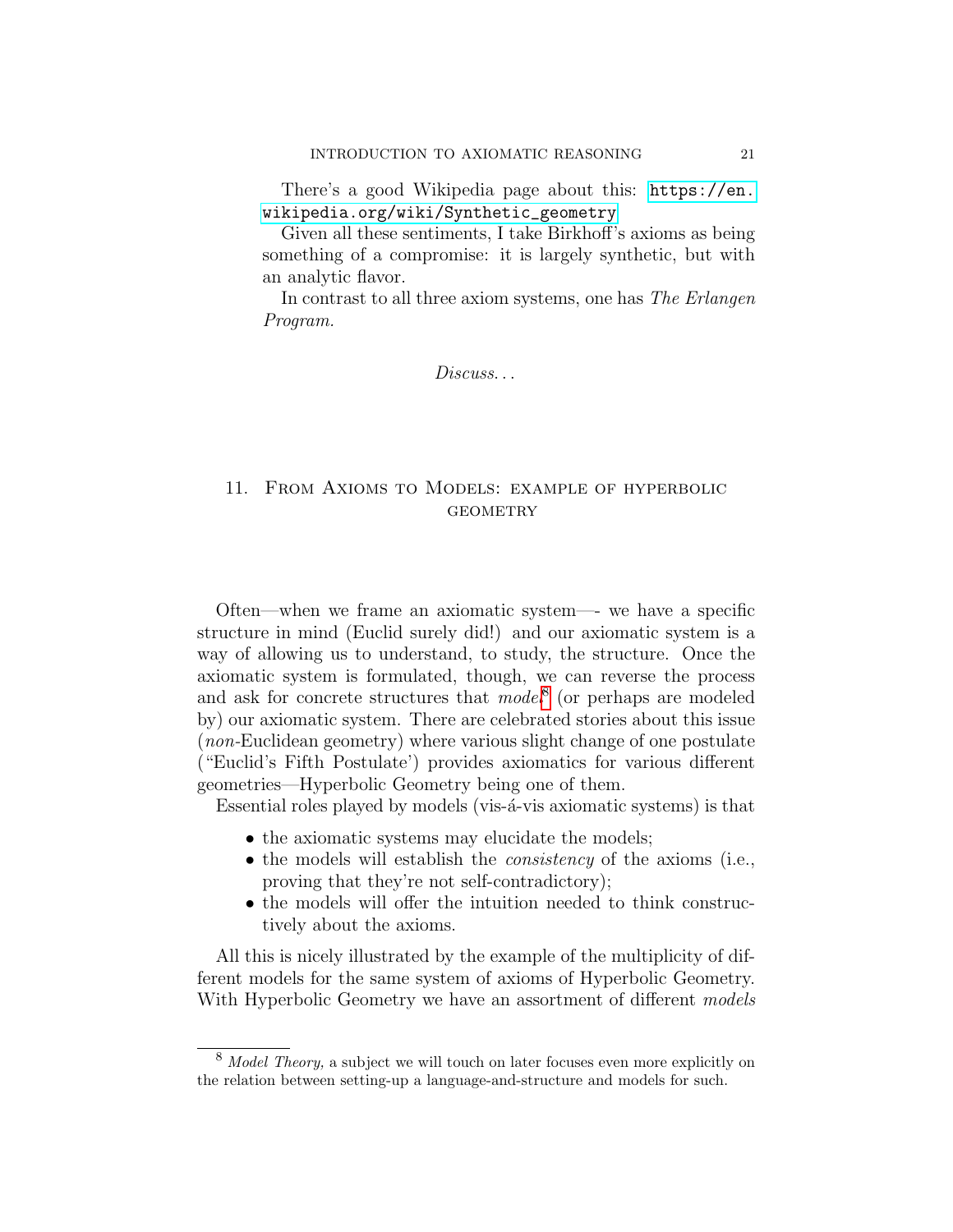There's a good Wikipedia page about this: https://en.wikipedia.org/wiki/Synthetic_geometry

Given all these sentiments, I take Birkhoff's axioms as being something of a compromise: it is largely synthetic, but with an analytic flavor.

In contrast to all three axiom systems, one has *The Erlangen Program.*

*Discuss. . .*

## 11. From Axioms to Models: example of hyperbolic geometry

Often—when we frame an axiomatic system—- we have a specific structure in mind (Euclid surely did!) and our axiomatic system is a way of allowing us to understand, to study, the structure. Once the axiomatic system is formulated, though, we can reverse the process and ask for concrete structures that *model*[8] (or perhaps are modeled by) our axiomatic system. There are celebrated stories about this issue (*non*-Euclidean geometry) where various slight change of one postulate ("Euclid's Fifth Postulate') provides axiomatics for various different geometries—Hyperbolic Geometry being one of them.

Essential roles played by models (vis-á-vis axiomatic systems) is that

- the axiomatic systems may elucidate the models;
- the models will establish the *consistency* of the axioms (i.e., proving that they're not self-contradictory);
- the models will offer the intuition needed to think constructively about the axioms.

All this is nicely illustrated by the example of the multiplicity of different models for the same system of axioms of Hyperbolic Geometry. With Hyperbolic Geometry we have an assortment of different *models*

---

[8] *Model Theory,* a subject we will touch on later focuses even more explicitly on the relation between setting-up a language-and-structure and models for such.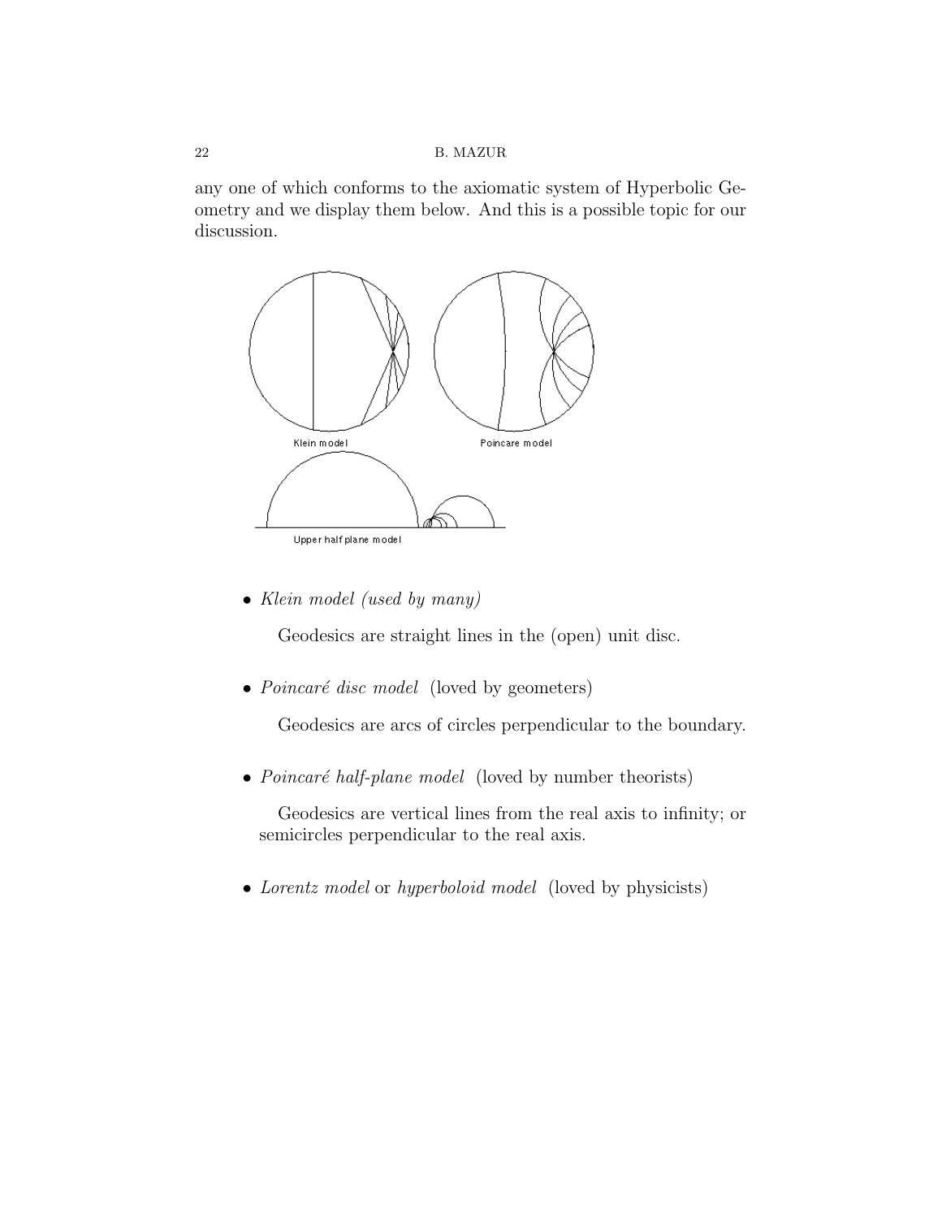any one of which conforms to the axiomatic system of Hyperbolic Geometry and we display them below. And this is a possible topic for our discussion.

Klein model

Poincare model

Upper half plane model

- *Klein model (used by many)*

  Geodesics are straight lines in the (open) unit disc.

- *Poincaré disc model* (loved by geometers)

  Geodesics are arcs of circles perpendicular to the boundary.

- *Poincaré half-plane model* (loved by number theorists)

  Geodesics are vertical lines from the real axis to infinity; or semicircles perpendicular to the real axis.

- *Lorentz model* or *hyperboloid model* (loved by physicists)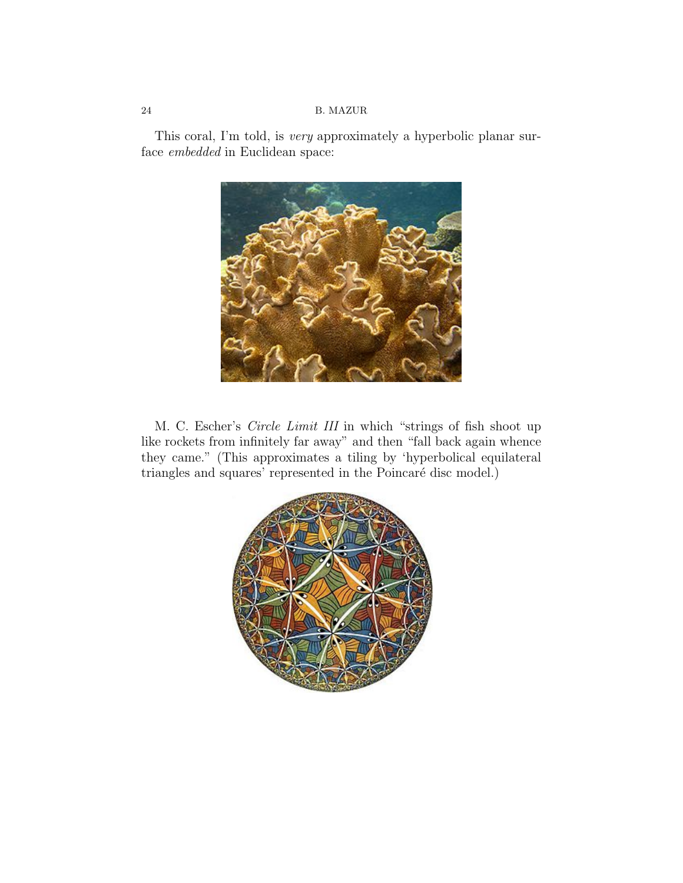This coral, I'm told, is *very* approximately a hyperbolic planar surface *embedded* in Euclidean space:

M. C. Escher's *Circle Limit III* in which "strings of fish shoot up like rockets from infinitely far away" and then "fall back again whence they came." (This approximates a tiling by 'hyperbolical equilateral triangles and squares' represented in the Poincaré disc model.)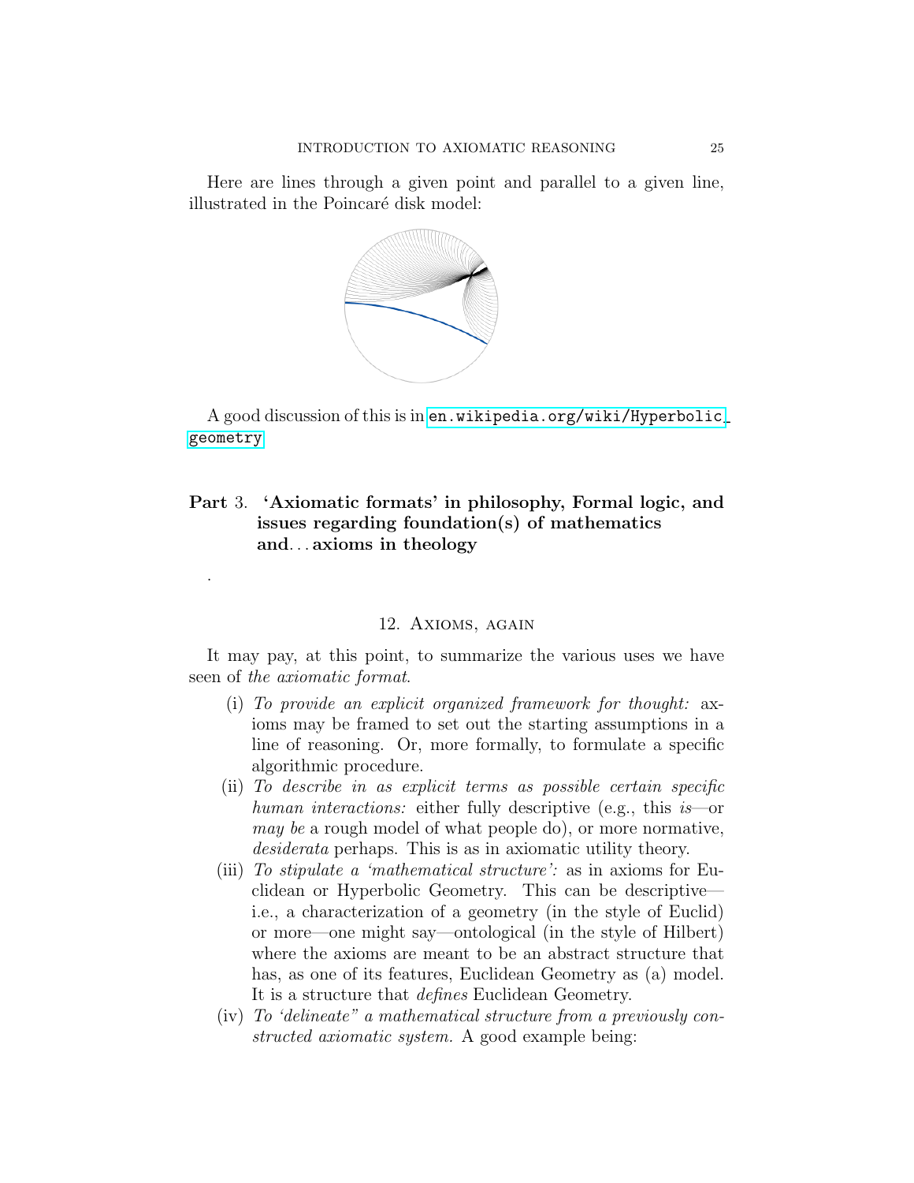Here are lines through a given point and parallel to a given line, illustrated in the Poincaré disk model:

A good discussion of this is in en.wikipedia.org/wiki/Hyperbolic_geometry

# Part 3. 'Axiomatic formats' in philosophy, Formal logic, and issues regarding foundation(s) of mathematics and… axioms in theology

.

## 12. Axioms, again

It may pay, at this point, to summarize the various uses we have seen of *the axiomatic format*.

(i) *To provide an explicit organized framework for thought:* axioms may be framed to set out the starting assumptions in a line of reasoning. Or, more formally, to formulate a specific algorithmic procedure.

(ii) *To describe in as explicit terms as possible certain specific human interactions:* either fully descriptive (e.g., this *is*—or *may be* a rough model of what people do), or more normative, *desiderata* perhaps. This is as in axiomatic utility theory.

(iii) *To stipulate a 'mathematical structure':* as in axioms for Euclidean or Hyperbolic Geometry. This can be descriptive—i.e., a characterization of a geometry (in the style of Euclid) or more—one might say—ontological (in the style of Hilbert) where the axioms are meant to be an abstract structure that has, as one of its features, Euclidean Geometry as (a) model. It is a structure that *defines* Euclidean Geometry.

(iv) *To 'delineate" a mathematical structure from a previously constructed axiomatic system.* A good example being: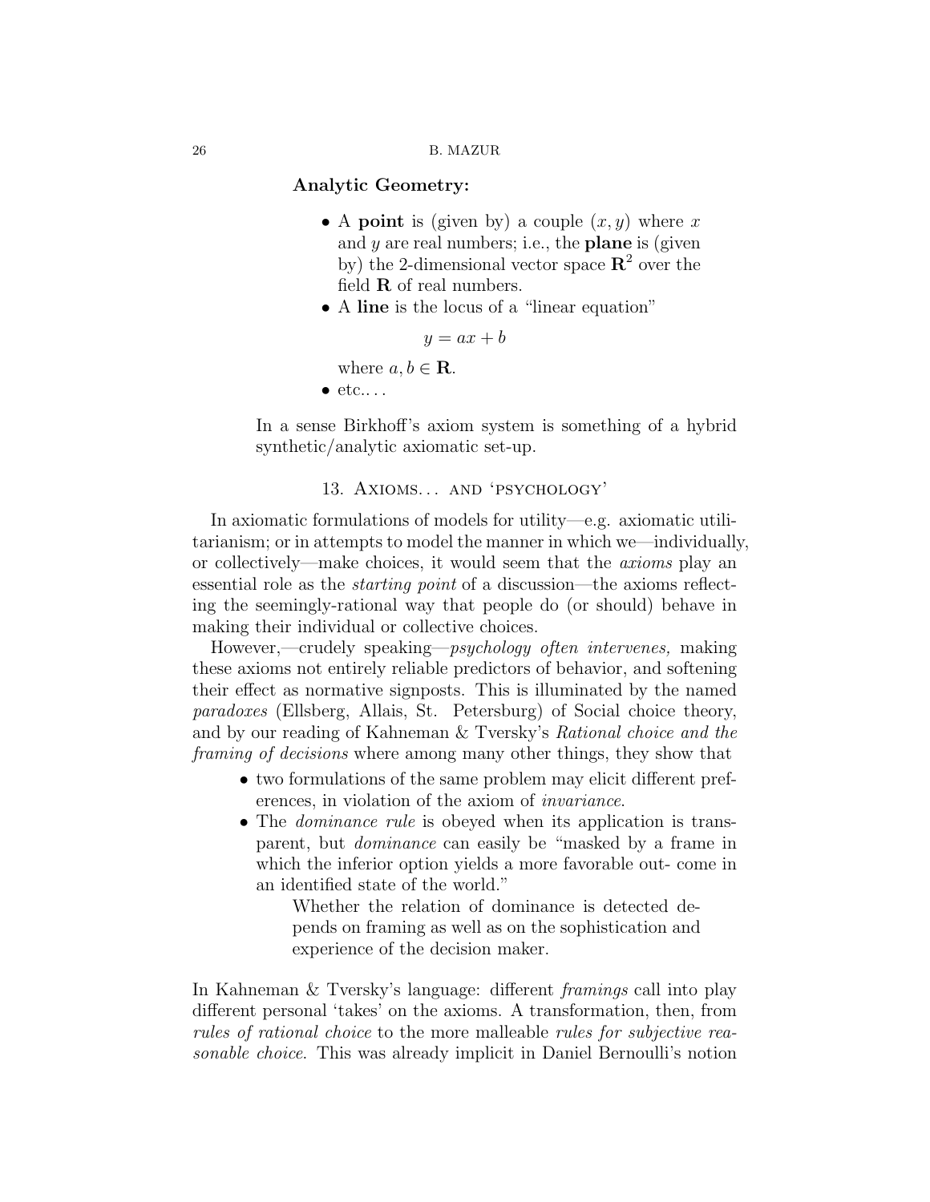**Analytic Geometry:**

- A **point** is (given by) a couple $(x, y)$ where $x$ and $y$ are real numbers; i.e., the **plane** is (given by) the 2-dimensional vector space $\mathbf{R}^2$ over the field $\mathbf{R}$ of real numbers.
- A **line** is the locus of a "linear equation"

$$y = ax + b$$

where $a, b \in \mathbf{R}$.
- etc.. . .

In a sense Birkhoff's axiom system is something of a hybrid synthetic/analytic axiomatic set-up.

## 13. Axioms. . . and 'psychology'

In axiomatic formulations of models for utility—e.g. axiomatic utilitarianism; or in attempts to model the manner in which we—individually, or collectively—make choices, it would seem that the *axioms* play an essential role as the *starting point* of a discussion—the axioms reflecting the seemingly-rational way that people do (or should) behave in making their individual or collective choices.

However,—crudely speaking—*psychology often intervenes,* making these axioms not entirely reliable predictors of behavior, and softening their effect as normative signposts. This is illuminated by the named *paradoxes* (Ellsberg, Allais, St. Petersburg) of Social choice theory, and by our reading of Kahneman & Tversky's *Rational choice and the framing of decisions* where among many other things, they show that

- two formulations of the same problem may elicit different preferences, in violation of the axiom of *invariance*.
- The *dominance rule* is obeyed when its application is transparent, but *dominance* can easily be "masked by a frame in which the inferior option yields a more favorable out- come in an identified state of the world."

  > Whether the relation of dominance is detected depends on framing as well as on the sophistication and experience of the decision maker.

In Kahneman & Tversky's language: different *framings* call into play different personal 'takes' on the axioms. A transformation, then, from *rules of rational choice* to the more malleable *rules for subjective reasonable choice.* This was already implicit in Daniel Bernoulli's notion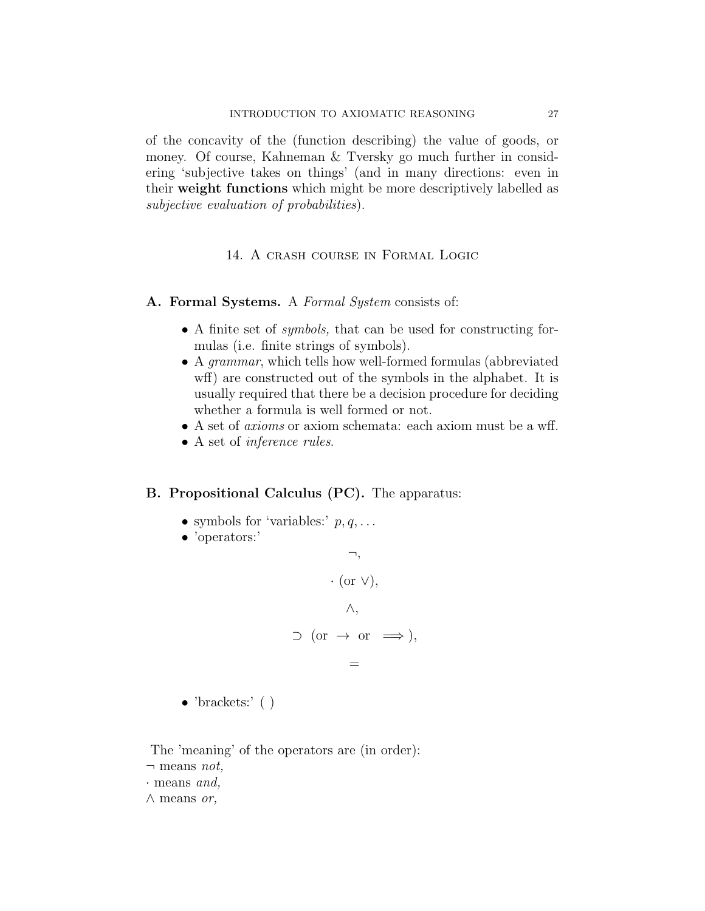of the concavity of the (function describing) the value of goods, or money. Of course, Kahneman & Tversky go much further in considering 'subjective takes on things' (and in many directions: even in their **weight functions** which might be more descriptively labelled as *subjective evaluation of probabilities*).

## 14. A crash course in Formal Logic

**A. Formal Systems.** A *Formal System* consists of:

- A finite set of *symbols,* that can be used for constructing formulas (i.e. finite strings of symbols).
- A *grammar*, which tells how well-formed formulas (abbreviated wff) are constructed out of the symbols in the alphabet. It is usually required that there be a decision procedure for deciding whether a formula is well formed or not.
- A set of *axioms* or axiom schemata: each axiom must be a wff.
- A set of *inference rules.*

**B. Propositional Calculus (PC).** The apparatus:

- symbols for 'variables:' $p, q, \ldots$
- 'operators:'

$$\neg,$$

$$\cdot \text{ (or } \vee),$$

$$\wedge,$$

$$\supset \text{ (or } \to \text{ or } \implies),$$

$$=$$

- 'brackets:' ( )

The 'meaning' of the operators are (in order):
$\neg$ means *not,*
$\cdot$ means *and,*
$\wedge$ means *or,*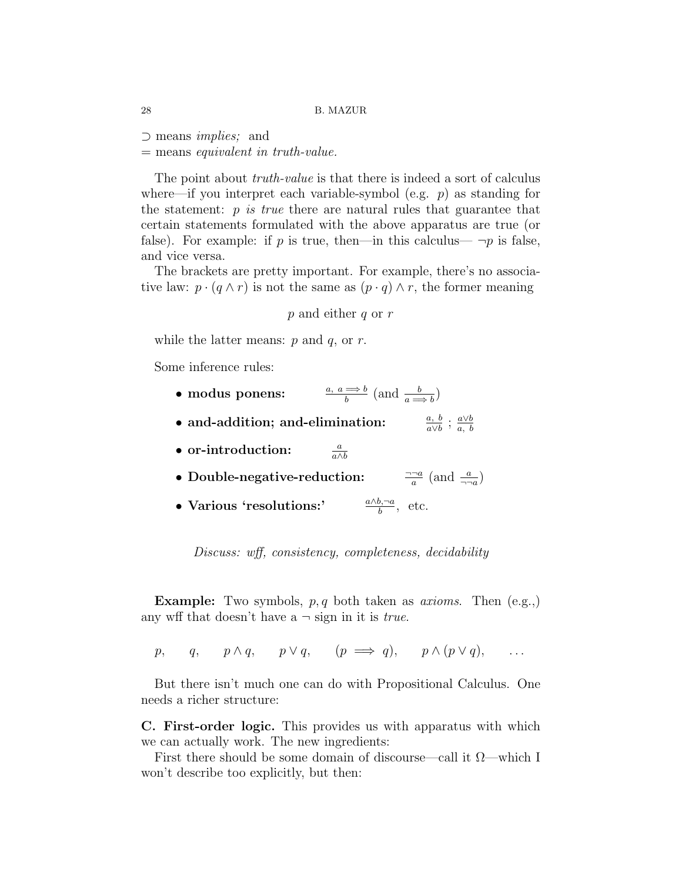$\supset$ means *implies;* and
$=$ means *equivalent in truth-value.*

The point about *truth-value* is that there is indeed a sort of calculus where—if you interpret each variable-symbol (e.g. $p$) as standing for the statement: *$p$ is true* there are natural rules that guarantee that certain statements formulated with the above apparatus are true (or false). For example: if $p$ is true, then—in this calculus— $\neg p$ is false, and vice versa.

The brackets are pretty important. For example, there's no associative law: $p \cdot (q \wedge r)$ is not the same as $(p \cdot q) \wedge r$, the former meaning

$$p \text{ and either } q \text{ or } r$$

while the latter means: $p$ and $q$, or $r$.

Some inference rules:

- **modus ponens:** $\frac{a,\ a \Longrightarrow b}{b}$ (and $\frac{b}{a \Longrightarrow b}$)
- **and-addition; and-elimination:** $\frac{a,\ b}{a \vee b}$ ; $\frac{a \vee b}{a,\ b}$
- **or-introduction:** $\frac{a}{a \wedge b}$
- **Double-negative-reduction:** $\frac{\neg\neg a}{a}$ (and $\frac{a}{\neg\neg a}$)
- **Various 'resolutions:'** $\frac{a \wedge b, \neg a}{b}$, etc.

*Discuss: wff, consistency, completeness, decidability*

**Example:** Two symbols, $p, q$ both taken as *axioms*. Then (e.g.,) any wff that doesn't have a $\neg$ sign in it is *true*.

$$p, \qquad q, \qquad p \wedge q, \qquad p \vee q, \qquad (p \implies q), \qquad p \wedge (p \vee q), \qquad \ldots$$

But there isn't much one can do with Propositional Calculus. One needs a richer structure:

**C. First-order logic.** This provides us with apparatus with which we can actually work. The new ingredients:

First there should be some domain of discourse—call it $\Omega$—which I won't describe too explicitly, but then: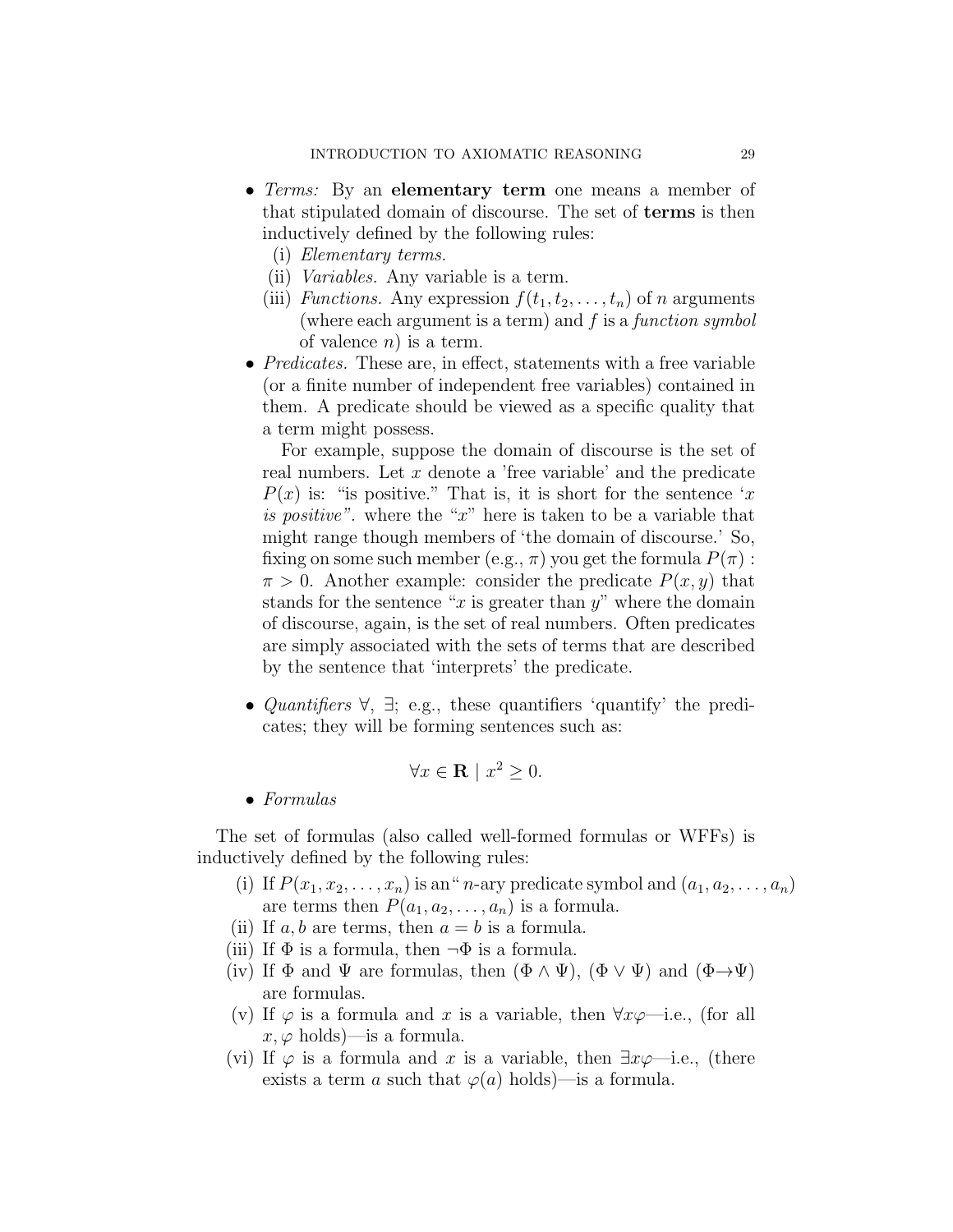- *Terms:* By an **elementary term** one means a member of that stipulated domain of discourse. The set of **terms** is then inductively defined by the following rules:
  - (i) *Elementary terms.*
  - (ii) *Variables.* Any variable is a term.
  - (iii) *Functions.* Any expression $f(t_1, t_2, \ldots, t_n)$ of $n$ arguments (where each argument is a term) and $f$ is a *function symbol* of valence $n$) is a term.
- *Predicates.* These are, in effect, statements with a free variable (or a finite number of independent free variables) contained in them. A predicate should be viewed as a specific quality that a term might possess.

  For example, suppose the domain of discourse is the set of real numbers. Let $x$ denote a 'free variable' and the predicate $P(x)$ is: "is positive." That is, it is short for the sentence '*x is positive"*. where the "$x$" here is taken to be a variable that might range though members of 'the domain of discourse.' So, fixing on some such member (e.g., $\pi$) you get the formula $P(\pi)$ : $\pi > 0$. Another example: consider the predicate $P(x, y)$ that stands for the sentence "$x$ is greater than $y$" where the domain of discourse, again, is the set of real numbers. Often predicates are simply associated with the sets of terms that are described by the sentence that 'interprets' the predicate.

- *Quantifiers* $\forall$, $\exists$; e.g., these quantifiers 'quantify' the predicates; they will be forming sentences such as:

$$\forall x \in \mathbf{R} \mid x^2 \geq 0.$$

- *Formulas*

The set of formulas (also called well-formed formulas or WFFs) is inductively defined by the following rules:

- (i) If $P(x_1, x_2, \ldots, x_n)$ is an" $n$-ary predicate symbol and $(a_1, a_2, \ldots, a_n)$ are terms then $P(a_1, a_2, \ldots, a_n)$ is a formula.
- (ii) If $a, b$ are terms, then $a = b$ is a formula.
- (iii) If $\Phi$ is a formula, then $\neg\Phi$ is a formula.
- (iv) If $\Phi$ and $\Psi$ are formulas, then $(\Phi \wedge \Psi)$, $(\Phi \vee \Psi)$ and $(\Phi \rightarrow \Psi)$ are formulas.
- (v) If $\varphi$ is a formula and $x$ is a variable, then $\forall x\varphi$—i.e., (for all $x, \varphi$ holds)—is a formula.
- (vi) If $\varphi$ is a formula and $x$ is a variable, then $\exists x\varphi$—i.e., (there exists a term $a$ such that $\varphi(a)$ holds)—is a formula.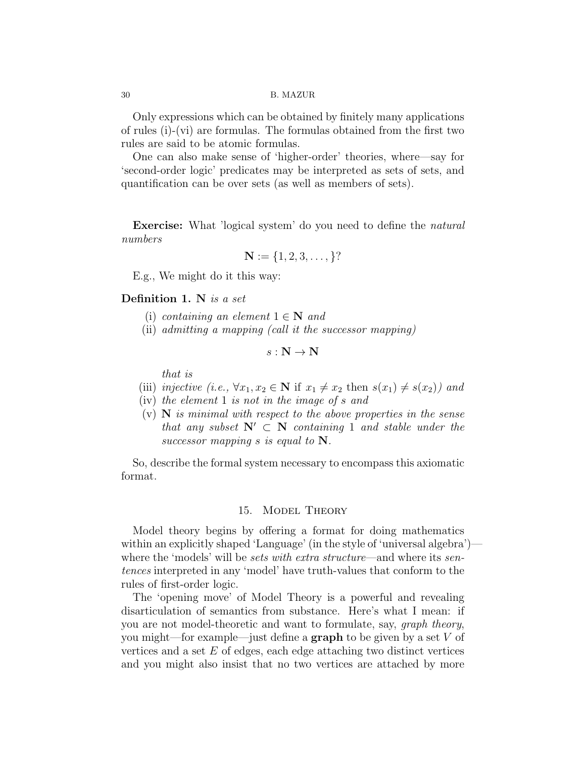Only expressions which can be obtained by finitely many applications of rules (i)-(vi) are formulas. The formulas obtained from the first two rules are said to be atomic formulas.

One can also make sense of 'higher-order' theories, where—say for 'second-order logic' predicates may be interpreted as sets of sets, and quantification can be over sets (as well as members of sets).

**Exercise:** What 'logical system' do you need to define the *natural numbers*

$$\mathbf{N} := \{1, 2, 3, \dots, \}?$$

E.g., We might do it this way:

**Definition 1.** $\mathbf{N}$ *is a set*

(i) *containing an element* $1 \in \mathbf{N}$ *and*
(ii) *admitting a mapping (call it the successor mapping)*

$$s : \mathbf{N} \to \mathbf{N}$$

*that is*

(iii) *injective (i.e.,* $\forall x_1, x_2 \in \mathbf{N}$ if $x_1 \neq x_2$ then $s(x_1) \neq s(x_2)$*) and*
(iv) *the element* 1 *is not in the image of* $s$ *and*
(v) $\mathbf{N}$ *is minimal with respect to the above properties in the sense that any subset* $\mathbf{N}' \subset \mathbf{N}$ *containing* 1 *and stable under the successor mapping* $s$ *is equal to* $\mathbf{N}$.

So, describe the formal system necessary to encompass this axiomatic format.

## 15. Model Theory

Model theory begins by offering a format for doing mathematics within an explicitly shaped 'Language' (in the style of 'universal algebra')—where the 'models' will be *sets with extra structure*—and where its *sentences* interpreted in any 'model' have truth-values that conform to the rules of first-order logic.

The 'opening move' of Model Theory is a powerful and revealing disarticulation of semantics from substance. Here's what I mean: if you are not model-theoretic and want to formulate, say, *graph theory*, you might—for example—just define a **graph** to be given by a set $V$ of vertices and a set $E$ of edges, each edge attaching two distinct vertices and you might also insist that no two vertices are attached by more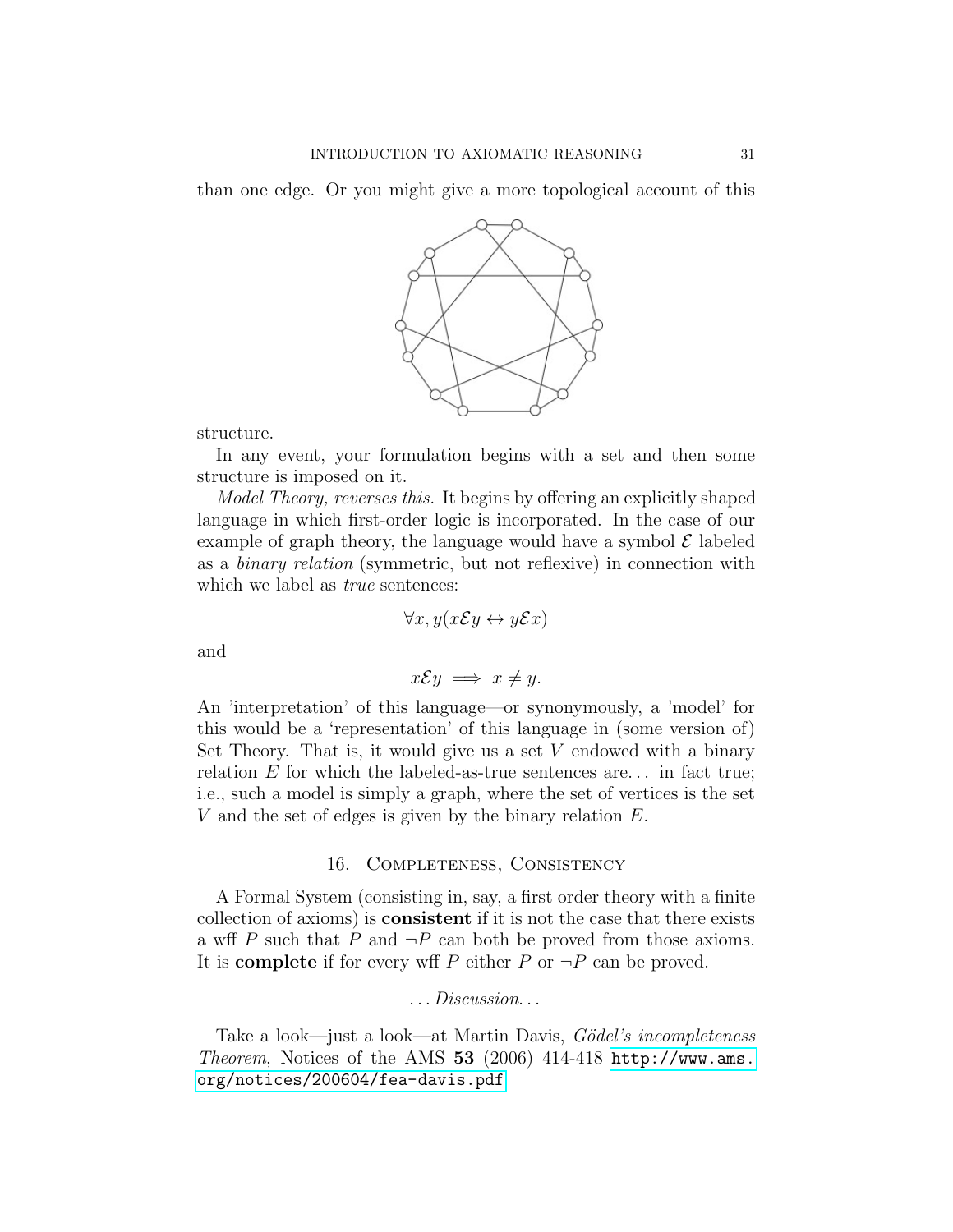than one edge. Or you might give a more topological account of this

structure.

In any event, your formulation begins with a set and then some structure is imposed on it.

*Model Theory, reverses this.* It begins by offering an explicitly shaped language in which first-order logic is incorporated. In the case of our example of graph theory, the language would have a symbol $\mathcal{E}$ labeled as a *binary relation* (symmetric, but not reflexive) in connection with which we label as *true* sentences:

$$\forall x, y(x\mathcal{E}y \leftrightarrow y\mathcal{E}x)$$

and

$$x\mathcal{E}y \implies x \neq y.$$

An 'interpretation' of this language—or synonymously, a 'model' for this would be a 'representation' of this language in (some version of) Set Theory. That is, it would give us a set $V$ endowed with a binary relation $E$ for which the labeled-as-true sentences are... in fact true; i.e., such a model is simply a graph, where the set of vertices is the set $V$ and the set of edges is given by the binary relation $E$.

## 16. Completeness, Consistency

A Formal System (consisting in, say, a first order theory with a finite collection of axioms) is **consistent** if it is not the case that there exists a wff $P$ such that $P$ and $\neg P$ can both be proved from those axioms. It is **complete** if for every wff $P$ either $P$ or $\neg P$ can be proved.

*...Discussion...*

Take a look—just a look—at Martin Davis, *Gödel's incompleteness Theorem*, Notices of the AMS **53** (2006) 414-418 http://www.ams.org/notices/200604/fea-davis.pdf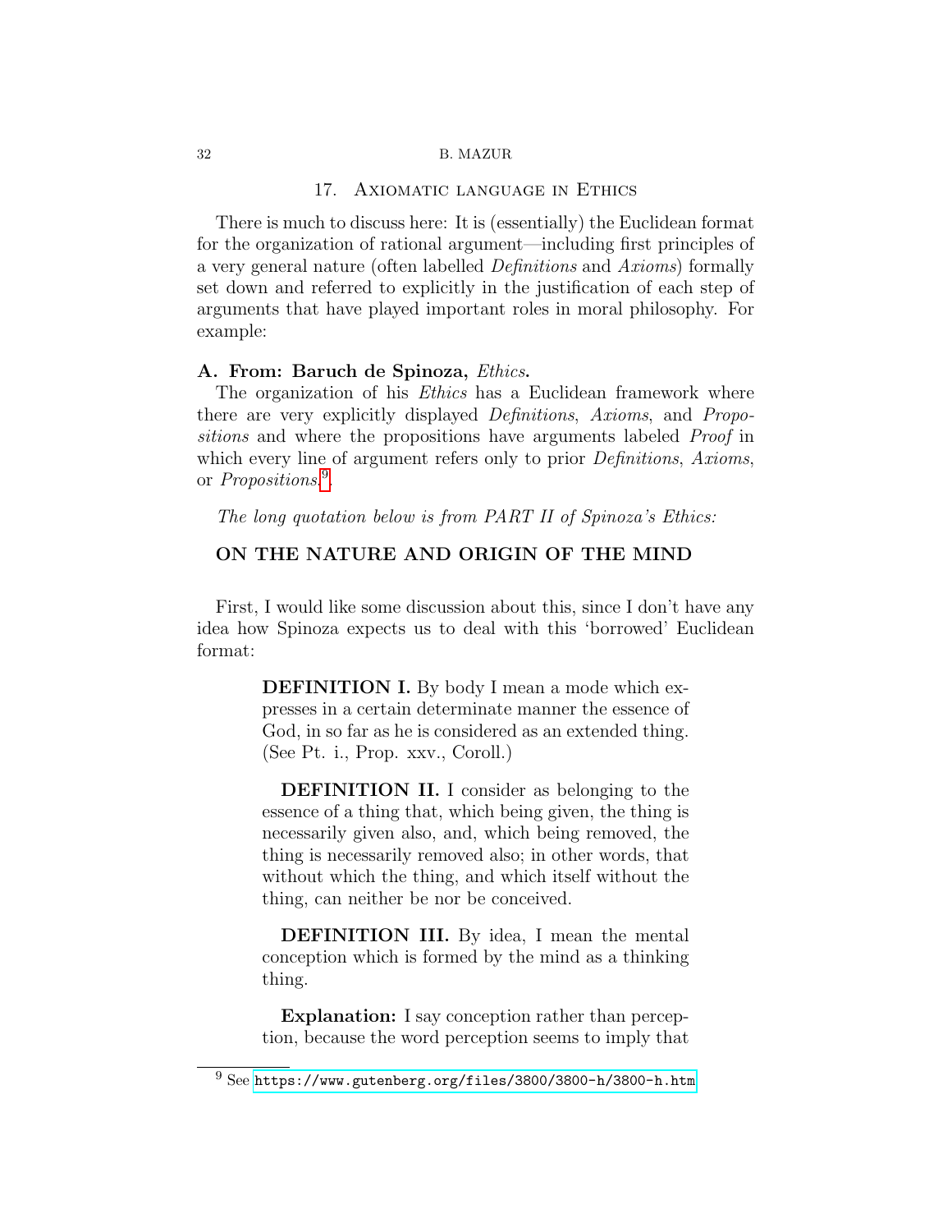## 17. Axiomatic language in Ethics

There is much to discuss here: It is (essentially) the Euclidean format for the organization of rational argument—including first principles of a very general nature (often labelled *Definitions* and *Axioms*) formally set down and referred to explicitly in the justification of each step of arguments that have played important roles in moral philosophy. For example:

**A. From: Baruch de Spinoza,** ***Ethics*****.**

The organization of his *Ethics* has a Euclidean framework where there are very explicitly displayed *Definitions*, *Axioms*, and *Propositions* and where the propositions have arguments labeled *Proof* in which every line of argument refers only to prior *Definitions*, *Axioms*, or *Propositions*.[9]

*The long quotation below is from PART II of Spinoza's Ethics:*

**ON THE NATURE AND ORIGIN OF THE MIND**

First, I would like some discussion about this, since I don't have any idea how Spinoza expects us to deal with this 'borrowed' Euclidean format:

> **DEFINITION I.** By body I mean a mode which expresses in a certain determinate manner the essence of God, in so far as he is considered as an extended thing. (See Pt. i., Prop. xxv., Coroll.)
>
> **DEFINITION II.** I consider as belonging to the essence of a thing that, which being given, the thing is necessarily given also, and, which being removed, the thing is necessarily removed also; in other words, that without which the thing, and which itself without the thing, can neither be nor be conceived.
>
> **DEFINITION III.** By idea, I mean the mental conception which is formed by the mind as a thinking thing.
>
> **Explanation:** I say conception rather than perception, because the word perception seems to imply that

[9] See https://www.gutenberg.org/files/3800/3800-h/3800-h.htm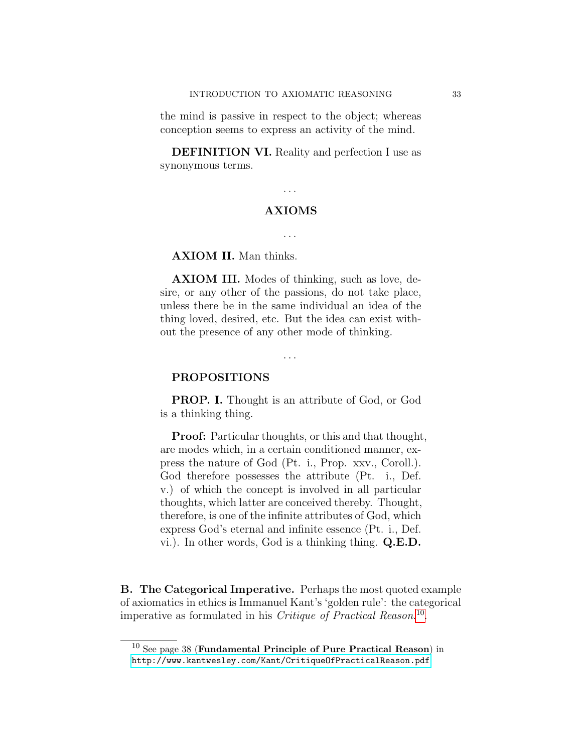the mind is passive in respect to the object; whereas conception seems to express an activity of the mind.

**DEFINITION VI.** Reality and perfection I use as synonymous terms.

. . .

**AXIOMS**

. . .

**AXIOM II.** Man thinks.

**AXIOM III.** Modes of thinking, such as love, desire, or any other of the passions, do not take place, unless there be in the same individual an idea of the thing loved, desired, etc. But the idea can exist without the presence of any other mode of thinking.

. . .

**PROPOSITIONS**

**PROP. I.** Thought is an attribute of God, or God is a thinking thing.

**Proof:** Particular thoughts, or this and that thought, are modes which, in a certain conditioned manner, express the nature of God (Pt. i., Prop. xxv., Coroll.). God therefore possesses the attribute (Pt. i., Def. v.) of which the concept is involved in all particular thoughts, which latter are conceived thereby. Thought, therefore, is one of the infinite attributes of God, which express God's eternal and infinite essence (Pt. i., Def. vi.). In other words, God is a thinking thing. **Q.E.D.**

**B. The Categorical Imperative.** Perhaps the most quoted example of axiomatics in ethics is Immanuel Kant's 'golden rule': the categorical imperative as formulated in his *Critique of Practical Reason*[10].

[10] See page 38 (**Fundamental Principle of Pure Practical Reason**) in `http://www.kantwesley.com/Kant/CritiqueOfPracticalReason.pdf`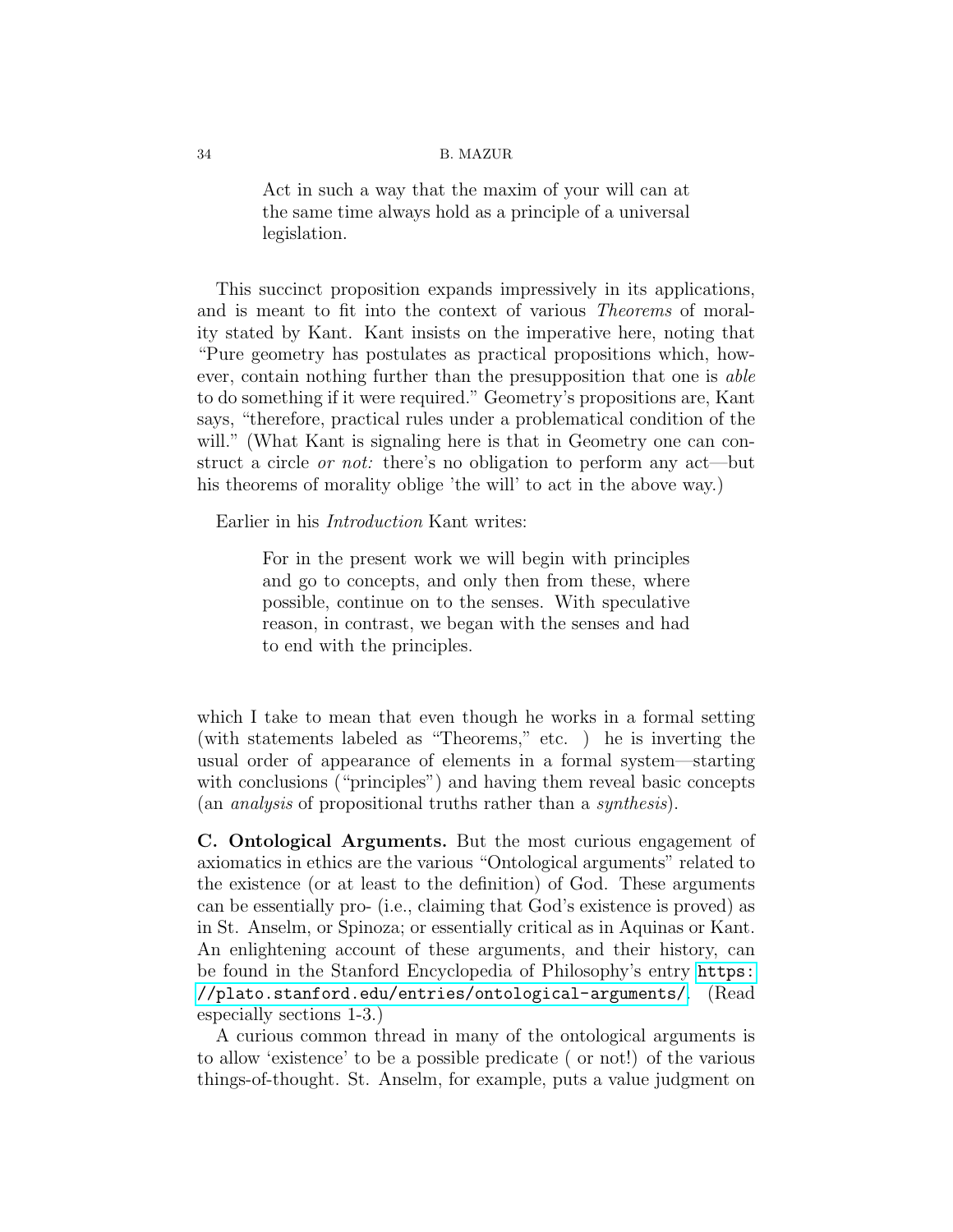> Act in such a way that the maxim of your will can at the same time always hold as a principle of a universal legislation.

This succinct proposition expands impressively in its applications, and is meant to fit into the context of various *Theorems* of morality stated by Kant. Kant insists on the imperative here, noting that "Pure geometry has postulates as practical propositions which, however, contain nothing further than the presupposition that one is *able* to do something if it were required." Geometry's propositions are, Kant says, "therefore, practical rules under a problematical condition of the will." (What Kant is signaling here is that in Geometry one can construct a circle *or not:* there's no obligation to perform any act—but his theorems of morality oblige 'the will' to act in the above way.)

Earlier in his *Introduction* Kant writes:

> For in the present work we will begin with principles and go to concepts, and only then from these, where possible, continue on to the senses. With speculative reason, in contrast, we began with the senses and had to end with the principles.

which I take to mean that even though he works in a formal setting (with statements labeled as "Theorems," etc. ) he is inverting the usual order of appearance of elements in a formal system—starting with conclusions ("principles") and having them reveal basic concepts (an *analysis* of propositional truths rather than a *synthesis*).

**C. Ontological Arguments.** But the most curious engagement of axiomatics in ethics are the various "Ontological arguments" related to the existence (or at least to the definition) of God. These arguments can be essentially pro- (i.e., claiming that God's existence is proved) as in St. Anselm, or Spinoza; or essentially critical as in Aquinas or Kant. An enlightening account of these arguments, and their history, can be found in the Stanford Encyclopedia of Philosophy's entry `https://plato.stanford.edu/entries/ontological-arguments/`. (Read especially sections 1-3.)

A curious common thread in many of the ontological arguments is to allow 'existence' to be a possible predicate ( or not!) of the various things-of-thought. St. Anselm, for example, puts a value judgment on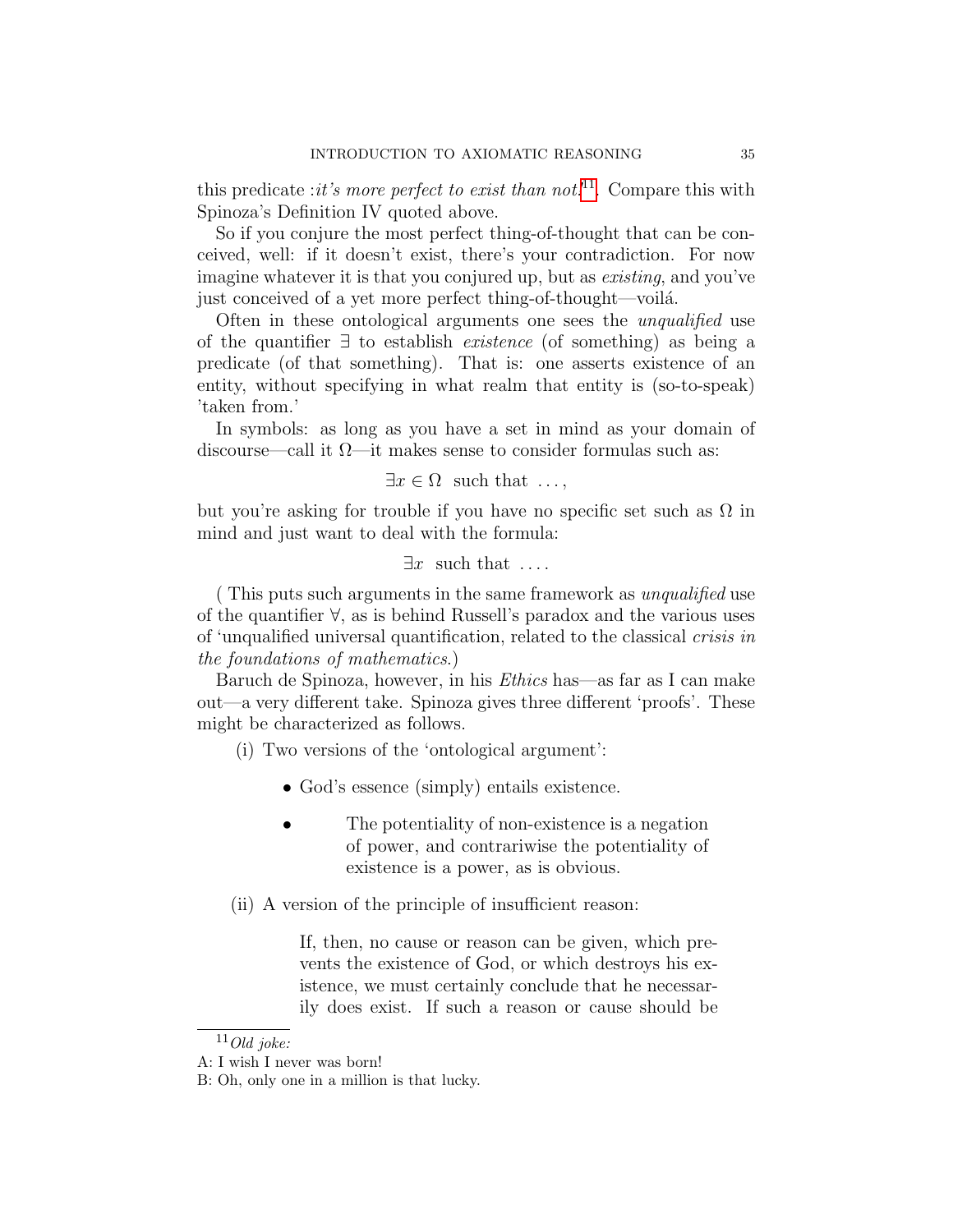this predicate :*it's more perfect to exist than not!*[11]. Compare this with Spinoza's Definition IV quoted above.

So if you conjure the most perfect thing-of-thought that can be conceived, well: if it doesn't exist, there's your contradiction. For now imagine whatever it is that you conjured up, but as *existing*, and you've just conceived of a yet more perfect thing-of-thought—voilá.

Often in these ontological arguments one sees the *unqualified* use of the quantifier $\exists$ to establish *existence* (of something) as being a predicate (of that something). That is: one asserts existence of an entity, without specifying in what realm that entity is (so-to-speak) 'taken from.'

In symbols: as long as you have a set in mind as your domain of discourse—call it $\Omega$—it makes sense to consider formulas such as:

$$\exists x \in \Omega \ \text{ such that } \ \ldots,$$

but you're asking for trouble if you have no specific set such as $\Omega$ in mind and just want to deal with the formula:

$$\exists x \ \text{ such that } \ \ldots.$$

( This puts such arguments in the same framework as *unqualified* use of the quantifier $\forall$, as is behind Russell's paradox and the various uses of 'unqualified universal quantification, related to the classical *crisis in the foundations of mathematics*.)

Baruch de Spinoza, however, in his *Ethics* has—as far as I can make out—a very different take. Spinoza gives three different 'proofs'. These might be characterized as follows.

(i) Two versions of the 'ontological argument':

- God's essence (simply) entails existence.
- > The potentiality of non-existence is a negation of power, and contrariwise the potentiality of existence is a power, as is obvious.

(ii) A version of the principle of insufficient reason:

> If, then, no cause or reason can be given, which prevents the existence of God, or which destroys his existence, we must certainly conclude that he necessarily does exist. If such a reason or cause should be

[11] *Old joke:*
A: I wish I never was born!
B: Oh, only one in a million is that lucky.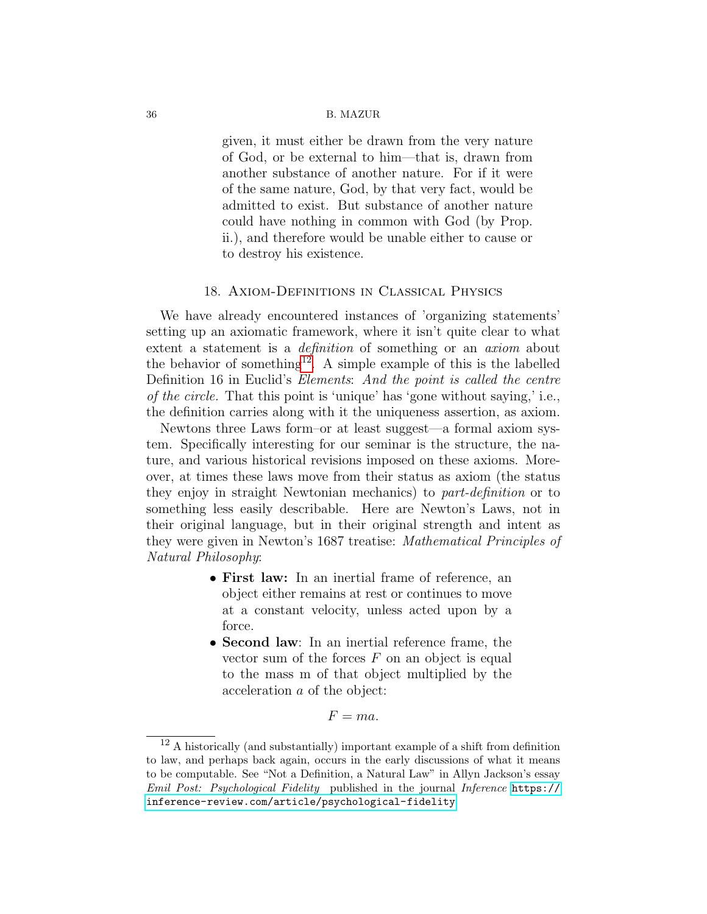> given, it must either be drawn from the very nature of God, or be external to him—that is, drawn from another substance of another nature. For if it were of the same nature, God, by that very fact, would be admitted to exist. But substance of another nature could have nothing in common with God (by Prop. ii.), and therefore would be unable either to cause or to destroy his existence.

## 18. Axiom-Definitions in Classical Physics

We have already encountered instances of 'organizing statements' setting up an axiomatic framework, where it isn't quite clear to what extent a statement is a *definition* of something or an *axiom* about the behavior of something[12]. A simple example of this is the labelled Definition 16 in Euclid's *Elements*: *And the point is called the centre of the circle.* That this point is 'unique' has 'gone without saying,' i.e., the definition carries along with it the uniqueness assertion, as axiom.

Newtons three Laws form–or at least suggest—a formal axiom system. Specifically interesting for our seminar is the structure, the nature, and various historical revisions imposed on these axioms. Moreover, at times these laws move from their status as axiom (the status they enjoy in straight Newtonian mechanics) to *part-definition* or to something less easily describable. Here are Newton's Laws, not in their original language, but in their original strength and intent as they were given in Newton's 1687 treatise: *Mathematical Principles of Natural Philosophy*:

- **First law:** In an inertial frame of reference, an object either remains at rest or continues to move at a constant velocity, unless acted upon by a force.
- **Second law**: In an inertial reference frame, the vector sum of the forces $F$ on an object is equal to the mass m of that object multiplied by the acceleration $a$ of the object:

$$F = ma.$$

[12] A historically (and substantially) important example of a shift from definition to law, and perhaps back again, occurs in the early discussions of what it means to be computable. See "Not a Definition, a Natural Law" in Allyn Jackson's essay *Emil Post: Psychological Fidelity* published in the journal *Inference* https://inference-review.com/article/psychological-fidelity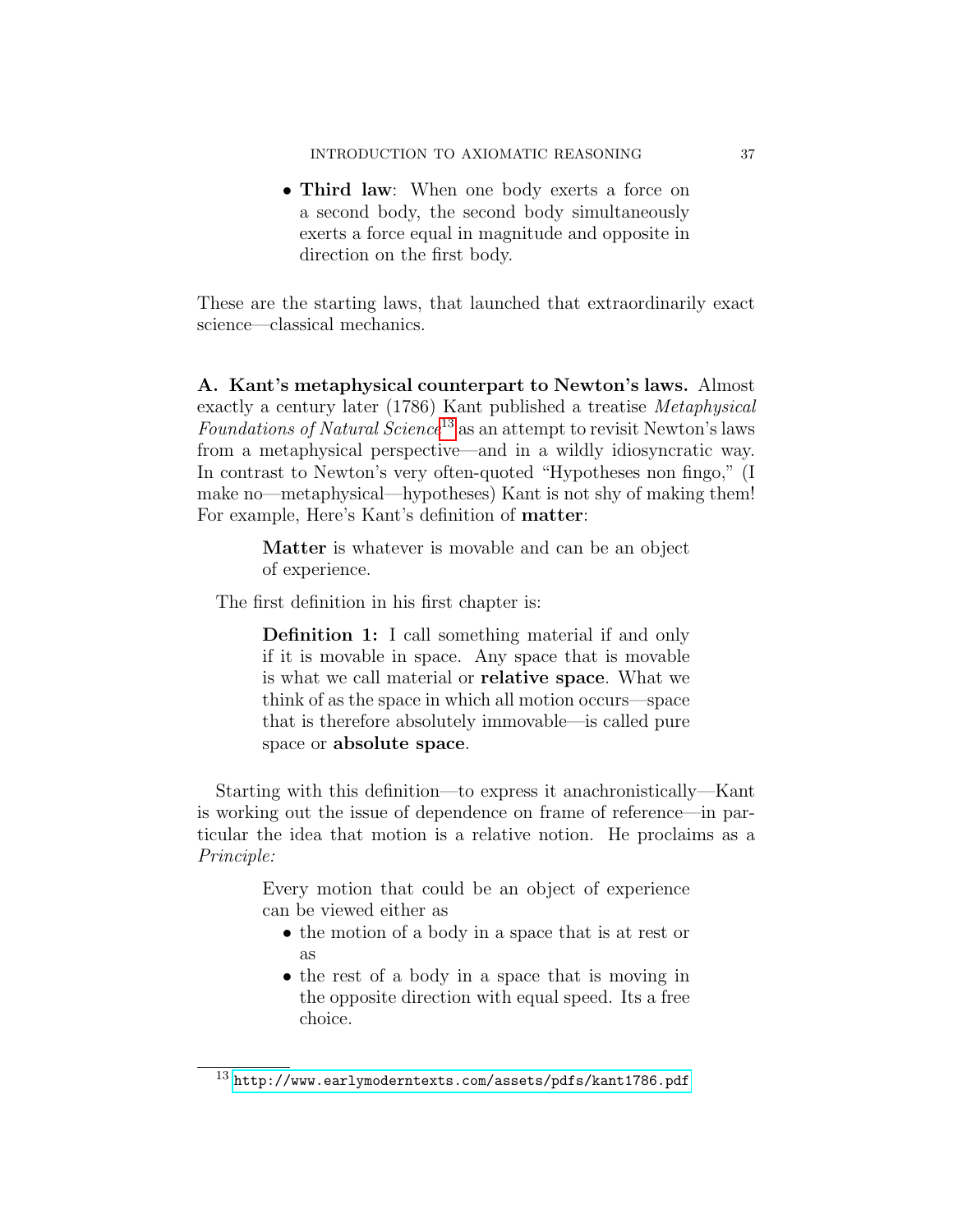- **Third law**: When one body exerts a force on a second body, the second body simultaneously exerts a force equal in magnitude and opposite in direction on the first body.

These are the starting laws, that launched that extraordinarily exact science—classical mechanics.

**A. Kant's metaphysical counterpart to Newton's laws.** Almost exactly a century later (1786) Kant published a treatise *Metaphysical Foundations of Natural Science*[13] as an attempt to revisit Newton's laws from a metaphysical perspective—and in a wildly idiosyncratic way. In contrast to Newton's very often-quoted "Hypotheses non fingo," (I make no—metaphysical—hypotheses) Kant is not shy of making them! For example, Here's Kant's definition of **matter**:

> **Matter** is whatever is movable and can be an object of experience.

The first definition in his first chapter is:

> **Definition 1:** I call something material if and only if it is movable in space. Any space that is movable is what we call material or **relative space**. What we think of as the space in which all motion occurs—space that is therefore absolutely immovable—is called pure space or **absolute space**.

Starting with this definition—to express it anachronistically—Kant is working out the issue of dependence on frame of reference—in particular the idea that motion is a relative notion. He proclaims as a *Principle:*

> Every motion that could be an object of experience can be viewed either as
> - the motion of a body in a space that is at rest or as
> - the rest of a body in a space that is moving in the opposite direction with equal speed. Its a free choice.

[13] http://www.earlymoderntexts.com/assets/pdfs/kant1786.pdf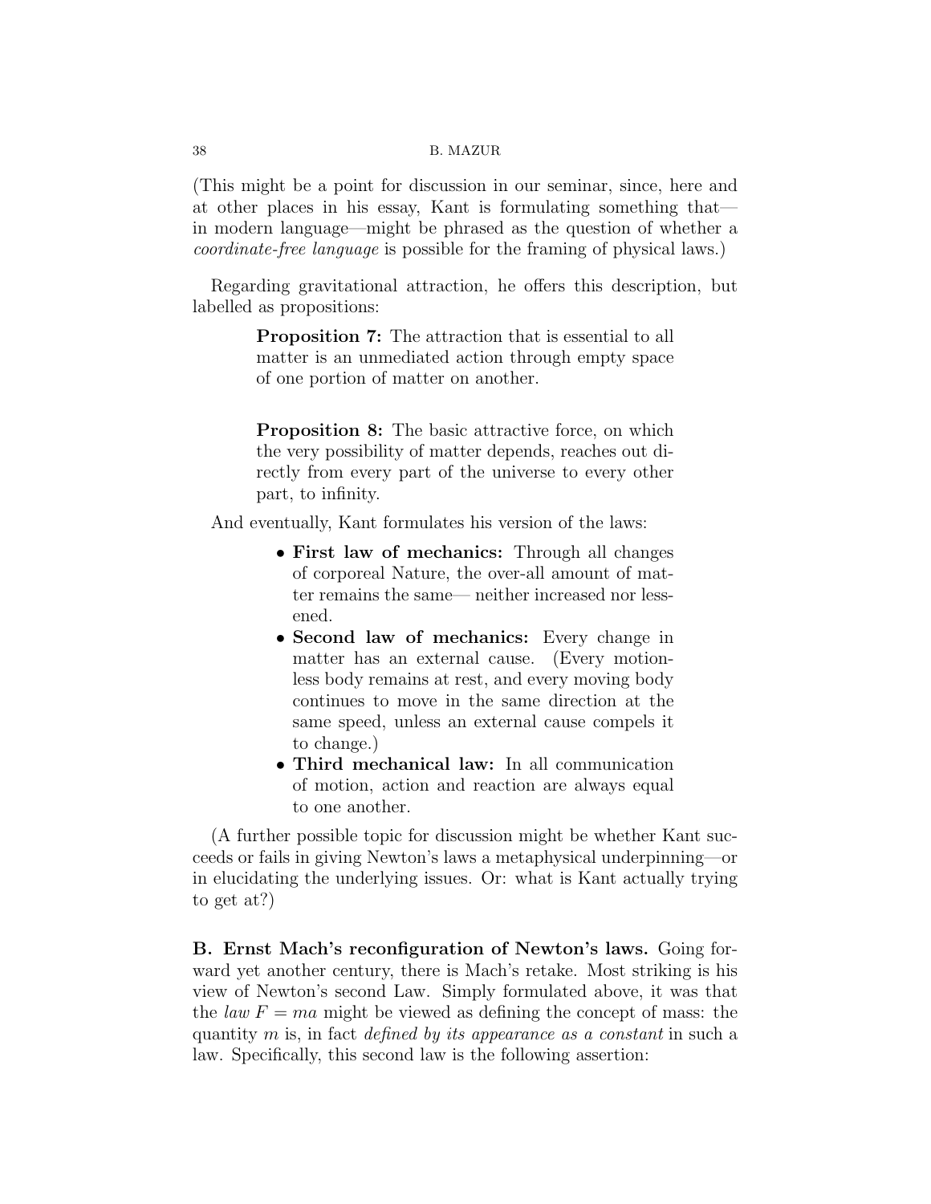(This might be a point for discussion in our seminar, since, here and at other places in his essay, Kant is formulating something that—in modern language—might be phrased as the question of whether a *coordinate-free language* is possible for the framing of physical laws.)

Regarding gravitational attraction, he offers this description, but labelled as propositions:

> **Proposition 7:** The attraction that is essential to all matter is an unmediated action through empty space of one portion of matter on another.
>
> **Proposition 8:** The basic attractive force, on which the very possibility of matter depends, reaches out directly from every part of the universe to every other part, to infinity.

And eventually, Kant formulates his version of the laws:

- **First law of mechanics:** Through all changes of corporeal Nature, the over-all amount of matter remains the same— neither increased nor lessened.
- **Second law of mechanics:** Every change in matter has an external cause. (Every motionless body remains at rest, and every moving body continues to move in the same direction at the same speed, unless an external cause compels it to change.)
- **Third mechanical law:** In all communication of motion, action and reaction are always equal to one another.

(A further possible topic for discussion might be whether Kant succeeds or fails in giving Newton's laws a metaphysical underpinning—or in elucidating the underlying issues. Or: what is Kant actually trying to get at?)

**B. Ernst Mach's reconfiguration of Newton's laws.** Going forward yet another century, there is Mach's retake. Most striking is his view of Newton's second Law. Simply formulated above, it was that the *law* $F = ma$ might be viewed as defining the concept of mass: the quantity $m$ is, in fact *defined by its appearance as a constant* in such a law. Specifically, this second law is the following assertion: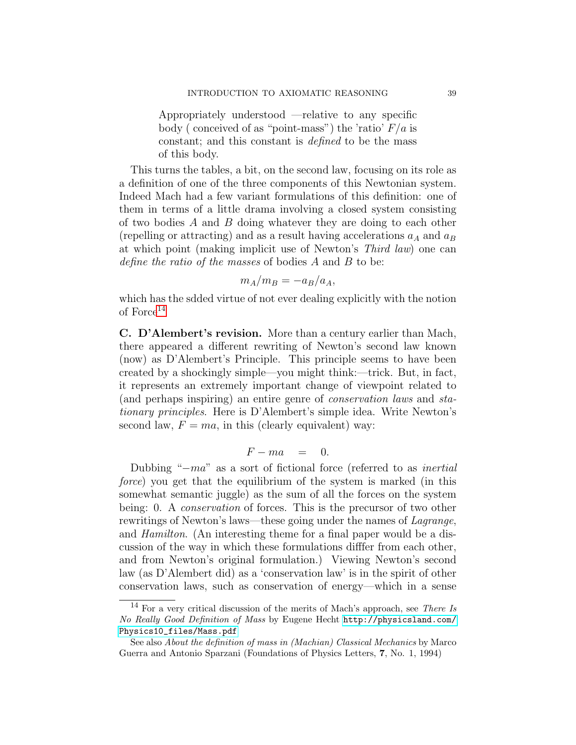> Appropriately understood —relative to any specific body ( conceived of as "point-mass") the 'ratio' $F/a$ is constant; and this constant is *defined* to be the mass of this body.

This turns the tables, a bit, on the second law, focusing on its role as a definition of one of the three components of this Newtonian system. Indeed Mach had a few variant formulations of this definition: one of them in terms of a little drama involving a closed system consisting of two bodies $A$ and $B$ doing whatever they are doing to each other (repelling or attracting) and as a result having accelerations $a_A$ and $a_B$ at which point (making implicit use of Newton's *Third law*) one can *define the ratio of the masses* of bodies $A$ and $B$ to be:

$$m_A/m_B = -a_B/a_A,$$

which has the sdded virtue of not ever dealing explicitly with the notion of Force[14].

**C. D'Alembert's revision.** More than a century earlier than Mach, there appeared a different rewriting of Newton's second law known (now) as D'Alembert's Principle. This principle seems to have been created by a shockingly simple—you might think:—trick. But, in fact, it represents an extremely important change of viewpoint related to (and perhaps inspiring) an entire genre of *conservation laws* and *stationary principles*. Here is D'Alembert's simple idea. Write Newton's second law, $F = ma$, in this (clearly equivalent) way:

$$F - ma \quad = \quad 0.$$

Dubbing "$-ma$" as a sort of fictional force (referred to as *inertial force*) you get that the equilibrium of the system is marked (in this somewhat semantic juggle) as the sum of all the forces on the system being: 0. A *conservation* of forces. This is the precursor of two other rewritings of Newton's laws—these going under the names of *Lagrange*, and *Hamilton*. (An interesting theme for a final paper would be a discussion of the way in which these formulations difffer from each other, and from Newton's original formulation.) Viewing Newton's second law (as D'Alembert did) as a 'conservation law' is in the spirit of other conservation laws, such as conservation of energy—which in a sense

[14] For a very critical discussion of the merits of Mach's approach, see *There Is No Really Good Definition of Mass* by Eugene Hecht http://physicsland.com/Physics10_files/Mass.pdf

See also *About the definition of mass in (Machian) Classical Mechanics* by Marco Guerra and Antonio Sparzani (Foundations of Physics Letters, **7**, No. 1, 1994)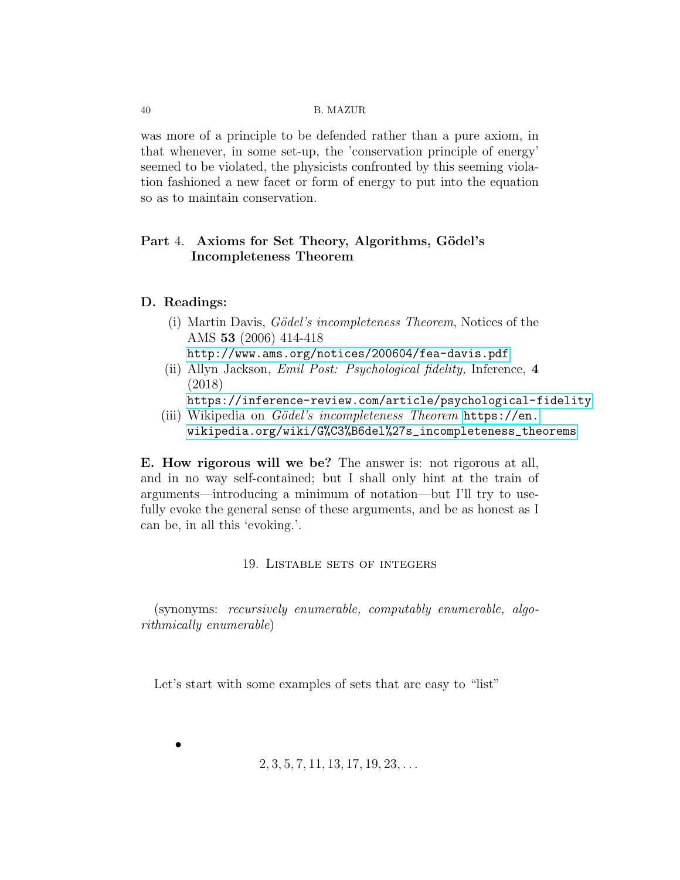was more of a principle to be defended rather than a pure axiom, in that whenever, in some set-up, the 'conservation principle of energy' seemed to be violated, the physicists confronted by this seeming violation fashioned a new facet or form of energy to put into the equation so as to maintain conservation.

# Part 4. Axioms for Set Theory, Algorithms, Gödel's Incompleteness Theorem

**D. Readings:**

(i) Martin Davis, *Gödel's incompleteness Theorem*, Notices of the AMS **53** (2006) 414-418 http://www.ams.org/notices/200604/fea-davis.pdf

(ii) Allyn Jackson, *Emil Post: Psychological fidelity,* Inference, **4** (2018) https://inference-review.com/article/psychological-fidelity

(iii) Wikipedia on *Gödel's incompleteness Theorem* https://en.wikipedia.org/wiki/G%C3%B6del%27s_incompleteness_theorems

**E. How rigorous will we be?** The answer is: not rigorous at all, and in no way self-contained; but I shall only hint at the train of arguments—introducing a minimum of notation—but I'll try to usefully evoke the general sense of these arguments, and be as honest as I can be, in all this 'evoking.'.

## 19. Listable sets of integers

(synonyms: *recursively enumerable, computably enumerable, algorithmically enumerable*)

Let's start with some examples of sets that are easy to "list"

- $$2, 3, 5, 7, 11, 13, 17, 19, 23, \dots$$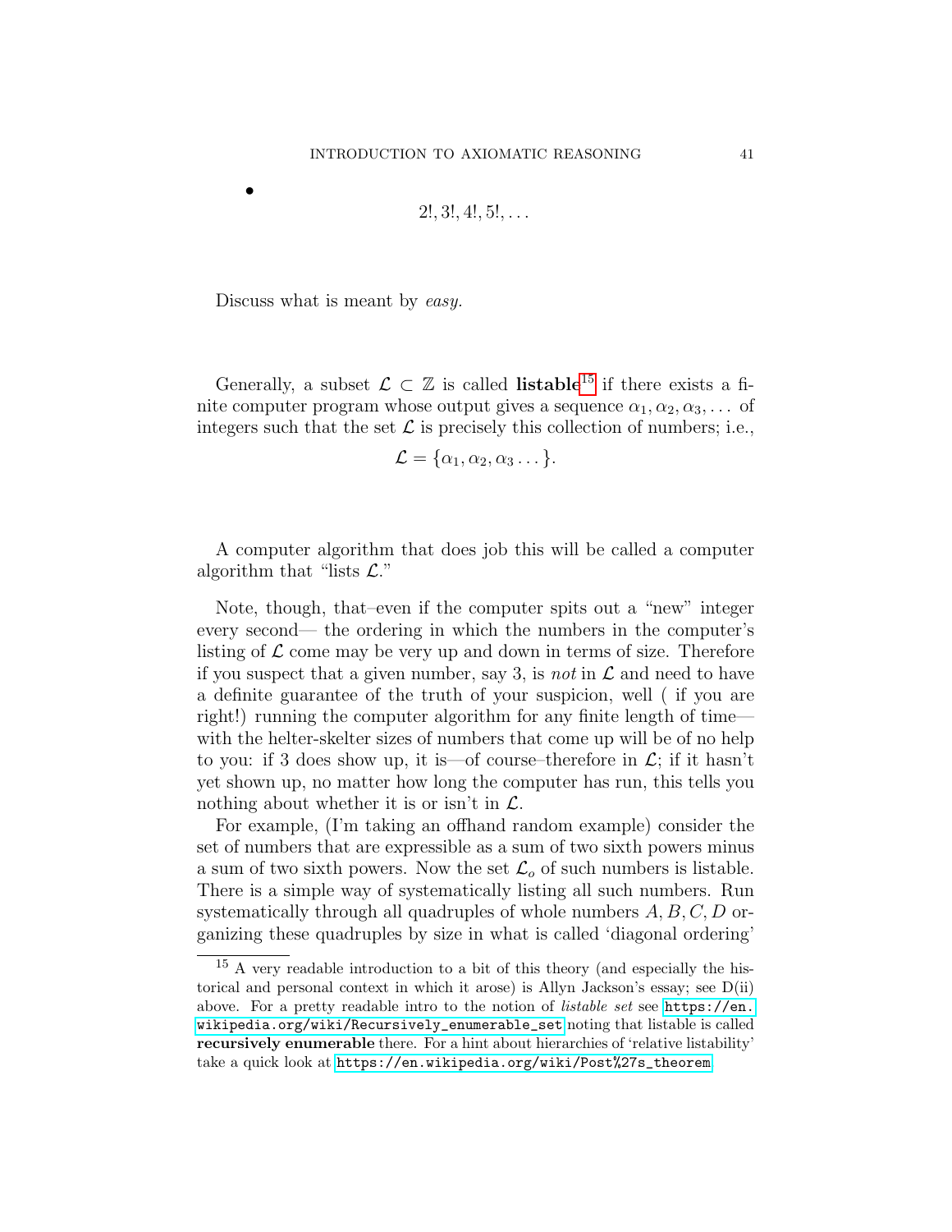- $$2!, 3!, 4!, 5!, \ldots$$

Discuss what is meant by *easy*.

Generally, a subset $\mathcal{L} \subset \mathbb{Z}$ is called **listable**[15] if there exists a finite computer program whose output gives a sequence $\alpha_1, \alpha_2, \alpha_3, \ldots$ of integers such that the set $\mathcal{L}$ is precisely this collection of numbers; i.e.,

$$\mathcal{L} = \{\alpha_1, \alpha_2, \alpha_3 \ldots\}.$$

A computer algorithm that does job this will be called a computer algorithm that "lists $\mathcal{L}$."

Note, though, that–even if the computer spits out a "new" integer every second— the ordering in which the numbers in the computer's listing of $\mathcal{L}$ come may be very up and down in terms of size. Therefore if you suspect that a given number, say 3, is *not* in $\mathcal{L}$ and need to have a definite guarantee of the truth of your suspicion, well ( if you are right!) running the computer algorithm for any finite length of time— with the helter-skelter sizes of numbers that come up will be of no help to you: if 3 does show up, it is—of course–therefore in $\mathcal{L}$; if it hasn't yet shown up, no matter how long the computer has run, this tells you nothing about whether it is or isn't in $\mathcal{L}$.

For example, (I'm taking an offhand random example) consider the set of numbers that are expressible as a sum of two sixth powers minus a sum of two sixth powers. Now the set $\mathcal{L}_o$ of such numbers is listable. There is a simple way of systematically listing all such numbers. Run systematically through all quadruples of whole numbers $A, B, C, D$ organizing these quadruples by size in what is called 'diagonal ordering'

---

[15] A very readable introduction to a bit of this theory (and especially the historical and personal context in which it arose) is Allyn Jackson's essay; see D(ii) above. For a pretty readable intro to the notion of *listable set* see https://en.wikipedia.org/wiki/Recursively_enumerable_set noting that listable is called **recursively enumerable** there. For a hint about hierarchies of 'relative listability' take a quick look at https://en.wikipedia.org/wiki/Post%27s_theorem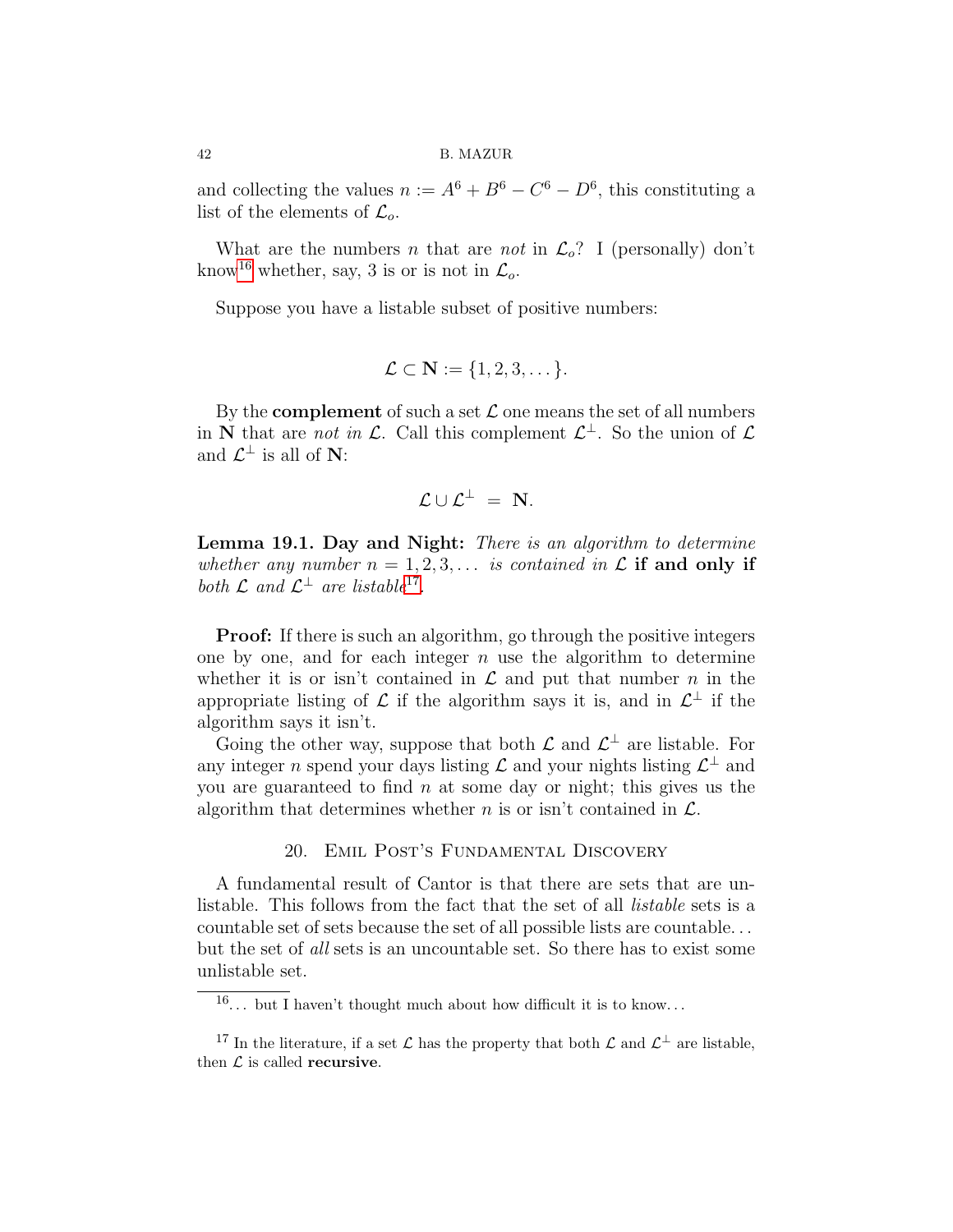and collecting the values $n := A^6 + B^6 - C^6 - D^6$, this constituting a list of the elements of $\mathcal{L}_o$.

What are the numbers $n$ that are *not* in $\mathcal{L}_o$? I (personally) don't know[16] whether, say, 3 is or is not in $\mathcal{L}_o$.

Suppose you have a listable subset of positive numbers:

$$\mathcal{L} \subset \mathbf{N} := \{1, 2, 3, \dots\}.$$

By the **complement** of such a set $\mathcal{L}$ one means the set of all numbers in $\mathbf{N}$ that are *not in* $\mathcal{L}$. Call this complement $\mathcal{L}^{\perp}$. So the union of $\mathcal{L}$ and $\mathcal{L}^{\perp}$ is all of $\mathbf{N}$:

$$\mathcal{L} \cup \mathcal{L}^{\perp} \ = \ \mathbf{N}.$$

**Lemma 19.1. Day and Night:** *There is an algorithm to determine whether any number $n = 1, 2, 3, \dots$ is contained in $\mathcal{L}$* **if and only if** *both $\mathcal{L}$ and $\mathcal{L}^{\perp}$ are listable*[17].

**Proof:** If there is such an algorithm, go through the positive integers one by one, and for each integer $n$ use the algorithm to determine whether it is or isn't contained in $\mathcal{L}$ and put that number $n$ in the appropriate listing of $\mathcal{L}$ if the algorithm says it is, and in $\mathcal{L}^{\perp}$ if the algorithm says it isn't.

Going the other way, suppose that both $\mathcal{L}$ and $\mathcal{L}^{\perp}$ are listable. For any integer $n$ spend your days listing $\mathcal{L}$ and your nights listing $\mathcal{L}^{\perp}$ and you are guaranteed to find $n$ at some day or night; this gives us the algorithm that determines whether $n$ is or isn't contained in $\mathcal{L}$.

## 20. Emil Post's Fundamental Discovery

A fundamental result of Cantor is that there are sets that are unlistable. This follows from the fact that the set of all *listable* sets is a countable set of sets because the set of all possible lists are countable... but the set of *all* sets is an uncountable set. So there has to exist some unlistable set.

---

[16]... but I haven't thought much about how difficult it is to know...

[17] In the literature, if a set $\mathcal{L}$ has the property that both $\mathcal{L}$ and $\mathcal{L}^{\perp}$ are listable, then $\mathcal{L}$ is called **recursive**.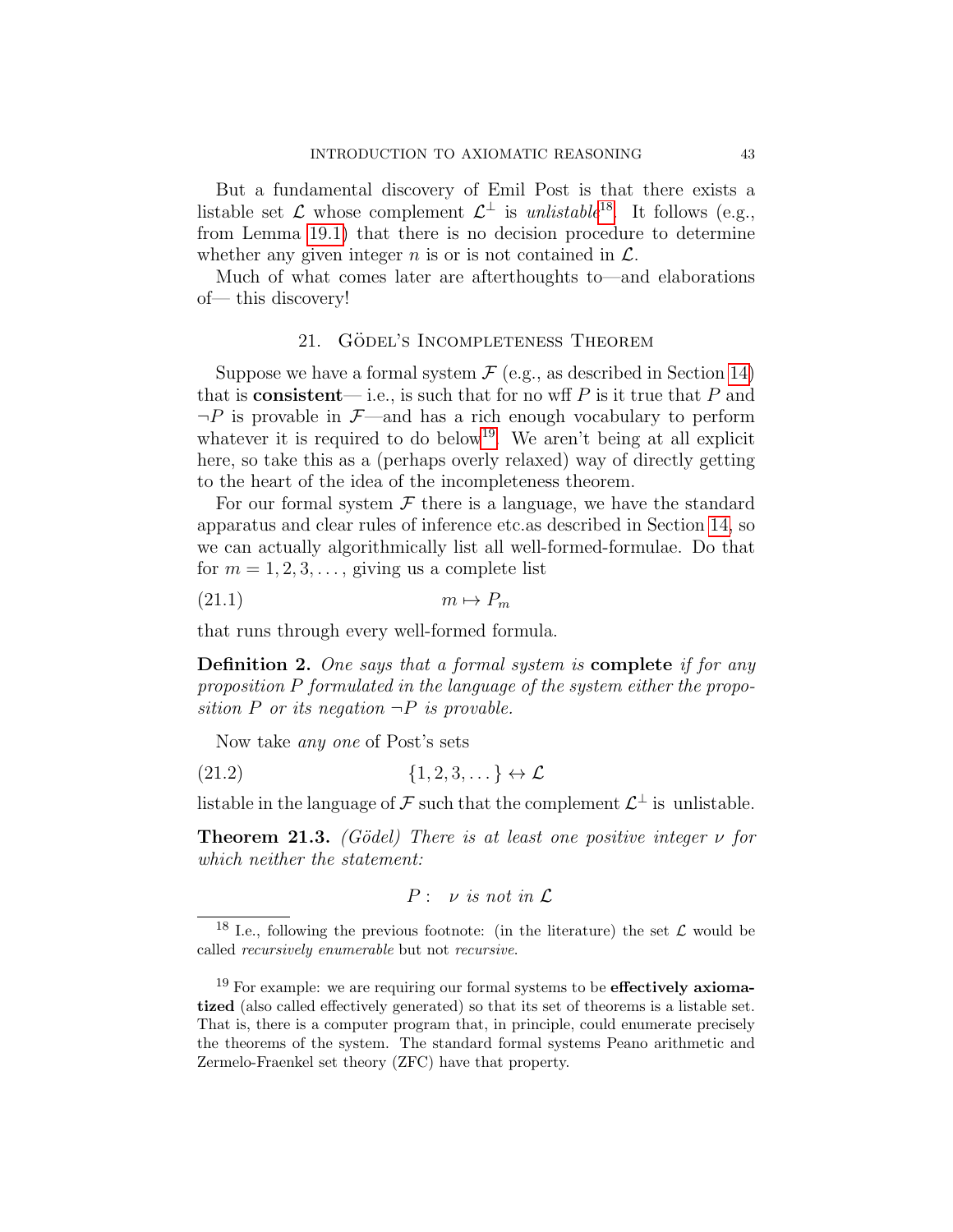But a fundamental discovery of Emil Post is that there exists a listable set $\mathcal{L}$ whose complement $\mathcal{L}^{\perp}$ is *unlistable*[18]. It follows (e.g., from Lemma 19.1) that there is no decision procedure to determine whether any given integer $n$ is or is not contained in $\mathcal{L}$.

Much of what comes later are afterthoughts to—and elaborations of— this discovery!

## 21. Gödel's Incompleteness Theorem

Suppose we have a formal system $\mathcal{F}$ (e.g., as described in Section 14) that is **consistent**— i.e., is such that for no wff $P$ is it true that $P$ and $\neg P$ is provable in $\mathcal{F}$—and has a rich enough vocabulary to perform whatever it is required to do below[19]. We aren't being at all explicit here, so take this as a (perhaps overly relaxed) way of directly getting to the heart of the idea of the incompleteness theorem.

For our formal system $\mathcal{F}$ there is a language, we have the standard apparatus and clear rules of inference etc.as described in Section 14, so we can actually algorithmically list all well-formed-formulae. Do that for $m = 1, 2, 3, \dots,$ giving us a complete list

$$m \mapsto P_m \tag{21.1}$$

that runs through every well-formed formula.

**Definition 2.** *One says that a formal system is* **complete** *if for any proposition $P$ formulated in the language of the system either the proposition $P$ or its negation $\neg P$ is provable.*

Now take *any one* of Post's sets

$$\{1, 2, 3, \dots\} \leftrightarrow \mathcal{L} \tag{21.2}$$

listable in the language of $\mathcal{F}$ such that the complement $\mathcal{L}^{\perp}$ is unlistable.

**Theorem 21.3.** *(Gödel) There is at least one positive integer $\nu$ for which neither the statement:*

$$P: \quad \nu \textit{ is not in } \mathcal{L}$$

---

[18] I.e., following the previous footnote: (in the literature) the set $\mathcal{L}$ would be called *recursively enumerable* but not *recursive*.

[19] For example: we are requiring our formal systems to be **effectively axiomatized** (also called effectively generated) so that its set of theorems is a listable set. That is, there is a computer program that, in principle, could enumerate precisely the theorems of the system. The standard formal systems Peano arithmetic and Zermelo-Fraenkel set theory (ZFC) have that property.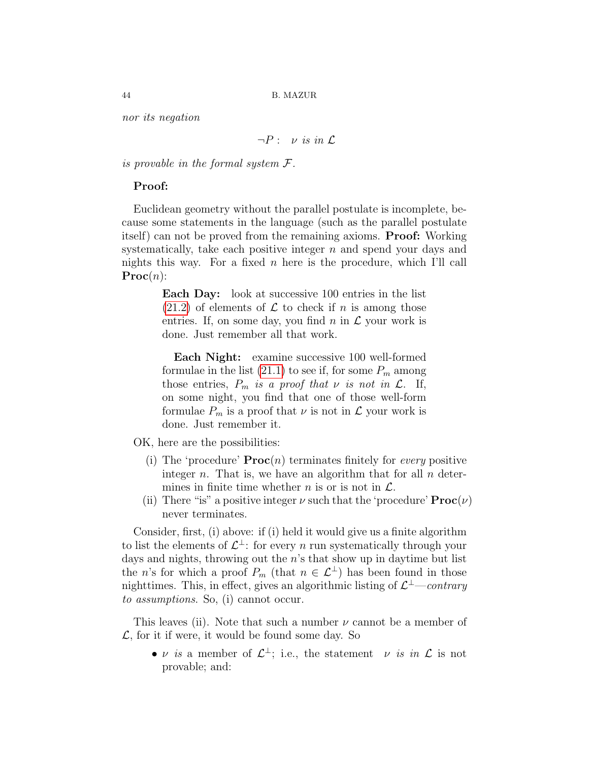*nor its negation*

$$\neg P: \quad \nu \textit{ is in } \mathcal{L}$$

*is provable in the formal system $\mathcal{F}$.*

**Proof:**

Euclidean geometry without the parallel postulate is incomplete, because some statements in the language (such as the parallel postulate itself) can not be proved from the remaining axioms. **Proof:** Working systematically, take each positive integer $n$ and spend your days and nights this way. For a fixed $n$ here is the procedure, which I'll call $\mathbf{Proc}(n)$:

> **Each Day:** look at successive 100 entries in the list (21.2) of elements of $\mathcal{L}$ to check if $n$ is among those entries. If, on some day, you find $n$ in $\mathcal{L}$ your work is done. Just remember all that work.
>
> **Each Night:** examine successive 100 well-formed formulae in the list (21.1) to see if, for some $P_m$ among those entries, $P_m$ *is a proof that* $\nu$ *is not in* $\mathcal{L}$. If, on some night, you find that one of those well-form formulae $P_m$ is a proof that $\nu$ is not in $\mathcal{L}$ your work is done. Just remember it.

OK, here are the possibilities:

(i) The 'procedure' $\mathbf{Proc}(n)$ terminates finitely for *every* positive integer $n$. That is, we have an algorithm that for all $n$ determines in finite time whether $n$ is or is not in $\mathcal{L}$.

(ii) There "is" a positive integer $\nu$ such that the 'procedure' $\mathbf{Proc}(\nu)$ never terminates.

Consider, first, (i) above: if (i) held it would give us a finite algorithm to list the elements of $\mathcal{L}^{\perp}$: for every $n$ run systematically through your days and nights, throwing out the $n$'s that show up in daytime but list the $n$'s for which a proof $P_m$ (that $n \in \mathcal{L}^{\perp}$) has been found in those nighttimes. This, in effect, gives an algorithmic listing of $\mathcal{L}^{\perp}$—*contrary to assumptions.* So, (i) cannot occur.

This leaves (ii). Note that such a number $\nu$ cannot be a member of $\mathcal{L}$, for it if were, it would be found some day. So

- $\nu$ *is* a member of $\mathcal{L}^{\perp}$; i.e., the statement $\nu$ *is in* $\mathcal{L}$ is not provable; and: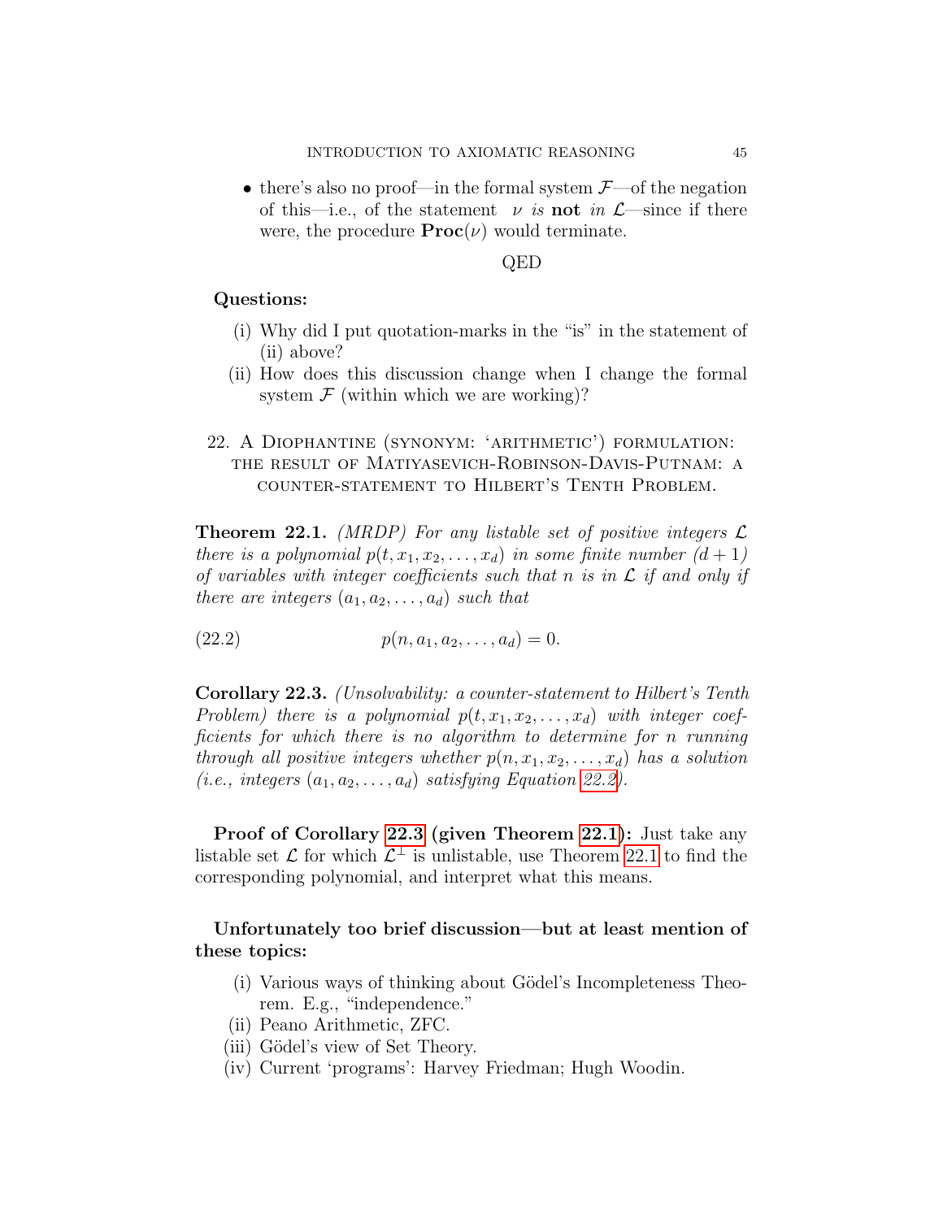- there's also no proof—in the formal system $\mathcal{F}$—of the negation of this—i.e., of the statement $\nu$ *is* **not** *in* $\mathcal{L}$—since if there were, the procedure $\mathbf{Proc}(\nu)$ would terminate.

QED

**Questions:**

(i) Why did I put quotation-marks in the "is" in the statement of (ii) above?

(ii) How does this discussion change when I change the formal system $\mathcal{F}$ (within which we are working)?

## 22. A Diophantine (synonym: 'arithmetic') formulation: the result of Matiyasevich-Robinson-Davis-Putnam: a counter-statement to Hilbert's Tenth Problem.

**Theorem 22.1.** *(MRDP) For any listable set of positive integers $\mathcal{L}$ there is a polynomial $p(t, x_1, x_2, \ldots, x_d)$ in some finite number $(d+1)$ of variables with integer coefficients such that $n$ is in $\mathcal{L}$ if and only if there are integers $(a_1, a_2, \ldots, a_d)$ such that*

$$p(n, a_1, a_2, \ldots, a_d) = 0. \tag{22.2}$$

**Corollary 22.3.** *(Unsolvability: a counter-statement to Hilbert's Tenth Problem) there is a polynomial $p(t, x_1, x_2, \ldots, x_d)$ with integer coefficients for which there is no algorithm to determine for $n$ running through all positive integers whether $p(n, x_1, x_2, \ldots, x_d)$ has a solution (i.e., integers $(a_1, a_2, \ldots, a_d)$ satisfying Equation 22.2).*

**Proof of Corollary 22.3 (given Theorem 22.1):** Just take any listable set $\mathcal{L}$ for which $\mathcal{L}^{\perp}$ is unlistable, use Theorem 22.1 to find the corresponding polynomial, and interpret what this means.

**Unfortunately too brief discussion—but at least mention of these topics:**

(i) Various ways of thinking about Gödel's Incompleteness Theorem. E.g., "independence."

(ii) Peano Arithmetic, ZFC.

(iii) Gödel's view of Set Theory.

(iv) Current 'programs': Harvey Friedman; Hugh Woodin.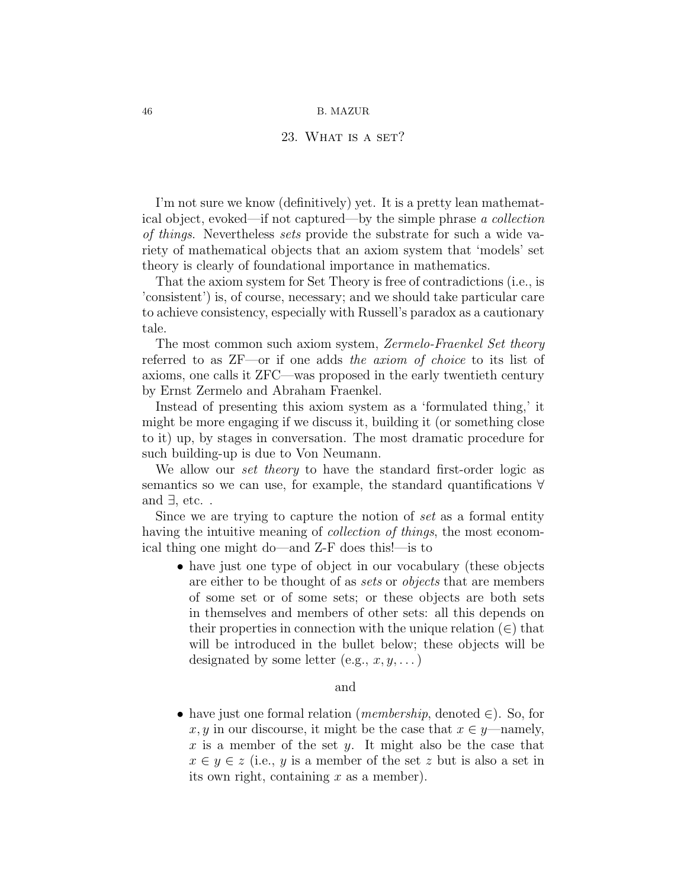## 23. What is a set?

I'm not sure we know (definitively) yet. It is a pretty lean mathematical object, evoked—if not captured—by the simple phrase *a collection of things*. Nevertheless *sets* provide the substrate for such a wide variety of mathematical objects that an axiom system that 'models' set theory is clearly of foundational importance in mathematics.

That the axiom system for Set Theory is free of contradictions (i.e., is 'consistent') is, of course, necessary; and we should take particular care to achieve consistency, especially with Russell's paradox as a cautionary tale.

The most common such axiom system, *Zermelo-Fraenkel Set theory* referred to as ZF—or if one adds *the axiom of choice* to its list of axioms, one calls it ZFC—was proposed in the early twentieth century by Ernst Zermelo and Abraham Fraenkel.

Instead of presenting this axiom system as a 'formulated thing,' it might be more engaging if we discuss it, building it (or something close to it) up, by stages in conversation. The most dramatic procedure for such building-up is due to Von Neumann.

We allow our *set theory* to have the standard first-order logic as semantics so we can use, for example, the standard quantifications $\forall$ and $\exists$, etc. .

Since we are trying to capture the notion of *set* as a formal entity having the intuitive meaning of *collection of things*, the most economical thing one might do—and Z-F does this!—is to

- have just one type of object in our vocabulary (these objects are either to be thought of as *sets* or *objects* that are members of some set or of some sets; or these objects are both sets in themselves and members of other sets: all this depends on their properties in connection with the unique relation ($\in$) that will be introduced in the bullet below; these objects will be designated by some letter (e.g., $x, y, \ldots$)

and

- have just one formal relation (*membership*, denoted $\in$). So, for $x, y$ in our discourse, it might be the case that $x \in y$—namely, $x$ is a member of the set $y$. It might also be the case that $x \in y \in z$ (i.e., $y$ is a member of the set $z$ but is also a set in its own right, containing $x$ as a member).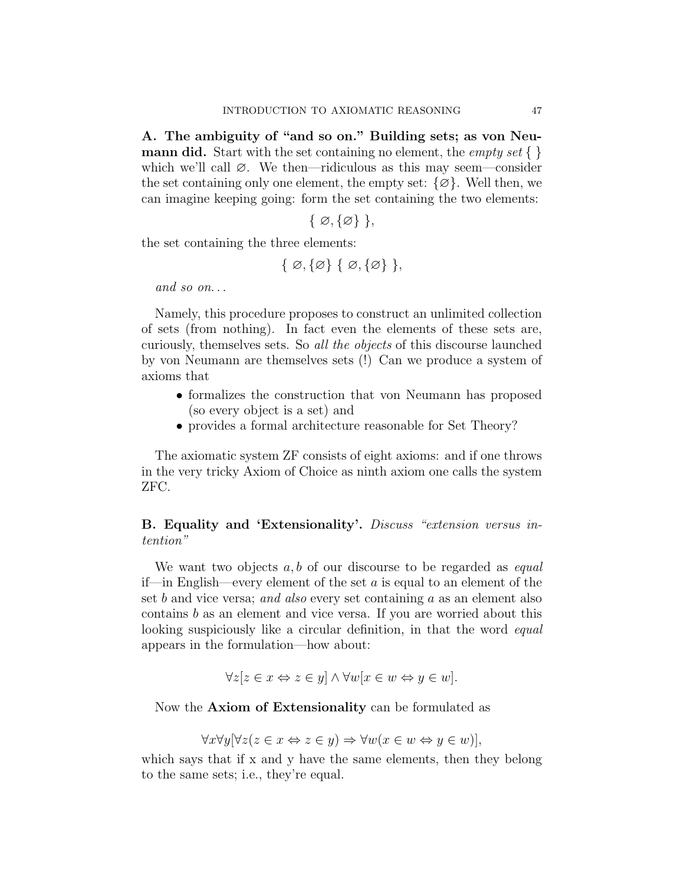**A. The ambiguity of "and so on." Building sets; as von Neumann did.** Start with the set containing no element, the *empty set* $\{ \}$ which we'll call $\varnothing$. We then—ridiculous as this may seem—consider the set containing only one element, the empty set: $\{\varnothing\}$. Well then, we can imagine keeping going: form the set containing the two elements:

$$\{ \ \varnothing, \{\varnothing\} \ \},$$

the set containing the three elements:

$$\{ \ \varnothing, \{\varnothing\} \ \{ \ \varnothing, \{\varnothing\} \ \},$$

*and so on...*

Namely, this procedure proposes to construct an unlimited collection of sets (from nothing). In fact even the elements of these sets are, curiously, themselves sets. So *all the objects* of this discourse launched by von Neumann are themselves sets (!) Can we produce a system of axioms that

- formalizes the construction that von Neumann has proposed (so every object is a set) and
- provides a formal architecture reasonable for Set Theory?

The axiomatic system ZF consists of eight axioms: and if one throws in the very tricky Axiom of Choice as ninth axiom one calls the system ZFC.

**B. Equality and 'Extensionality'.** *Discuss "extension versus intention"*

We want two objects $a, b$ of our discourse to be regarded as *equal* if—in English—every element of the set $a$ is equal to an element of the set $b$ and vice versa; *and also* every set containing $a$ as an element also contains $b$ as an element and vice versa. If you are worried about this looking suspiciously like a circular definition, in that the word *equal* appears in the formulation—how about:

$$\forall z[z \in x \Leftrightarrow z \in y] \wedge \forall w[x \in w \Leftrightarrow y \in w].$$

Now the **Axiom of Extensionality** can be formulated as

$$\forall x \forall y[\forall z(z \in x \Leftrightarrow z \in y) \Rightarrow \forall w(x \in w \Leftrightarrow y \in w)],$$

which says that if x and y have the same elements, then they belong to the same sets; i.e., they're equal.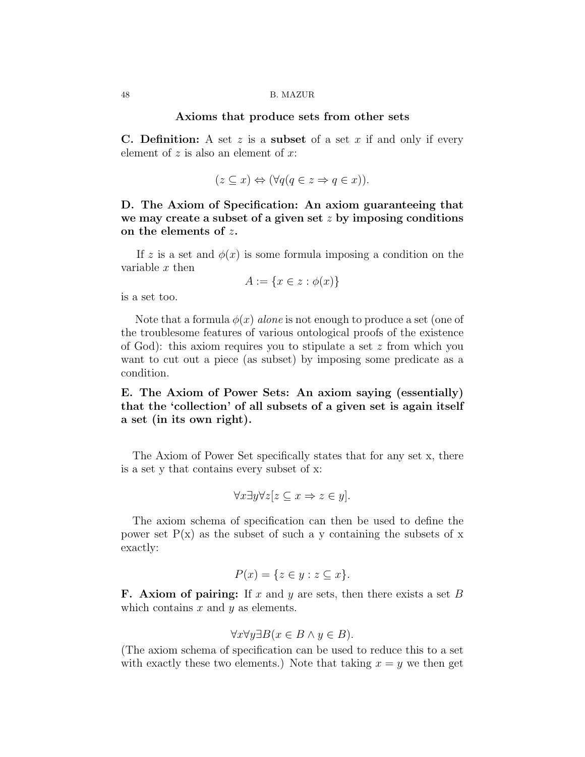## Axioms that produce sets from other sets

**C. Definition:** A set $z$ is a **subset** of a set $x$ if and only if every element of $z$ is also an element of $x$:

$$(z \subseteq x) \Leftrightarrow (\forall q(q \in z \Rightarrow q \in x)).$$

**D. The Axiom of Specification: An axiom guaranteeing that we may create a subset of a given set $z$ by imposing conditions on the elements of $z$.**

If $z$ is a set and $\phi(x)$ is some formula imposing a condition on the variable $x$ then

$$A := \{x \in z : \phi(x)\}$$

is a set too.

Note that a formula $\phi(x)$ *alone* is not enough to produce a set (one of the troublesome features of various ontological proofs of the existence of God): this axiom requires you to stipulate a set $z$ from which you want to cut out a piece (as subset) by imposing some predicate as a condition.

**E. The Axiom of Power Sets: An axiom saying (essentially) that the 'collection' of all subsets of a given set is again itself a set (in its own right).**

The Axiom of Power Set specifically states that for any set x, there is a set y that contains every subset of x:

$$\forall x \exists y \forall z[z \subseteq x \Rightarrow z \in y].$$

The axiom schema of specification can then be used to define the power set P(x) as the subset of such a y containing the subsets of x exactly:

$$P(x) = \{z \in y : z \subseteq x\}.$$

**F. Axiom of pairing:** If $x$ and $y$ are sets, then there exists a set $B$ which contains $x$ and $y$ as elements.

$$\forall x \forall y \exists B(x \in B \wedge y \in B).$$

(The axiom schema of specification can be used to reduce this to a set with exactly these two elements.) Note that taking $x = y$ we then get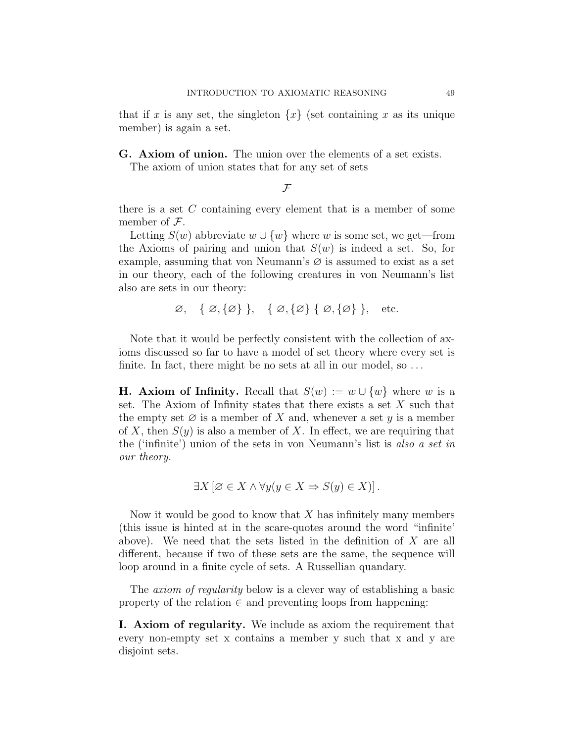that if $x$ is any set, the singleton $\{x\}$ (set containing $x$ as its unique member) is again a set.

**G. Axiom of union.** The union over the elements of a set exists.
The axiom of union states that for any set of sets

$$\mathcal{F}$$

there is a set $C$ containing every element that is a member of some member of $\mathcal{F}$.

Letting $S(w)$ abbreviate $w \cup \{w\}$ where $w$ is some set, we get—from the Axioms of pairing and union that $S(w)$ is indeed a set. So, for example, assuming that von Neumann's $\varnothing$ is assumed to exist as a set in our theory, each of the following creatures in von Neumann's list also are sets in our theory:

$$\varnothing, \quad \{\ \varnothing, \{\varnothing\}\ \}, \quad \{\ \varnothing, \{\varnothing\}\ \{\ \varnothing, \{\varnothing\}\ \}, \quad \text{etc.}$$

Note that it would be perfectly consistent with the collection of axioms discussed so far to have a model of set theory where every set is finite. In fact, there might be no sets at all in our model, so ...

**H. Axiom of Infinity.** Recall that $S(w) := w \cup \{w\}$ where $w$ is a set. The Axiom of Infinity states that there exists a set $X$ such that the empty set $\varnothing$ is a member of $X$ and, whenever a set $y$ is a member of $X$, then $S(y)$ is also a member of $X$. In effect, we are requiring that the ('infinite') union of the sets in von Neumann's list is *also a set in our theory.*

$$\exists X \left[\varnothing \in X \wedge \forall y (y \in X \Rightarrow S(y) \in X)\right].$$

Now it would be good to know that $X$ has infinitely many members (this issue is hinted at in the scare-quotes around the word "infinite' above). We need that the sets listed in the definition of $X$ are all different, because if two of these sets are the same, the sequence will loop around in a finite cycle of sets. A Russellian quandary.

The *axiom of regularity* below is a clever way of establishing a basic property of the relation $\in$ and preventing loops from happening:

**I. Axiom of regularity.** We include as axiom the requirement that every non-empty set x contains a member y such that x and y are disjoint sets.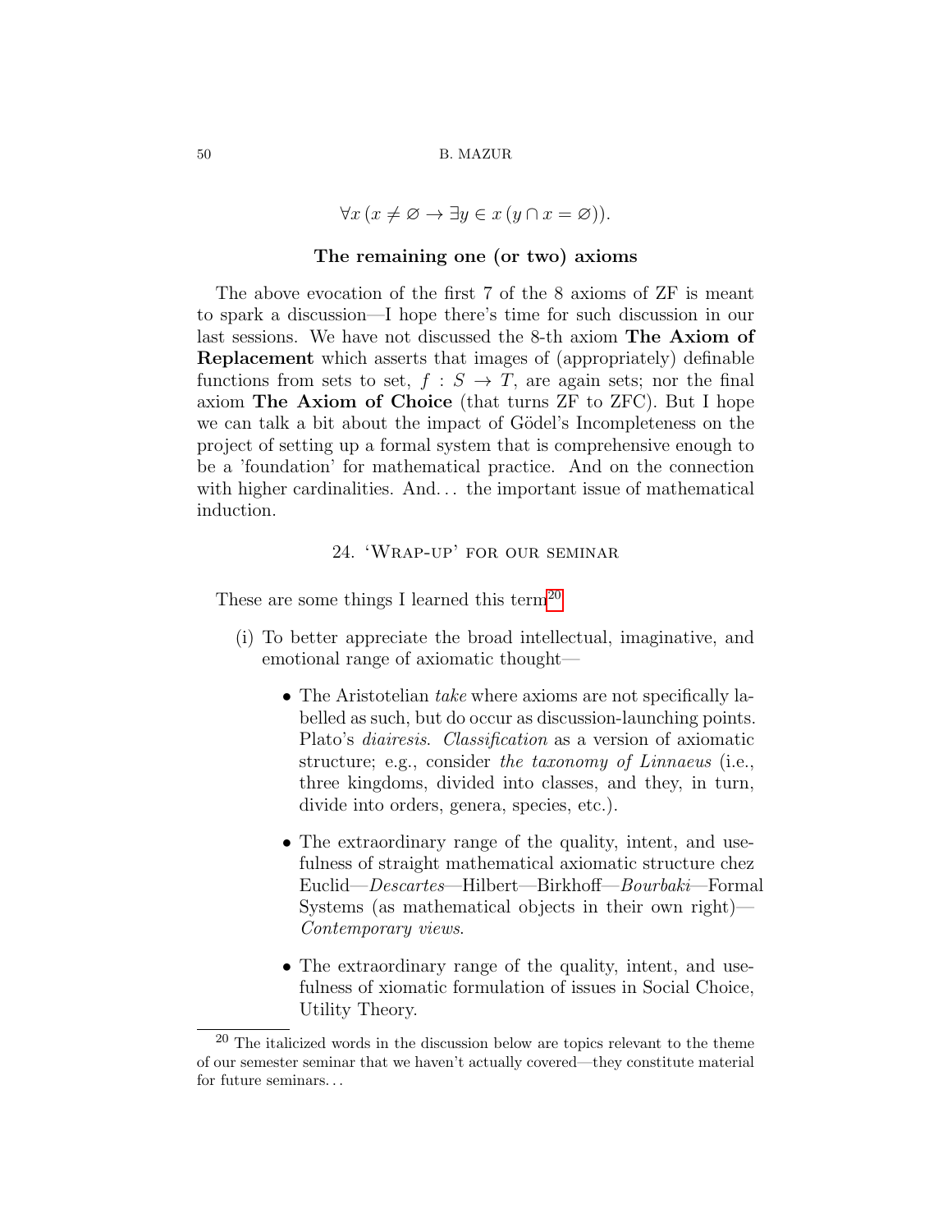$$\forall x \, (x \neq \varnothing \rightarrow \exists y \in x \, (y \cap x = \varnothing)).$$

**The remaining one (or two) axioms**

The above evocation of the first 7 of the 8 axioms of ZF is meant to spark a discussion—I hope there's time for such discussion in our last sessions. We have not discussed the 8-th axiom **The Axiom of Replacement** which asserts that images of (appropriately) definable functions from sets to set, $f : S \rightarrow T$, are again sets; nor the final axiom **The Axiom of Choice** (that turns ZF to ZFC). But I hope we can talk a bit about the impact of Gödel's Incompleteness on the project of setting up a formal system that is comprehensive enough to be a 'foundation' for mathematical practice. And on the connection with higher cardinalities. And... the important issue of mathematical induction.

## 24. 'Wrap-up' for our seminar

These are some things I learned this term[20]

(i) To better appreciate the broad intellectual, imaginative, and emotional range of axiomatic thought—

- The Aristotelian *take* where axioms are not specifically labelled as such, but do occur as discussion-launching points. Plato's *diairesis*. *Classification* as a version of axiomatic structure; e.g., consider *the taxonomy of Linnaeus* (i.e., three kingdoms, divided into classes, and they, in turn, divide into orders, genera, species, etc.).

- The extraordinary range of the quality, intent, and usefulness of straight mathematical axiomatic structure chez Euclid—*Descartes*—Hilbert—Birkhoff—*Bourbaki*—Formal Systems (as mathematical objects in their own right)—*Contemporary views*.

- The extraordinary range of the quality, intent, and usefulness of xiomatic formulation of issues in Social Choice, Utility Theory.

---

[20] The italicized words in the discussion below are topics relevant to the theme of our semester seminar that we haven't actually covered—they constitute material for future seminars...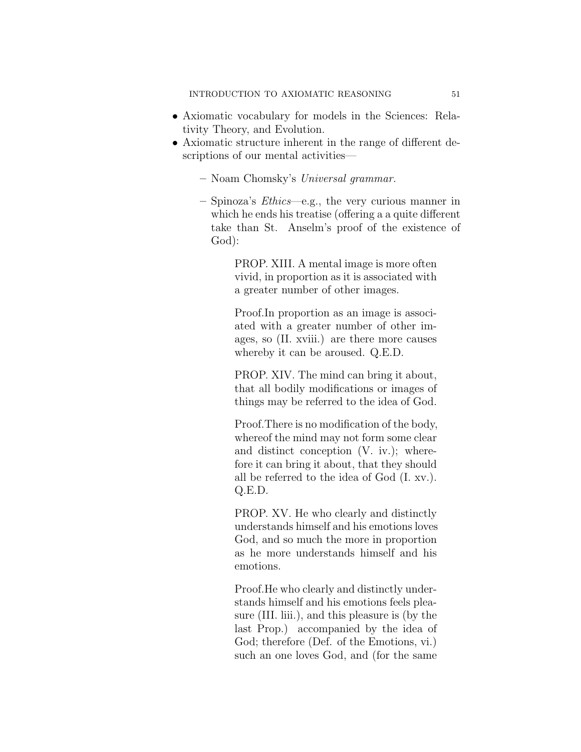- Axiomatic vocabulary for models in the Sciences: Relativity Theory, and Evolution.
- Axiomatic structure inherent in the range of different descriptions of our mental activities—
  - Noam Chomsky's *Universal grammar.*
  - Spinoza's *Ethics*—e.g., the very curious manner in which he ends his treatise (offering a a quite different take than St. Anselm's proof of the existence of God):

    > PROP. XIII. A mental image is more often vivid, in proportion as it is associated with a greater number of other images.
    >
    > Proof.In proportion as an image is associated with a greater number of other images, so (II. xviii.) are there more causes whereby it can be aroused. Q.E.D.
    >
    > PROP. XIV. The mind can bring it about, that all bodily modifications or images of things may be referred to the idea of God.
    >
    > Proof.There is no modification of the body, whereof the mind may not form some clear and distinct conception (V. iv.); wherefore it can bring it about, that they should all be referred to the idea of God (I. xv.). Q.E.D.
    >
    > PROP. XV. He who clearly and distinctly understands himself and his emotions loves God, and so much the more in proportion as he more understands himself and his emotions.
    >
    > Proof.He who clearly and distinctly understands himself and his emotions feels pleasure (III. liii.), and this pleasure is (by the last Prop.) accompanied by the idea of God; therefore (Def. of the Emotions, vi.) such an one loves God, and (for the same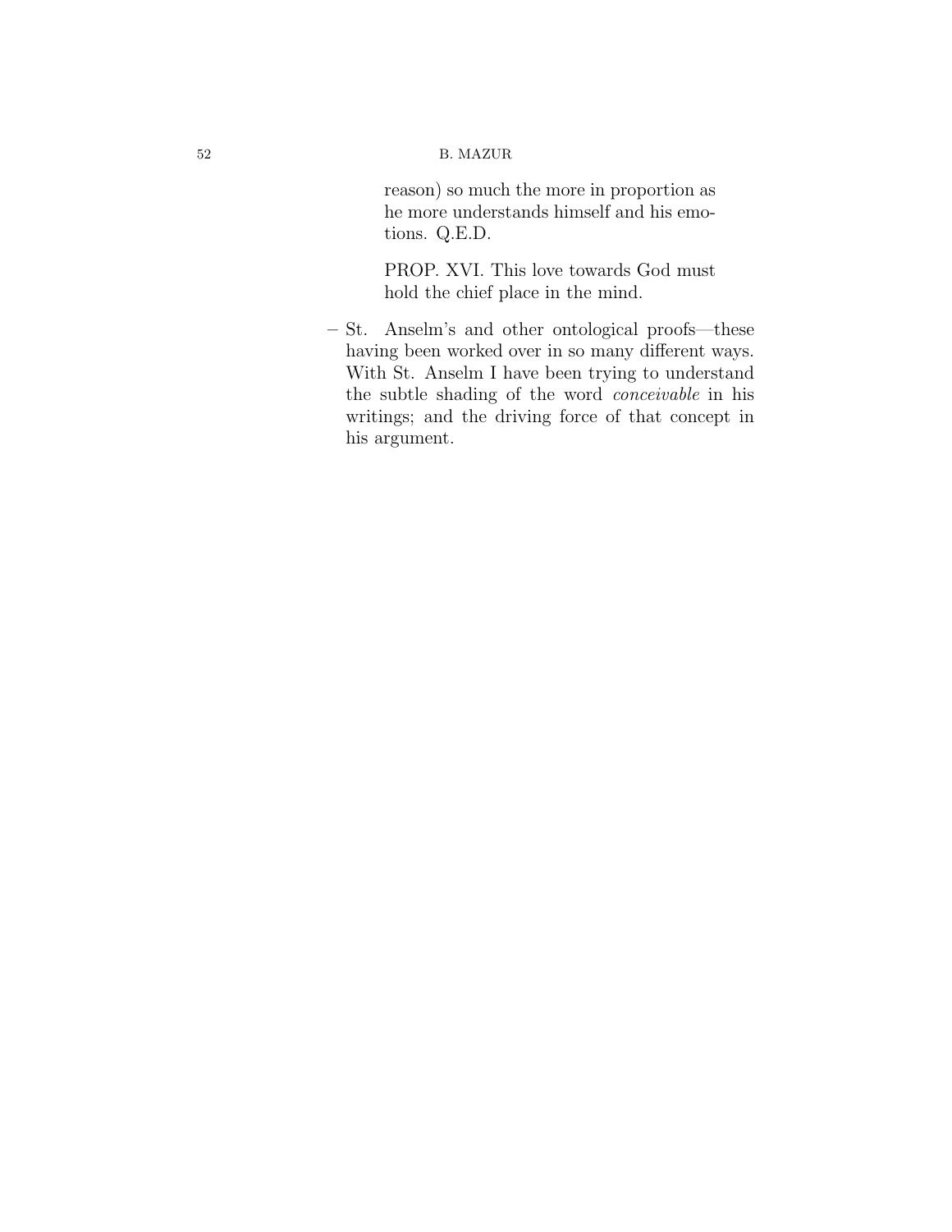> reason) so much the more in proportion as he more understands himself and his emotions. Q.E.D.
>
> PROP. XVI. This love towards God must hold the chief place in the mind.

– St. Anselm's and other ontological proofs—these having been worked over in so many different ways. With St. Anselm I have been trying to understand the subtle shading of the word *conceivable* in his writings; and the driving force of that concept in his argument.